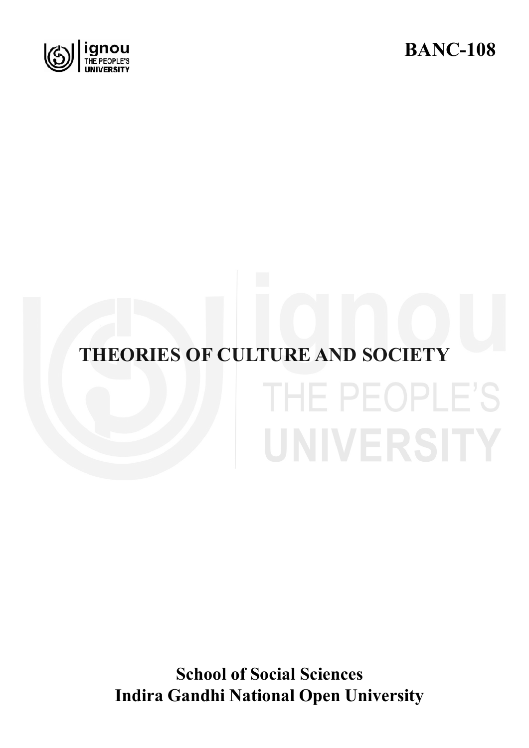**BANC-108**

# THEORIES OF CULTURE AND SOCIETY

**School of Social Sciences**
**Indira Gandhi National Open University**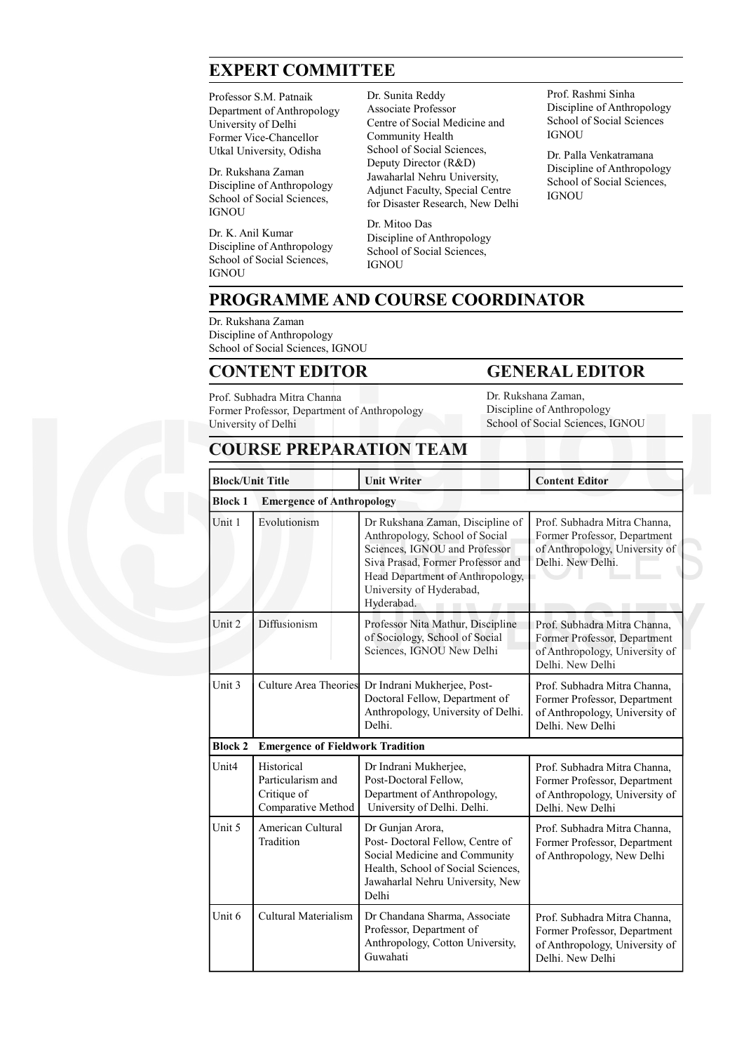## EXPERT COMMITTEE

Professor S.M. Patnaik
Department of Anthropology
University of Delhi
Former Vice-Chancellor
Utkal University, Odisha

Dr. Rukshana Zaman
Discipline of Anthropology
School of Social Sciences,
IGNOU

Dr. K. Anil Kumar
Discipline of Anthropology
School of Social Sciences,
IGNOU

Dr. Sunita Reddy
Associate Professor
Centre of Social Medicine and Community Health
School of Social Sciences,
Deputy Director (R&D)
Jawaharlal Nehru University,
Adjunct Faculty, Special Centre for Disaster Research, New Delhi

Dr. Mitoo Das
Discipline of Anthropology
School of Social Sciences,
IGNOU

Prof. Rashmi Sinha
Discipline of Anthropology
School of Social Sciences
IGNOU

Dr. Palla Venkatramana
Discipline of Anthropology
School of Social Sciences,
IGNOU

## PROGRAMME AND COURSE COORDINATOR

Dr. Rukshana Zaman
Discipline of Anthropology
School of Social Sciences, IGNOU

## CONTENT EDITOR

Prof. Subhadra Mitra Channa
Former Professor, Department of Anthropology
University of Delhi

## GENERAL EDITOR

Dr. Rukshana Zaman,
Discipline of Anthropology
School of Social Sciences, IGNOU

## COURSE PREPARATION TEAM

| Block/Unit Title | | Unit Writer | Content Editor |
|---|---|---|---|
| **Block 1** | **Emergence of Anthropology** | | |
| Unit 1 | Evolutionism | Dr Rukshana Zaman, Discipline of Anthropology, School of Social Sciences, IGNOU and Professor Siva Prasad, Former Professor and Head Department of Anthropology, University of Hyderabad, Hyderabad. | Prof. Subhadra Mitra Channa, Former Professor, Department of Anthropology, University of Delhi. New Delhi. |
| Unit 2 | Diffusionism | Professor Nita Mathur, Discipline of Sociology, School of Social Sciences, IGNOU New Delhi | Prof. Subhadra Mitra Channa, Former Professor, Department of Anthropology, University of Delhi. New Delhi |
| Unit 3 | Culture Area Theories | Dr Indrani Mukherjee, Post-Doctoral Fellow, Department of Anthropology, University of Delhi. Delhi. | Prof. Subhadra Mitra Channa, Former Professor, Department of Anthropology, University of Delhi. New Delhi |
| **Block 2** | **Emergence of Fieldwork Tradition** | | |
| Unit4 | Historical Particularism and Critique of Comparative Method | Dr Indrani Mukherjee, Post-Doctoral Fellow, Department of Anthropology, University of Delhi. Delhi. | Prof. Subhadra Mitra Channa, Former Professor, Department of Anthropology, University of Delhi. New Delhi |
| Unit 5 | American Cultural Tradition | Dr Gunjan Arora, Post- Doctoral Fellow, Centre of Social Medicine and Community Health, School of Social Sciences, Jawaharlal Nehru University, New Delhi | Prof. Subhadra Mitra Channa, Former Professor, Department of Anthropology, New Delhi |
| Unit 6 | Cultural Materialism | Dr Chandana Sharma, Associate Professor, Department of Anthropology, Cotton University, Guwahati | Prof. Subhadra Mitra Channa, Former Professor, Department of Anthropology, University of Delhi. New Delhi |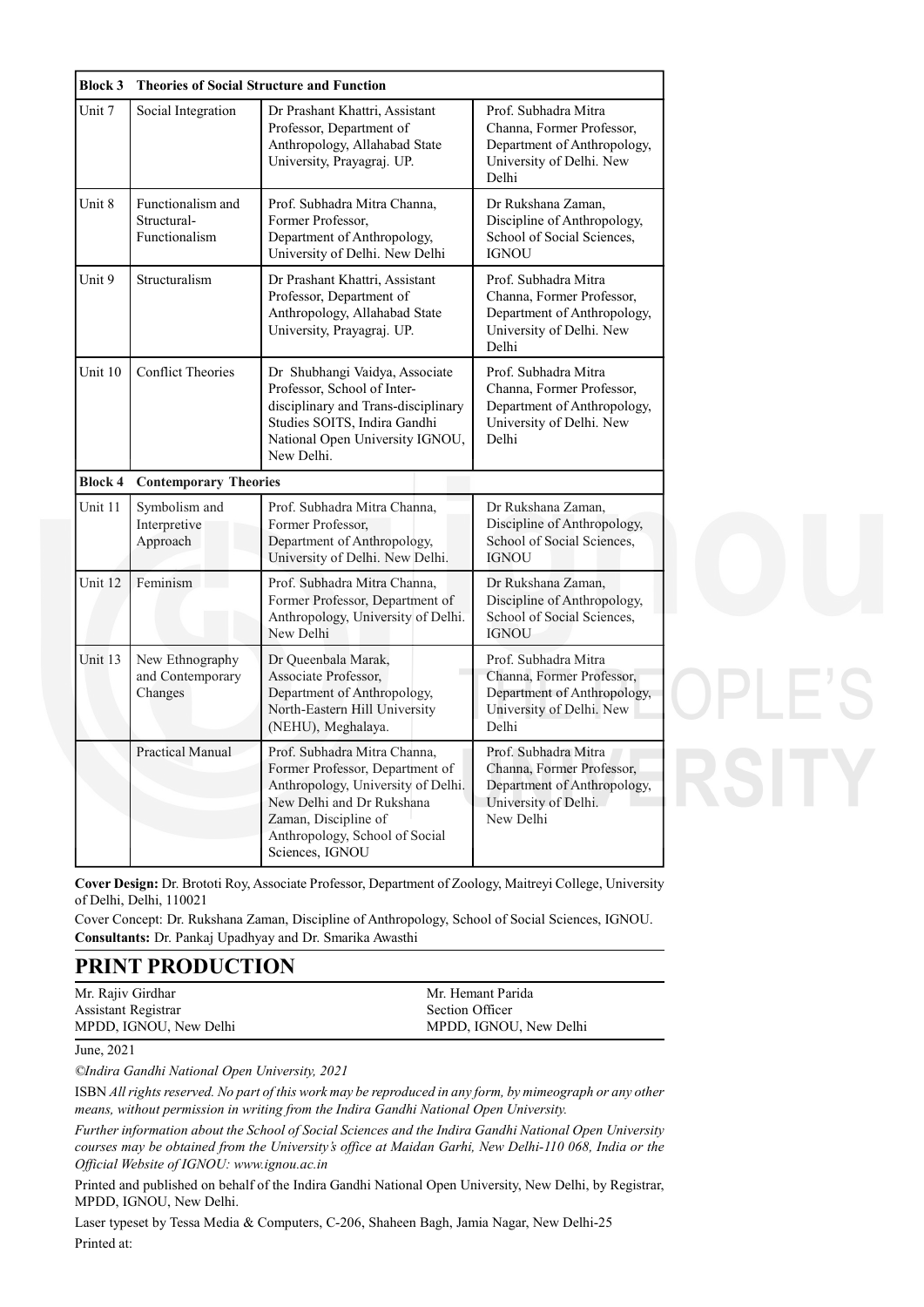| Block 3 | Theories of Social Structure and Function | | |
|---|---|---|---|
| Unit 7 | Social Integration | Dr Prashant Khattri, Assistant Professor, Department of Anthropology, Allahabad State University, Prayagraj. UP. | Prof. Subhadra Mitra Channa, Former Professor, Department of Anthropology, University of Delhi. New Delhi |
| Unit 8 | Functionalism and Structural-Functionalism | Prof. Subhadra Mitra Channa, Former Professor, Department of Anthropology, University of Delhi. New Delhi | Dr Rukshana Zaman, Discipline of Anthropology, School of Social Sciences, IGNOU |
| Unit 9 | Structuralism | Dr Prashant Khattri, Assistant Professor, Department of Anthropology, Allahabad State University, Prayagraj. UP. | Prof. Subhadra Mitra Channa, Former Professor, Department of Anthropology, University of Delhi. New Delhi |
| Unit 10 | Conflict Theories | Dr Shubhangi Vaidya, Associate Professor, School of Inter-disciplinary and Trans-disciplinary Studies SOITS, Indira Gandhi National Open University IGNOU, New Delhi. | Prof. Subhadra Mitra Channa, Former Professor, Department of Anthropology, University of Delhi. New Delhi |
| **Block 4** | **Contemporary Theories** | | |
| Unit 11 | Symbolism and Interpretive Approach | Prof. Subhadra Mitra Channa, Former Professor, Department of Anthropology, University of Delhi. New Delhi. | Dr Rukshana Zaman, Discipline of Anthropology, School of Social Sciences, IGNOU |
| Unit 12 | Feminism | Prof. Subhadra Mitra Channa, Former Professor, Department of Anthropology, University of Delhi. New Delhi | Dr Rukshana Zaman, Discipline of Anthropology, School of Social Sciences, IGNOU |
| Unit 13 | New Ethnography and Contemporary Changes | Dr Queenbala Marak, Associate Professor, Department of Anthropology, North-Eastern Hill University (NEHU), Meghalaya. | Prof. Subhadra Mitra Channa, Former Professor, Department of Anthropology, University of Delhi. New Delhi |
| | Practical Manual | Prof. Subhadra Mitra Channa, Former Professor, Department of Anthropology, University of Delhi. New Delhi and Dr Rukshana Zaman, Discipline of Anthropology, School of Social Sciences, IGNOU | Prof. Subhadra Mitra Channa, Former Professor, Department of Anthropology, University of Delhi. New Delhi |

**Cover Design:** Dr. Brototi Roy, Associate Professor, Department of Zoology, Maitreyi College, University of Delhi, Delhi, 110021

Cover Concept: Dr. Rukshana Zaman, Discipline of Anthropology, School of Social Sciences, IGNOU.

**Consultants:** Dr. Pankaj Upadhyay and Dr. Smarika Awasthi

## PRINT PRODUCTION

| | |
|---|---|
| Mr. Rajiv Girdhar<br>Assistant Registrar<br>MPDD, IGNOU, New Delhi | Mr. Hemant Parida<br>Section Officer<br>MPDD, IGNOU, New Delhi |

June, 2021

*©Indira Gandhi National Open University, 2021*

ISBN *All rights reserved. No part of this work may be reproduced in any form, by mimeograph or any other means, without permission in writing from the Indira Gandhi National Open University.*

*Further information about the School of Social Sciences and the Indira Gandhi National Open University courses may be obtained from the University's office at Maidan Garhi, New Delhi-110 068, India or the Official Website of IGNOU: www.ignou.ac.in*

Printed and published on behalf of the Indira Gandhi National Open University, New Delhi, by Registrar, MPDD, IGNOU, New Delhi.

Laser typeset by Tessa Media & Computers, C-206, Shaheen Bagh, Jamia Nagar, New Delhi-25

Printed at: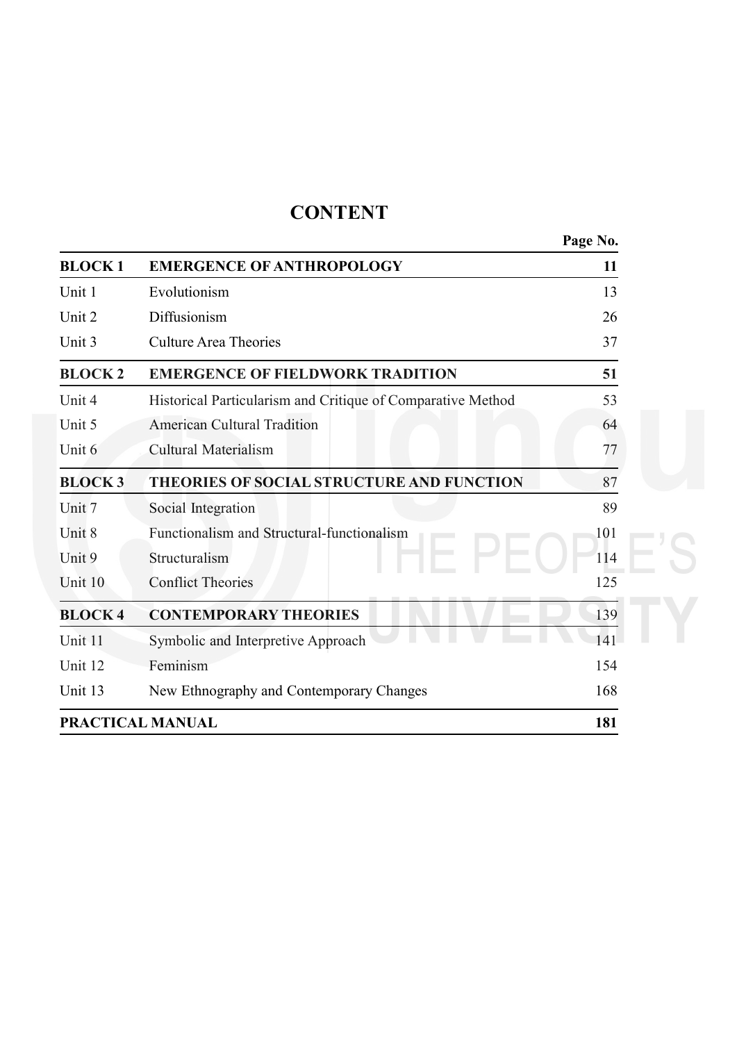# CONTENT

| | | Page No. |
|---|---|---|
| **BLOCK 1** | **EMERGENCE OF ANTHROPOLOGY** | **11** |
| Unit 1 | Evolutionism | 13 |
| Unit 2 | Diffusionism | 26 |
| Unit 3 | Culture Area Theories | 37 |
| **BLOCK 2** | **EMERGENCE OF FIELDWORK TRADITION** | **51** |
| Unit 4 | Historical Particularism and Critique of Comparative Method | 53 |
| Unit 5 | American Cultural Tradition | 64 |
| Unit 6 | Cultural Materialism | 77 |
| **BLOCK 3** | **THEORIES OF SOCIAL STRUCTURE AND FUNCTION** | 87 |
| Unit 7 | Social Integration | 89 |
| Unit 8 | Functionalism and Structural-functionalism | 101 |
| Unit 9 | Structuralism | 114 |
| Unit 10 | Conflict Theories | 125 |
| **BLOCK 4** | **CONTEMPORARY THEORIES** | 139 |
| Unit 11 | Symbolic and Interpretive Approach | 141 |
| Unit 12 | Feminism | 154 |
| Unit 13 | New Ethnography and Contemporary Changes | 168 |
| **PRACTICAL MANUAL** | | **181** |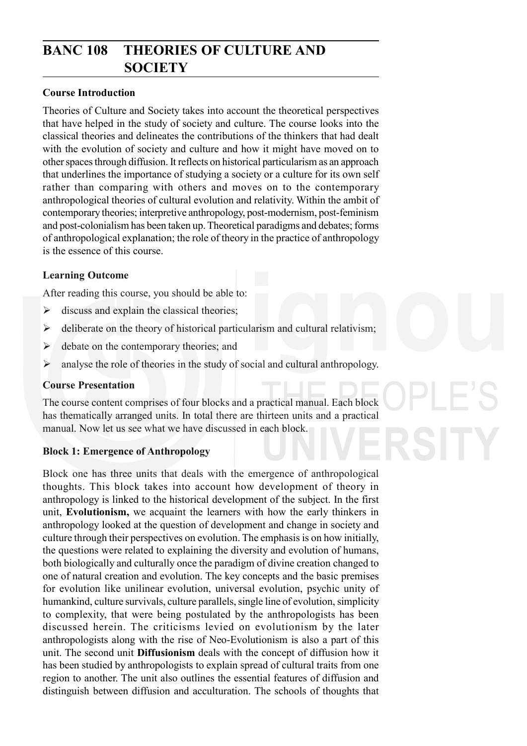# BANC 108 THEORIES OF CULTURE AND SOCIETY

### Course Introduction

Theories of Culture and Society takes into account the theoretical perspectives that have helped in the study of society and culture. The course looks into the classical theories and delineates the contributions of the thinkers that had dealt with the evolution of society and culture and how it might have moved on to other spaces through diffusion. It reflects on historical particularism as an approach that underlines the importance of studying a society or a culture for its own self rather than comparing with others and moves on to the contemporary anthropological theories of cultural evolution and relativity. Within the ambit of contemporary theories; interpretive anthropology, post-modernism, post-feminism and post-colonialism has been taken up. Theoretical paradigms and debates; forms of anthropological explanation; the role of theory in the practice of anthropology is the essence of this course.

### Learning Outcome

After reading this course, you should be able to:

- discuss and explain the classical theories;
- deliberate on the theory of historical particularism and cultural relativism;
- debate on the contemporary theories; and
- analyse the role of theories in the study of social and cultural anthropology.

### Course Presentation

The course content comprises of four blocks and a practical manual. Each block has thematically arranged units. In total there are thirteen units and a practical manual. Now let us see what we have discussed in each block.

### Block 1: Emergence of Anthropology

Block one has three units that deals with the emergence of anthropological thoughts. This block takes into account how development of theory in anthropology is linked to the historical development of the subject. In the first unit, **Evolutionism,** we acquaint the learners with how the early thinkers in anthropology looked at the question of development and change in society and culture through their perspectives on evolution. The emphasis is on how initially, the questions were related to explaining the diversity and evolution of humans, both biologically and culturally once the paradigm of divine creation changed to one of natural creation and evolution. The key concepts and the basic premises for evolution like unilinear evolution, universal evolution, psychic unity of humankind, culture survivals, culture parallels, single line of evolution, simplicity to complexity, that were being postulated by the anthropologists has been discussed herein. The criticisms levied on evolutionism by the later anthropologists along with the rise of Neo-Evolutionism is also a part of this unit. The second unit **Diffusionism** deals with the concept of diffusion how it has been studied by anthropologists to explain spread of cultural traits from one region to another. The unit also outlines the essential features of diffusion and distinguish between diffusion and acculturation. The schools of thoughts that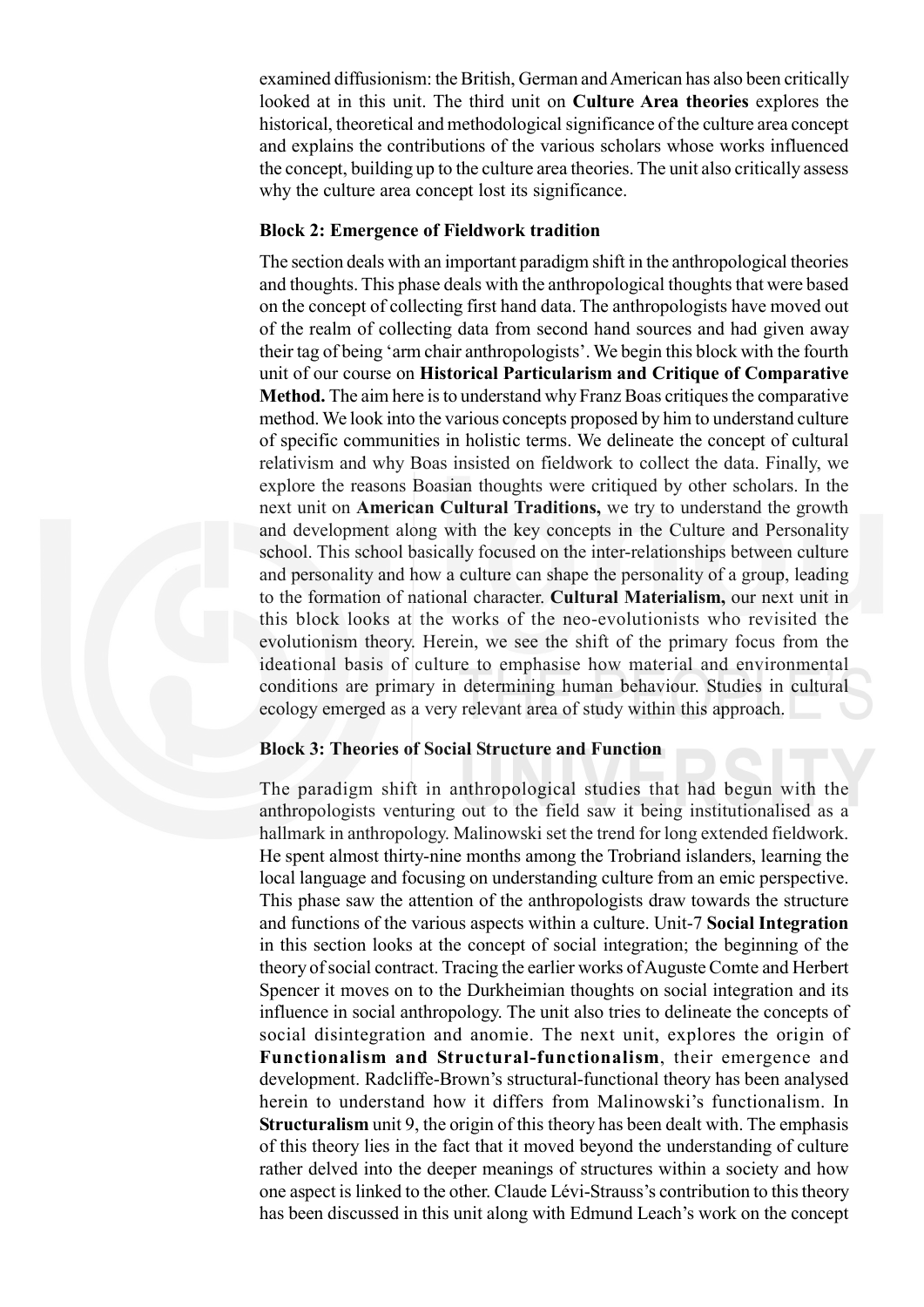examined diffusionism: the British, German and American has also been critically looked at in this unit. The third unit on **Culture Area theories** explores the historical, theoretical and methodological significance of the culture area concept and explains the contributions of the various scholars whose works influenced the concept, building up to the culture area theories. The unit also critically assess why the culture area concept lost its significance.

**Block 2: Emergence of Fieldwork tradition**

The section deals with an important paradigm shift in the anthropological theories and thoughts. This phase deals with the anthropological thoughts that were based on the concept of collecting first hand data. The anthropologists have moved out of the realm of collecting data from second hand sources and had given away their tag of being 'arm chair anthropologists'. We begin this block with the fourth unit of our course on **Historical Particularism and Critique of Comparative Method.** The aim here is to understand why Franz Boas critiques the comparative method. We look into the various concepts proposed by him to understand culture of specific communities in holistic terms. We delineate the concept of cultural relativism and why Boas insisted on fieldwork to collect the data. Finally, we explore the reasons Boasian thoughts were critiqued by other scholars. In the next unit on **American Cultural Traditions,** we try to understand the growth and development along with the key concepts in the Culture and Personality school. This school basically focused on the inter-relationships between culture and personality and how a culture can shape the personality of a group, leading to the formation of national character. **Cultural Materialism,** our next unit in this block looks at the works of the neo-evolutionists who revisited the evolutionism theory. Herein, we see the shift of the primary focus from the ideational basis of culture to emphasise how material and environmental conditions are primary in determining human behaviour. Studies in cultural ecology emerged as a very relevant area of study within this approach.

**Block 3: Theories of Social Structure and Function**

The paradigm shift in anthropological studies that had begun with the anthropologists venturing out to the field saw it being institutionalised as a hallmark in anthropology. Malinowski set the trend for long extended fieldwork. He spent almost thirty-nine months among the Trobriand islanders, learning the local language and focusing on understanding culture from an emic perspective. This phase saw the attention of the anthropologists draw towards the structure and functions of the various aspects within a culture. Unit-7 **Social Integration** in this section looks at the concept of social integration; the beginning of the theory of social contract. Tracing the earlier works of Auguste Comte and Herbert Spencer it moves on to the Durkheimian thoughts on social integration and its influence in social anthropology. The unit also tries to delineate the concepts of social disintegration and anomie. The next unit, explores the origin of **Functionalism and Structural-functionalism**, their emergence and development. Radcliffe-Brown's structural-functional theory has been analysed herein to understand how it differs from Malinowski's functionalism. In **Structuralism** unit 9, the origin of this theory has been dealt with. The emphasis of this theory lies in the fact that it moved beyond the understanding of culture rather delved into the deeper meanings of structures within a society and how one aspect is linked to the other. Claude Lévi-Strauss's contribution to this theory has been discussed in this unit along with Edmund Leach's work on the concept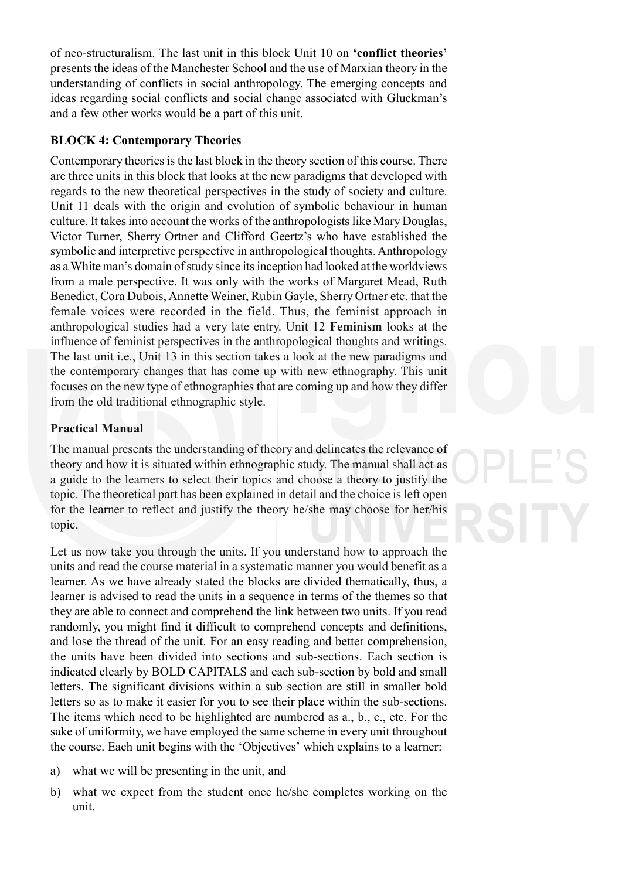of neo-structuralism. The last unit in this block Unit 10 on **'conflict theories'** presents the ideas of the Manchester School and the use of Marxian theory in the understanding of conflicts in social anthropology. The emerging concepts and ideas regarding social conflicts and social change associated with Gluckman's and a few other works would be a part of this unit.

**BLOCK 4: Contemporary Theories**

Contemporary theories is the last block in the theory section of this course. There are three units in this block that looks at the new paradigms that developed with regards to the new theoretical perspectives in the study of society and culture. Unit 11 deals with the origin and evolution of symbolic behaviour in human culture. It takes into account the works of the anthropologists like Mary Douglas, Victor Turner, Sherry Ortner and Clifford Geertz's who have established the symbolic and interpretive perspective in anthropological thoughts. Anthropology as a White man's domain of study since its inception had looked at the worldviews from a male perspective. It was only with the works of Margaret Mead, Ruth Benedict, Cora Dubois, Annette Weiner, Rubin Gayle, Sherry Ortner etc. that the female voices were recorded in the field. Thus, the feminist approach in anthropological studies had a very late entry. Unit 12 **Feminism** looks at the influence of feminist perspectives in the anthropological thoughts and writings. The last unit i.e., Unit 13 in this section takes a look at the new paradigms and the contemporary changes that has come up with new ethnography. This unit focuses on the new type of ethnographies that are coming up and how they differ from the old traditional ethnographic style.

**Practical Manual**

The manual presents the understanding of theory and delineates the relevance of theory and how it is situated within ethnographic study. The manual shall act as a guide to the learners to select their topics and choose a theory to justify the topic. The theoretical part has been explained in detail and the choice is left open for the learner to reflect and justify the theory he/she may choose for her/his topic.

Let us now take you through the units. If you understand how to approach the units and read the course material in a systematic manner you would benefit as a learner. As we have already stated the blocks are divided thematically, thus, a learner is advised to read the units in a sequence in terms of the themes so that they are able to connect and comprehend the link between two units. If you read randomly, you might find it difficult to comprehend concepts and definitions, and lose the thread of the unit. For an easy reading and better comprehension, the units have been divided into sections and sub-sections. Each section is indicated clearly by BOLD CAPITALS and each sub-section by bold and small letters. The significant divisions within a sub section are still in smaller bold letters so as to make it easier for you to see their place within the sub-sections. The items which need to be highlighted are numbered as a., b., c., etc. For the sake of uniformity, we have employed the same scheme in every unit throughout the course. Each unit begins with the 'Objectives' which explains to a learner:

a) what we will be presenting in the unit, and

b) what we expect from the student once he/she completes working on the unit.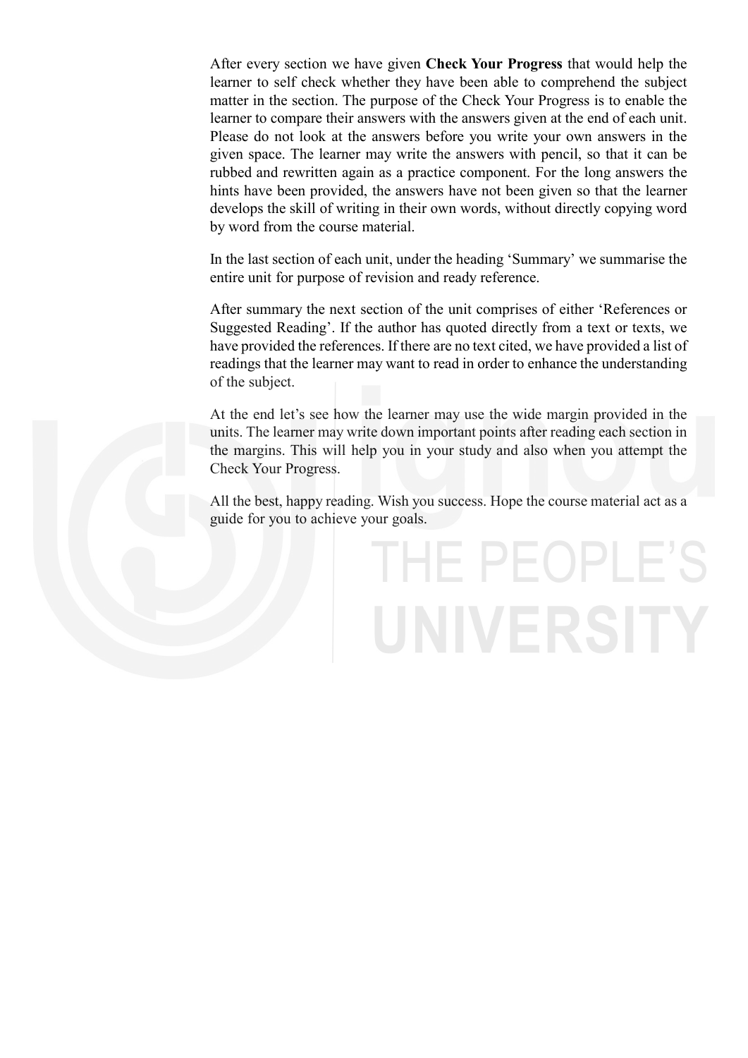After every section we have given **Check Your Progress** that would help the learner to self check whether they have been able to comprehend the subject matter in the section. The purpose of the Check Your Progress is to enable the learner to compare their answers with the answers given at the end of each unit. Please do not look at the answers before you write your own answers in the given space. The learner may write the answers with pencil, so that it can be rubbed and rewritten again as a practice component. For the long answers the hints have been provided, the answers have not been given so that the learner develops the skill of writing in their own words, without directly copying word by word from the course material.

In the last section of each unit, under the heading 'Summary' we summarise the entire unit for purpose of revision and ready reference.

After summary the next section of the unit comprises of either 'References or Suggested Reading'. If the author has quoted directly from a text or texts, we have provided the references. If there are no text cited, we have provided a list of readings that the learner may want to read in order to enhance the understanding of the subject.

At the end let's see how the learner may use the wide margin provided in the units. The learner may write down important points after reading each section in the margins. This will help you in your study and also when you attempt the Check Your Progress.

All the best, happy reading. Wish you success. Hope the course material act as a guide for you to achieve your goals.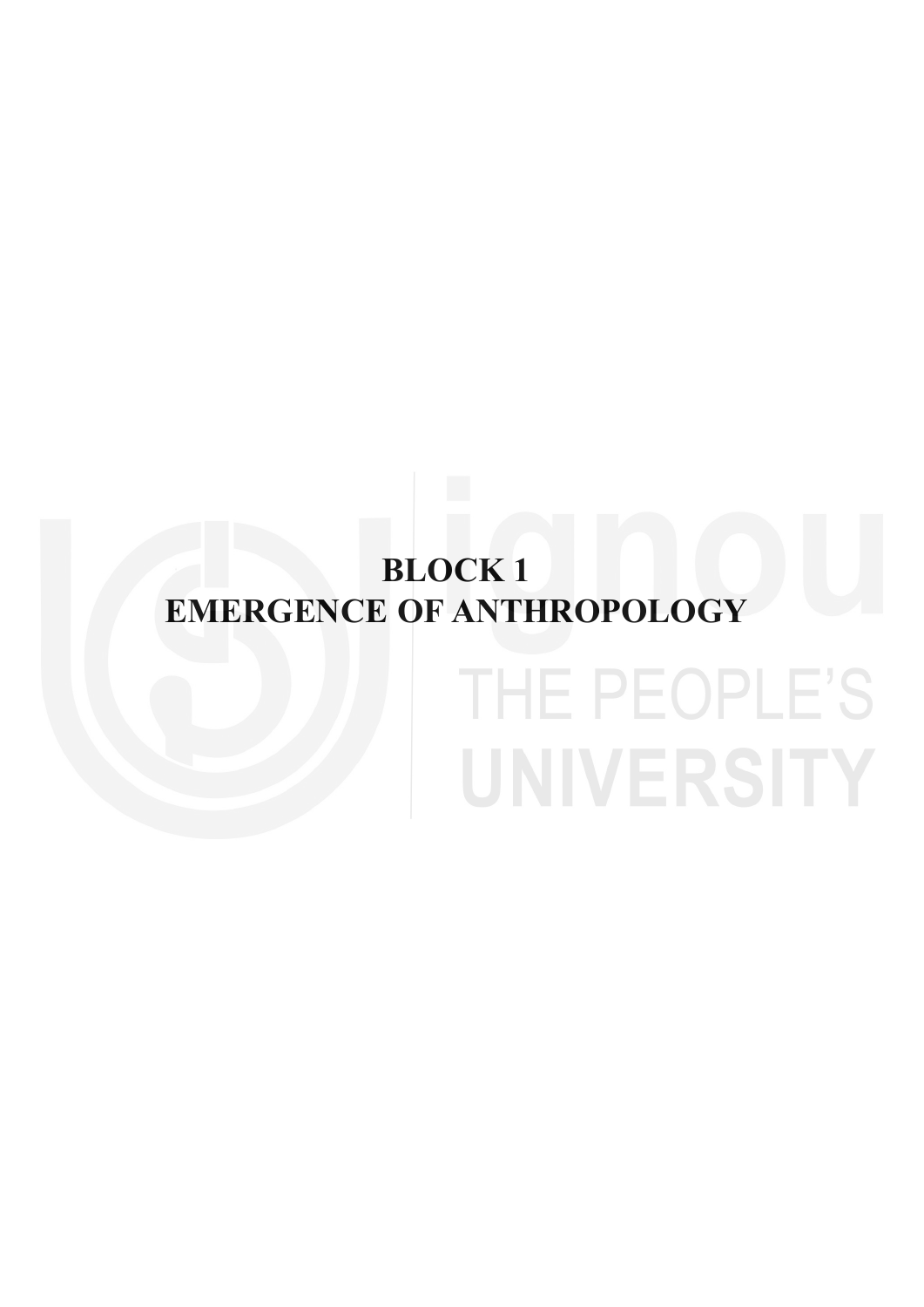# BLOCK 1
# EMERGENCE OF ANTHROPOLOGY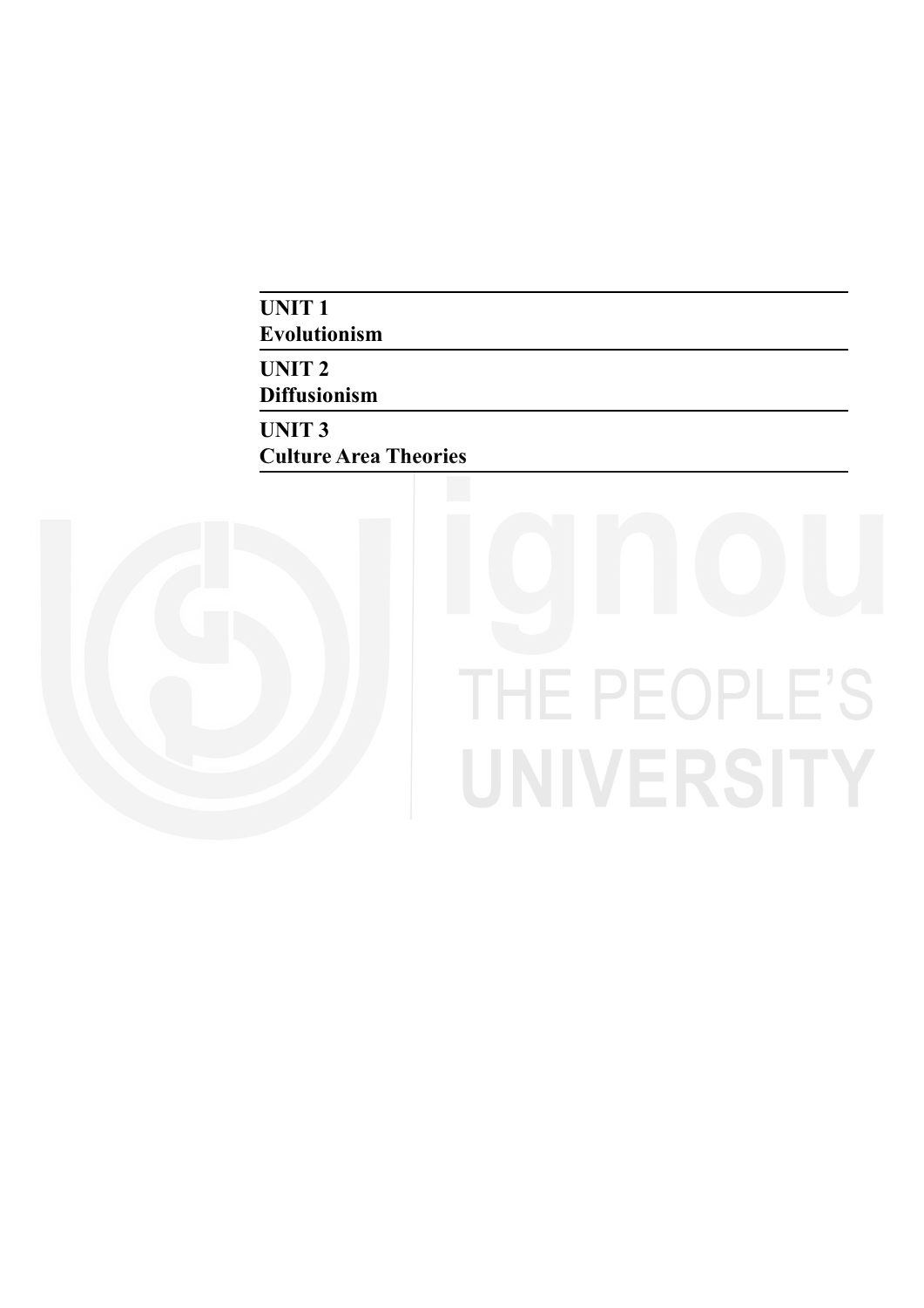**UNIT 1**
**Evolutionism**

**UNIT 2**
**Diffusionism**

**UNIT 3**
**Culture Area Theories**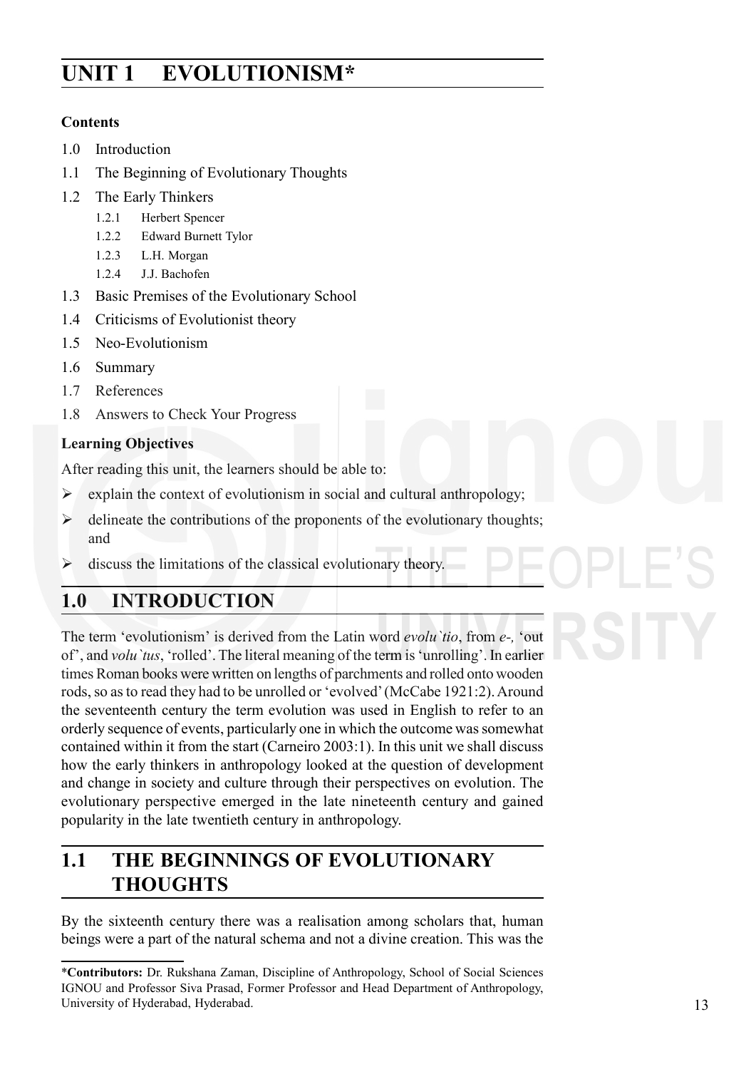# UNIT 1 EVOLUTIONISM*

**Contents**

1.0 Introduction

1.1 The Beginning of Evolutionary Thoughts

1.2 The Early Thinkers

- 1.2.1 Herbert Spencer
- 1.2.2 Edward Burnett Tylor
- 1.2.3 L.H. Morgan
- 1.2.4 J.J. Bachofen

1.3 Basic Premises of the Evolutionary School

1.4 Criticisms of Evolutionist theory

1.5 Neo-Evolutionism

1.6 Summary

1.7 References

1.8 Answers to Check Your Progress

**Learning Objectives**

After reading this unit, the learners should be able to:

- explain the context of evolutionism in social and cultural anthropology;
- delineate the contributions of the proponents of the evolutionary thoughts; and
- discuss the limitations of the classical evolutionary theory.

## 1.0 INTRODUCTION

The term 'evolutionism' is derived from the Latin word *evolu`tio*, from *e-,* 'out of', and *volu`tus*, 'rolled'. The literal meaning of the term is 'unrolling'. In earlier times Roman books were written on lengths of parchments and rolled onto wooden rods, so as to read they had to be unrolled or 'evolved' (McCabe 1921:2). Around the seventeenth century the term evolution was used in English to refer to an orderly sequence of events, particularly one in which the outcome was somewhat contained within it from the start (Carneiro 2003:1). In this unit we shall discuss how the early thinkers in anthropology looked at the question of development and change in society and culture through their perspectives on evolution. The evolutionary perspective emerged in the late nineteenth century and gained popularity in the late twentieth century in anthropology.

## 1.1 THE BEGINNINGS OF EVOLUTIONARY THOUGHTS

By the sixteenth century there was a realisation among scholars that, human beings were a part of the natural schema and not a divine creation. This was the

---

\***Contributors:** Dr. Rukshana Zaman, Discipline of Anthropology, School of Social Sciences IGNOU and Professor Siva Prasad, Former Professor and Head Department of Anthropology, University of Hyderabad, Hyderabad.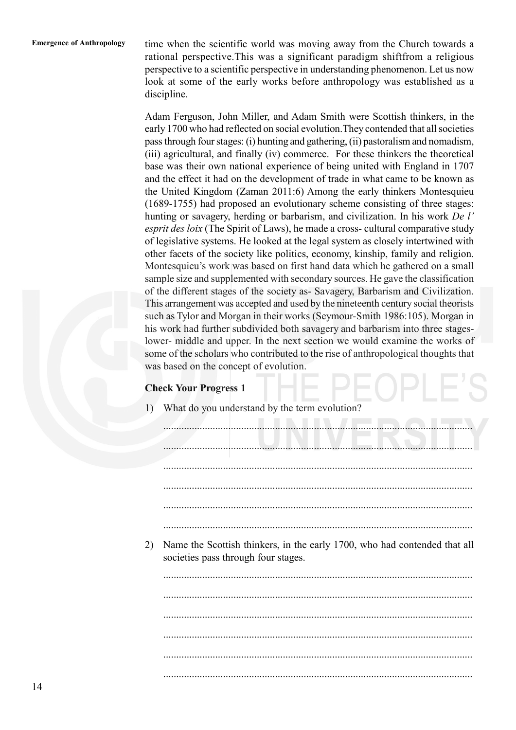time when the scientific world was moving away from the Church towards a rational perspective.This was a significant paradigm shiftfrom a religious perspective to a scientific perspective in understanding phenomenon. Let us now look at some of the early works before anthropology was established as a discipline.

Adam Ferguson, John Miller, and Adam Smith were Scottish thinkers, in the early 1700 who had reflected on social evolution.They contended that all societies pass through four stages: (i) hunting and gathering, (ii) pastoralism and nomadism, (iii) agricultural, and finally (iv) commerce. For these thinkers the theoretical base was their own national experience of being united with England in 1707 and the effect it had on the development of trade in what came to be known as the United Kingdom (Zaman 2011:6) Among the early thinkers Montesquieu (1689-1755) had proposed an evolutionary scheme consisting of three stages: hunting or savagery, herding or barbarism, and civilization. In his work *De l' esprit des loix* (The Spirit of Laws), he made a cross- cultural comparative study of legislative systems. He looked at the legal system as closely intertwined with other facets of the society like politics, economy, kinship, family and religion. Montesquieu's work was based on first hand data which he gathered on a small sample size and supplemented with secondary sources. He gave the classification of the different stages of the society as- Savagery, Barbarism and Civilization. This arrangement was accepted and used by the nineteenth century social theorists such as Tylor and Morgan in their works (Seymour-Smith 1986:105). Morgan in his work had further subdivided both savagery and barbarism into three stages- lower- middle and upper. In the next section we would examine the works of some of the scholars who contributed to the rise of anthropological thoughts that was based on the concept of evolution.

**Check Your Progress 1**

1) What do you understand by the term evolution?

.....................................................................................................................

.....................................................................................................................

.....................................................................................................................

.....................................................................................................................

.....................................................................................................................

.....................................................................................................................

2) Name the Scottish thinkers, in the early 1700, who had contended that all societies pass through four stages.

.....................................................................................................................

.....................................................................................................................

.....................................................................................................................

.....................................................................................................................

.....................................................................................................................

.....................................................................................................................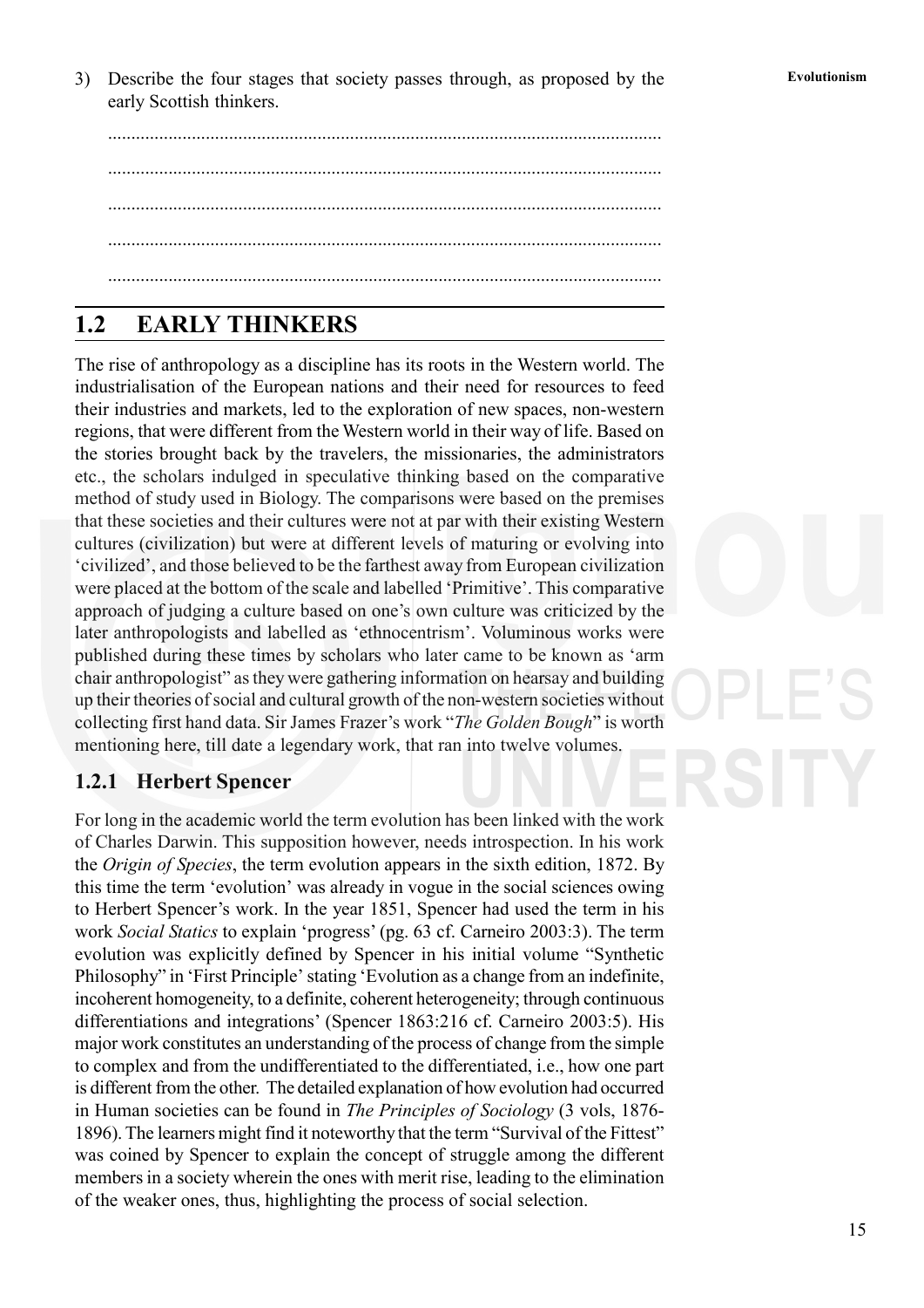3) Describe the four stages that society passes through, as proposed by the early Scottish thinkers.

......................................................................................................................

......................................................................................................................

......................................................................................................................

......................................................................................................................

......................................................................................................................

## 1.2 EARLY THINKERS

The rise of anthropology as a discipline has its roots in the Western world. The industrialisation of the European nations and their need for resources to feed their industries and markets, led to the exploration of new spaces, non-western regions, that were different from the Western world in their way of life. Based on the stories brought back by the travelers, the missionaries, the administrators etc., the scholars indulged in speculative thinking based on the comparative method of study used in Biology. The comparisons were based on the premises that these societies and their cultures were not at par with their existing Western cultures (civilization) but were at different levels of maturing or evolving into 'civilized', and those believed to be the farthest away from European civilization were placed at the bottom of the scale and labelled 'Primitive'. This comparative approach of judging a culture based on one's own culture was criticized by the later anthropologists and labelled as 'ethnocentrism'. Voluminous works were published during these times by scholars who later came to be known as 'arm chair anthropologist" as they were gathering information on hearsay and building up their theories of social and cultural growth of the non-western societies without collecting first hand data. Sir James Frazer's work "*The Golden Bough*" is worth mentioning here, till date a legendary work, that ran into twelve volumes.

### 1.2.1 Herbert Spencer

For long in the academic world the term evolution has been linked with the work of Charles Darwin. This supposition however, needs introspection. In his work the *Origin of Species*, the term evolution appears in the sixth edition, 1872. By this time the term 'evolution' was already in vogue in the social sciences owing to Herbert Spencer's work. In the year 1851, Spencer had used the term in his work *Social Statics* to explain 'progress' (pg. 63 cf. Carneiro 2003:3). The term evolution was explicitly defined by Spencer in his initial volume "Synthetic Philosophy" in 'First Principle' stating 'Evolution as a change from an indefinite, incoherent homogeneity, to a definite, coherent heterogeneity; through continuous differentiations and integrations' (Spencer 1863:216 cf. Carneiro 2003:5). His major work constitutes an understanding of the process of change from the simple to complex and from the undifferentiated to the differentiated, i.e., how one part is different from the other. The detailed explanation of how evolution had occurred in Human societies can be found in *The Principles of Sociology* (3 vols, 1876-1896). The learners might find it noteworthy that the term "Survival of the Fittest" was coined by Spencer to explain the concept of struggle among the different members in a society wherein the ones with merit rise, leading to the elimination of the weaker ones, thus, highlighting the process of social selection.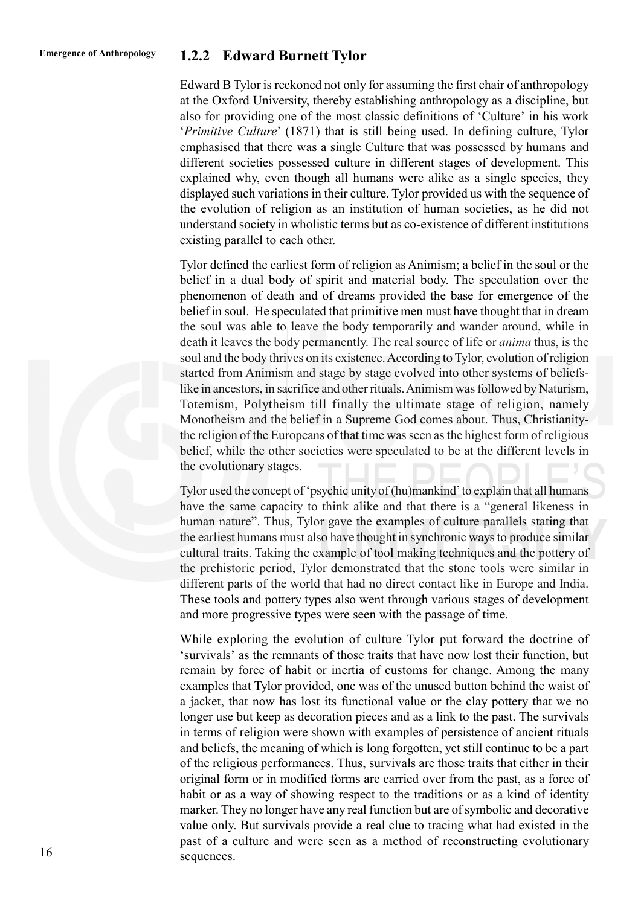### 1.2.2 Edward Burnett Tylor

Edward B Tylor is reckoned not only for assuming the first chair of anthropology at the Oxford University, thereby establishing anthropology as a discipline, but also for providing one of the most classic definitions of 'Culture' in his work '*Primitive Culture*' (1871) that is still being used. In defining culture, Tylor emphasised that there was a single Culture that was possessed by humans and different societies possessed culture in different stages of development. This explained why, even though all humans were alike as a single species, they displayed such variations in their culture. Tylor provided us with the sequence of the evolution of religion as an institution of human societies, as he did not understand society in wholistic terms but as co-existence of different institutions existing parallel to each other.

Tylor defined the earliest form of religion as Animism; a belief in the soul or the belief in a dual body of spirit and material body. The speculation over the phenomenon of death and of dreams provided the base for emergence of the belief in soul. He speculated that primitive men must have thought that in dream the soul was able to leave the body temporarily and wander around, while in death it leaves the body permanently. The real source of life or *anima* thus, is the soul and the body thrives on its existence. According to Tylor, evolution of religion started from Animism and stage by stage evolved into other systems of beliefs-like in ancestors, in sacrifice and other rituals. Animism was followed by Naturism, Totemism, Polytheism till finally the ultimate stage of religion, namely Monotheism and the belief in a Supreme God comes about. Thus, Christianity-the religion of the Europeans of that time was seen as the highest form of religious belief, while the other societies were speculated to be at the different levels in the evolutionary stages.

Tylor used the concept of 'psychic unity of (hu)mankind' to explain that all humans have the same capacity to think alike and that there is a "general likeness in human nature". Thus, Tylor gave the examples of culture parallels stating that the earliest humans must also have thought in synchronic ways to produce similar cultural traits. Taking the example of tool making techniques and the pottery of the prehistoric period, Tylor demonstrated that the stone tools were similar in different parts of the world that had no direct contact like in Europe and India. These tools and pottery types also went through various stages of development and more progressive types were seen with the passage of time.

While exploring the evolution of culture Tylor put forward the doctrine of 'survivals' as the remnants of those traits that have now lost their function, but remain by force of habit or inertia of customs for change. Among the many examples that Tylor provided, one was of the unused button behind the waist of a jacket, that now has lost its functional value or the clay pottery that we no longer use but keep as decoration pieces and as a link to the past. The survivals in terms of religion were shown with examples of persistence of ancient rituals and beliefs, the meaning of which is long forgotten, yet still continue to be a part of the religious performances. Thus, survivals are those traits that either in their original form or in modified forms are carried over from the past, as a force of habit or as a way of showing respect to the traditions or as a kind of identity marker. They no longer have any real function but are of symbolic and decorative value only. But survivals provide a real clue to tracing what had existed in the past of a culture and were seen as a method of reconstructing evolutionary sequences.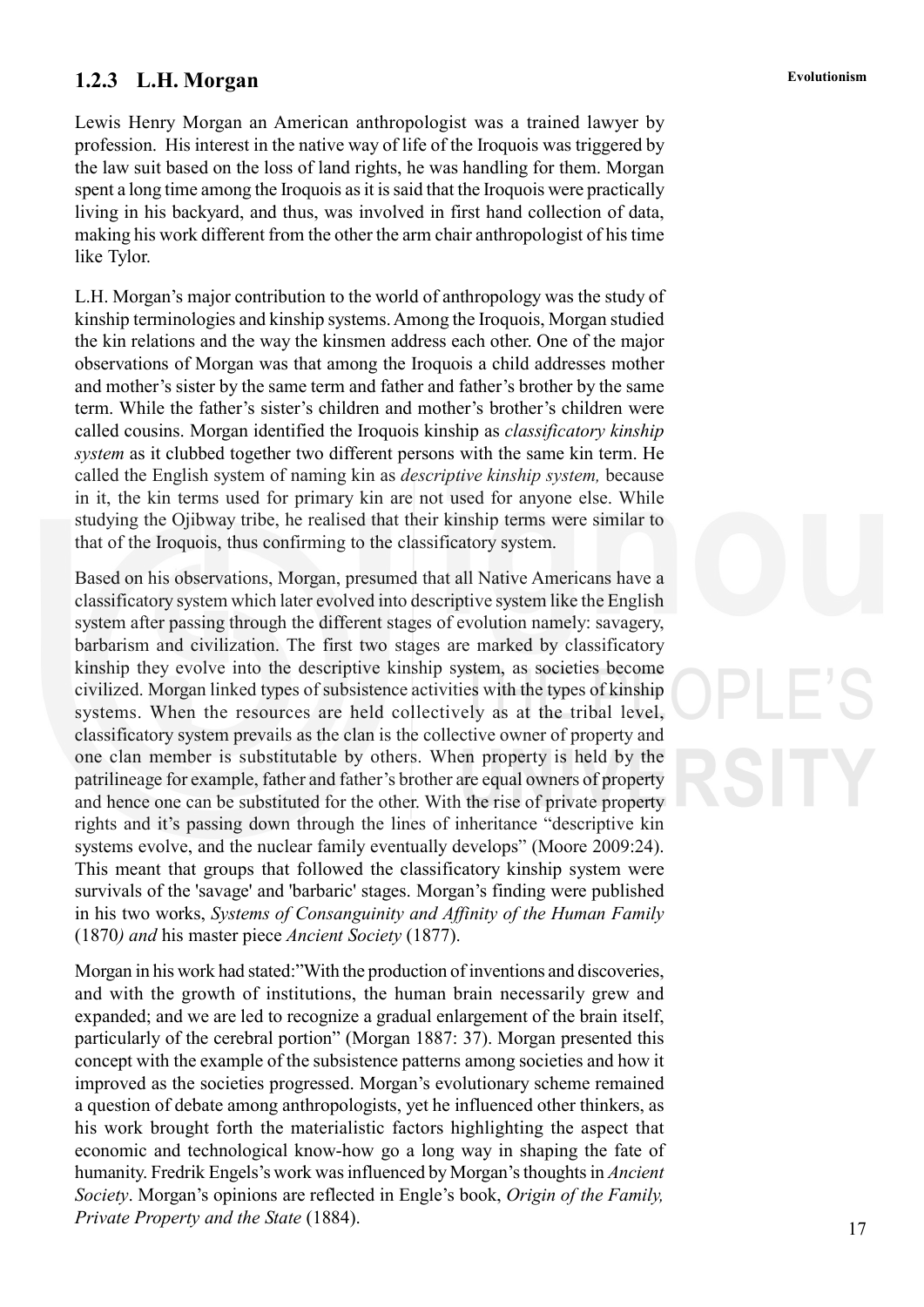### 1.2.3 L.H. Morgan

Lewis Henry Morgan an American anthropologist was a trained lawyer by profession. His interest in the native way of life of the Iroquois was triggered by the law suit based on the loss of land rights, he was handling for them. Morgan spent a long time among the Iroquois as it is said that the Iroquois were practically living in his backyard, and thus, was involved in first hand collection of data, making his work different from the other the arm chair anthropologist of his time like Tylor.

L.H. Morgan's major contribution to the world of anthropology was the study of kinship terminologies and kinship systems. Among the Iroquois, Morgan studied the kin relations and the way the kinsmen address each other. One of the major observations of Morgan was that among the Iroquois a child addresses mother and mother's sister by the same term and father and father's brother by the same term. While the father's sister's children and mother's brother's children were called cousins. Morgan identified the Iroquois kinship as *classificatory kinship system* as it clubbed together two different persons with the same kin term. He called the English system of naming kin as *descriptive kinship system,* because in it, the kin terms used for primary kin are not used for anyone else. While studying the Ojibway tribe, he realised that their kinship terms were similar to that of the Iroquois, thus confirming to the classificatory system.

Based on his observations, Morgan, presumed that all Native Americans have a classificatory system which later evolved into descriptive system like the English system after passing through the different stages of evolution namely: savagery, barbarism and civilization. The first two stages are marked by classificatory kinship they evolve into the descriptive kinship system, as societies become civilized. Morgan linked types of subsistence activities with the types of kinship systems. When the resources are held collectively as at the tribal level, classificatory system prevails as the clan is the collective owner of property and one clan member is substitutable by others. When property is held by the patrilineage for example, father and father's brother are equal owners of property and hence one can be substituted for the other. With the rise of private property rights and it's passing down through the lines of inheritance "descriptive kin systems evolve, and the nuclear family eventually develops" (Moore 2009:24). This meant that groups that followed the classificatory kinship system were survivals of the 'savage' and 'barbaric' stages. Morgan's finding were published in his two works, *Systems of Consanguinity and Affinity of the Human Family* (1870*) and* his master piece *Ancient Society* (1877).

Morgan in his work had stated:"With the production of inventions and discoveries, and with the growth of institutions, the human brain necessarily grew and expanded; and we are led to recognize a gradual enlargement of the brain itself, particularly of the cerebral portion" (Morgan 1887: 37). Morgan presented this concept with the example of the subsistence patterns among societies and how it improved as the societies progressed. Morgan's evolutionary scheme remained a question of debate among anthropologists, yet he influenced other thinkers, as his work brought forth the materialistic factors highlighting the aspect that economic and technological know-how go a long way in shaping the fate of humanity. Fredrik Engels's work was influenced by Morgan's thoughts in *Ancient Society*. Morgan's opinions are reflected in Engle's book, *Origin of the Family, Private Property and the State* (1884).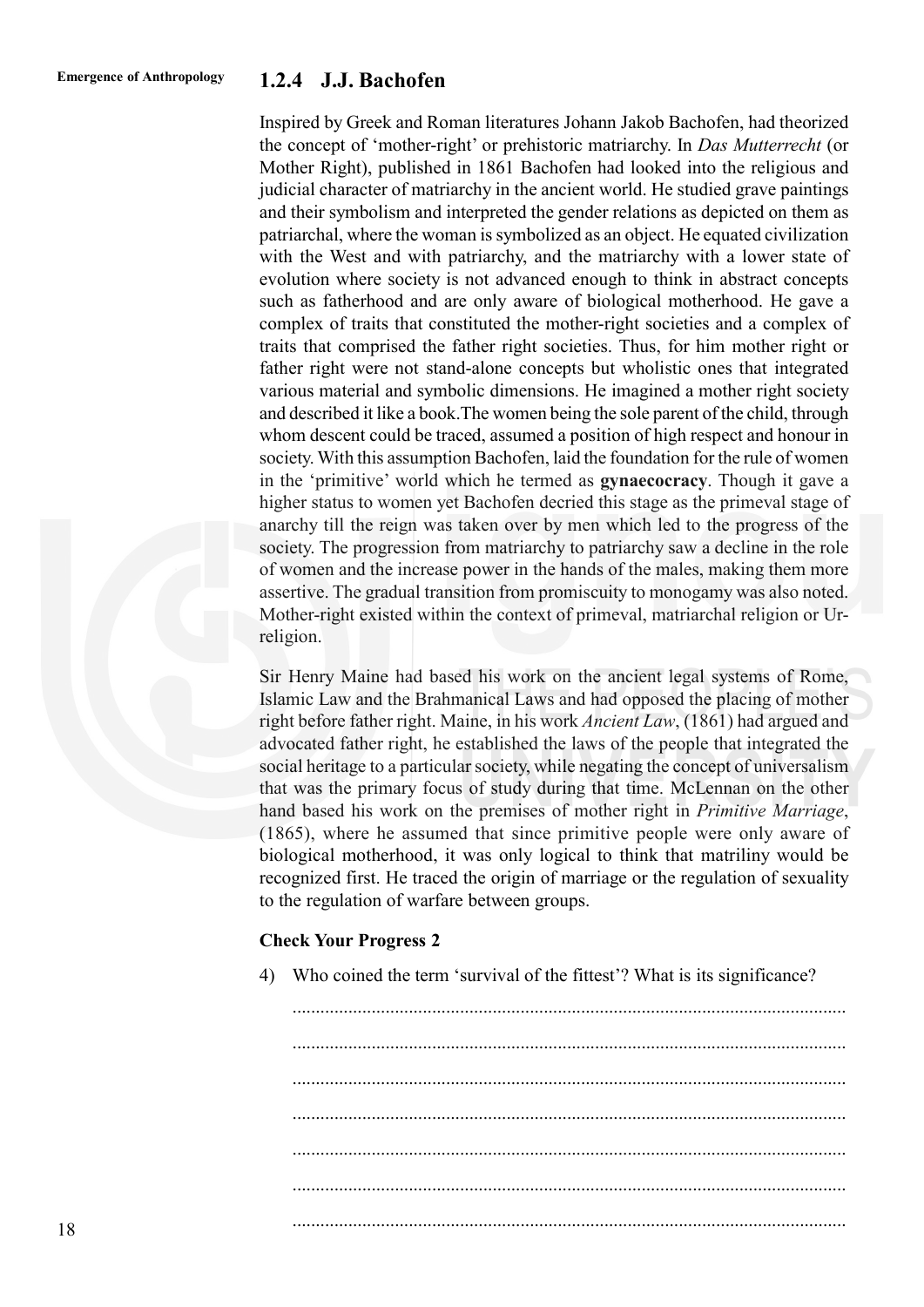### 1.2.4 J.J. Bachofen

Inspired by Greek and Roman literatures Johann Jakob Bachofen, had theorized the concept of 'mother-right' or prehistoric matriarchy. In *Das Mutterrecht* (or Mother Right), published in 1861 Bachofen had looked into the religious and judicial character of matriarchy in the ancient world. He studied grave paintings and their symbolism and interpreted the gender relations as depicted on them as patriarchal, where the woman is symbolized as an object. He equated civilization with the West and with patriarchy, and the matriarchy with a lower state of evolution where society is not advanced enough to think in abstract concepts such as fatherhood and are only aware of biological motherhood. He gave a complex of traits that constituted the mother-right societies and a complex of traits that comprised the father right societies. Thus, for him mother right or father right were not stand-alone concepts but wholistic ones that integrated various material and symbolic dimensions. He imagined a mother right society and described it like a book.The women being the sole parent of the child, through whom descent could be traced, assumed a position of high respect and honour in society. With this assumption Bachofen, laid the foundation for the rule of women in the 'primitive' world which he termed as **gynaecocracy**. Though it gave a higher status to women yet Bachofen decried this stage as the primeval stage of anarchy till the reign was taken over by men which led to the progress of the society. The progression from matriarchy to patriarchy saw a decline in the role of women and the increase power in the hands of the males, making them more assertive. The gradual transition from promiscuity to monogamy was also noted. Mother-right existed within the context of primeval, matriarchal religion or Ur-religion.

Sir Henry Maine had based his work on the ancient legal systems of Rome, Islamic Law and the Brahmanical Laws and had opposed the placing of mother right before father right. Maine, in his work *Ancient Law*, (1861) had argued and advocated father right, he established the laws of the people that integrated the social heritage to a particular society, while negating the concept of universalism that was the primary focus of study during that time. McLennan on the other hand based his work on the premises of mother right in *Primitive Marriage*, (1865), where he assumed that since primitive people were only aware of biological motherhood, it was only logical to think that matriliny would be recognized first. He traced the origin of marriage or the regulation of sexuality to the regulation of warfare between groups.

**Check Your Progress 2**

4) Who coined the term 'survival of the fittest'? What is its significance?

......................................................................................................................

......................................................................................................................

......................................................................................................................

......................................................................................................................

......................................................................................................................

......................................................................................................................

......................................................................................................................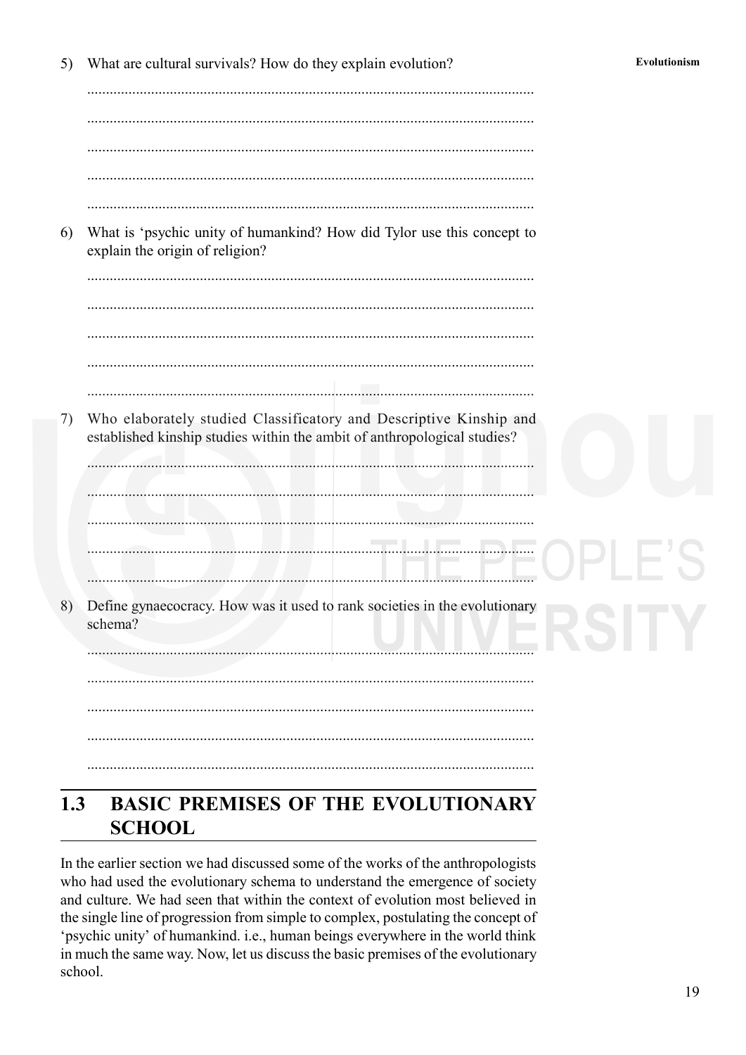5) What are cultural survivals? How do they explain evolution?

......................................................................................................................

......................................................................................................................

......................................................................................................................

......................................................................................................................

......................................................................................................................

6) What is 'psychic unity of humankind? How did Tylor use this concept to explain the origin of religion?

......................................................................................................................

......................................................................................................................

......................................................................................................................

......................................................................................................................

......................................................................................................................

7) Who elaborately studied Classificatory and Descriptive Kinship and established kinship studies within the ambit of anthropological studies?

......................................................................................................................

......................................................................................................................

......................................................................................................................

......................................................................................................................

......................................................................................................................

8) Define gynaecocracy. How was it used to rank societies in the evolutionary schema?

......................................................................................................................

......................................................................................................................

......................................................................................................................

......................................................................................................................

......................................................................................................................

## 1.3 BASIC PREMISES OF THE EVOLUTIONARY SCHOOL

In the earlier section we had discussed some of the works of the anthropologists who had used the evolutionary schema to understand the emergence of society and culture. We had seen that within the context of evolution most believed in the single line of progression from simple to complex, postulating the concept of 'psychic unity' of humankind. i.e., human beings everywhere in the world think in much the same way. Now, let us discuss the basic premises of the evolutionary school.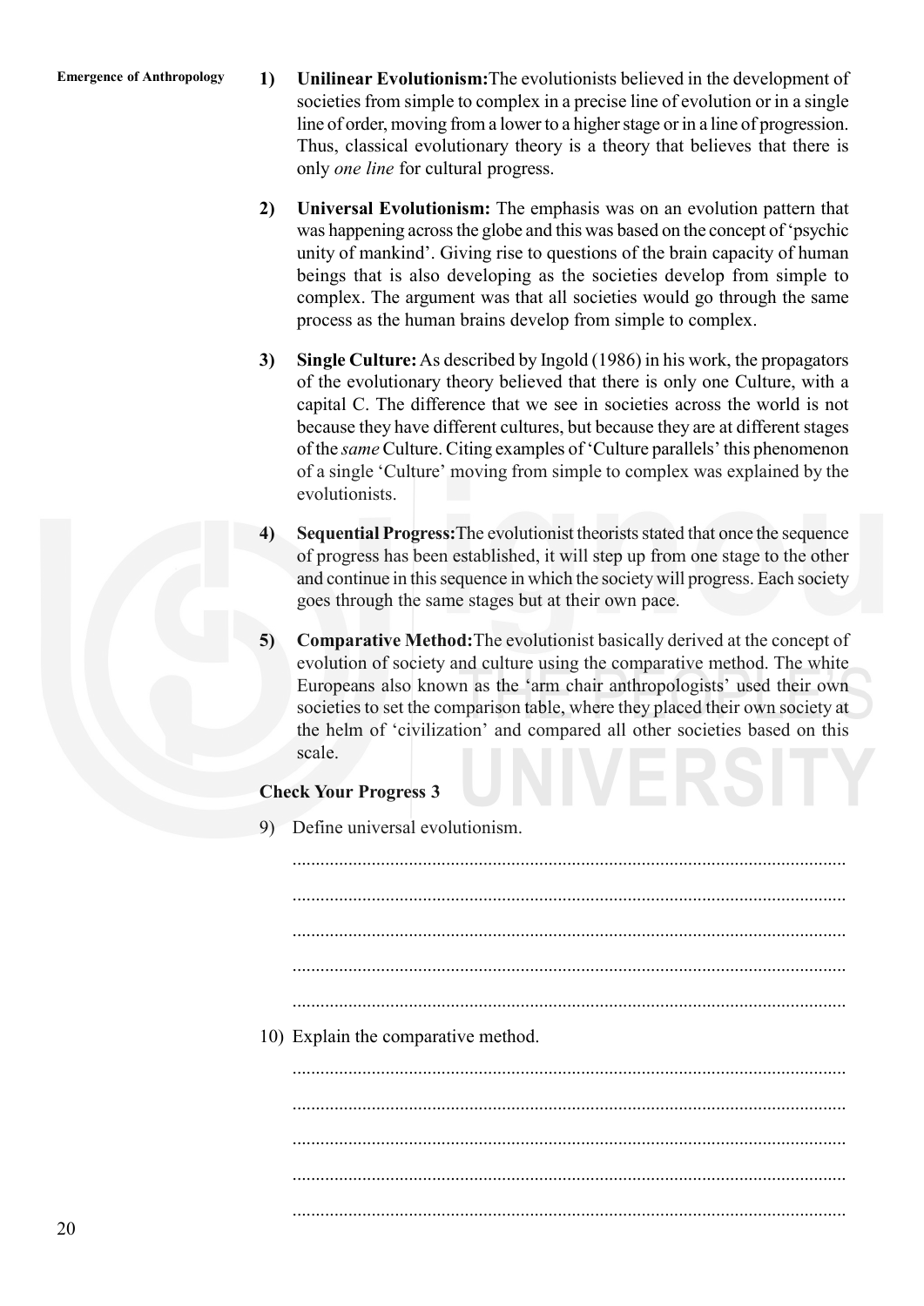1) **Unilinear Evolutionism:** The evolutionists believed in the development of societies from simple to complex in a precise line of evolution or in a single line of order, moving from a lower to a higher stage or in a line of progression. Thus, classical evolutionary theory is a theory that believes that there is only *one line* for cultural progress.

2) **Universal Evolutionism:** The emphasis was on an evolution pattern that was happening across the globe and this was based on the concept of 'psychic unity of mankind'. Giving rise to questions of the brain capacity of human beings that is also developing as the societies develop from simple to complex. The argument was that all societies would go through the same process as the human brains develop from simple to complex.

3) **Single Culture:** As described by Ingold (1986) in his work, the propagators of the evolutionary theory believed that there is only one Culture, with a capital C. The difference that we see in societies across the world is not because they have different cultures, but because they are at different stages of the *same* Culture. Citing examples of 'Culture parallels' this phenomenon of a single 'Culture' moving from simple to complex was explained by the evolutionists.

4) **Sequential Progress:** The evolutionist theorists stated that once the sequence of progress has been established, it will step up from one stage to the other and continue in this sequence in which the society will progress. Each society goes through the same stages but at their own pace.

5) **Comparative Method:** The evolutionist basically derived at the concept of evolution of society and culture using the comparative method. The white Europeans also known as the 'arm chair anthropologists' used their own societies to set the comparison table, where they placed their own society at the helm of 'civilization' and compared all other societies based on this scale.

**Check Your Progress 3**

9) Define universal evolutionism.

......................................................................................................................

......................................................................................................................

......................................................................................................................

......................................................................................................................

......................................................................................................................

10) Explain the comparative method.

......................................................................................................................

......................................................................................................................

......................................................................................................................

......................................................................................................................

......................................................................................................................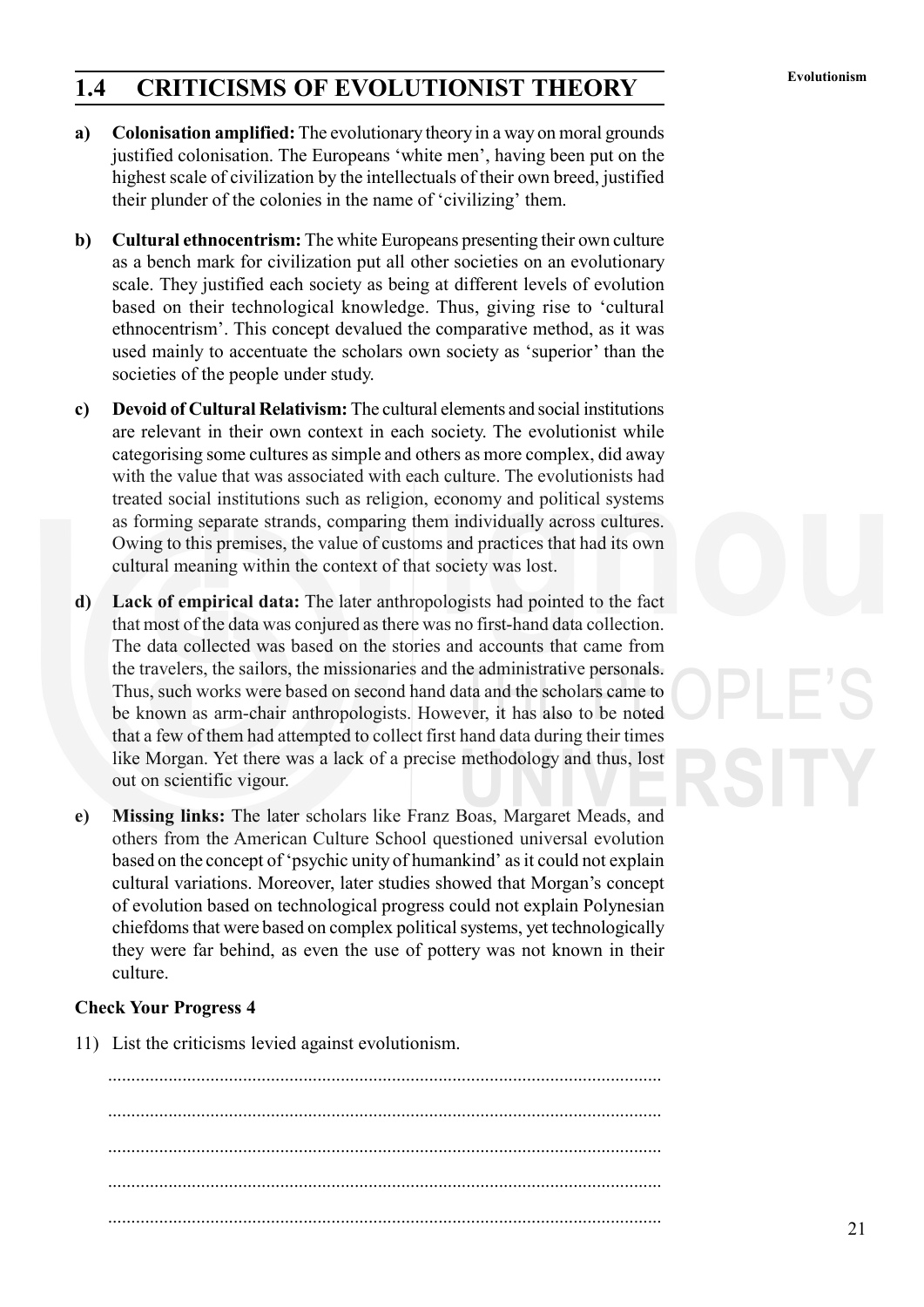## 1.4 CRITICISMS OF EVOLUTIONIST THEORY

a) **Colonisation amplified:** The evolutionary theory in a way on moral grounds justified colonisation. The Europeans 'white men', having been put on the highest scale of civilization by the intellectuals of their own breed, justified their plunder of the colonies in the name of 'civilizing' them.

b) **Cultural ethnocentrism:** The white Europeans presenting their own culture as a bench mark for civilization put all other societies on an evolutionary scale. They justified each society as being at different levels of evolution based on their technological knowledge. Thus, giving rise to 'cultural ethnocentrism'. This concept devalued the comparative method, as it was used mainly to accentuate the scholars own society as 'superior' than the societies of the people under study.

c) **Devoid of Cultural Relativism:** The cultural elements and social institutions are relevant in their own context in each society. The evolutionist while categorising some cultures as simple and others as more complex, did away with the value that was associated with each culture. The evolutionists had treated social institutions such as religion, economy and political systems as forming separate strands, comparing them individually across cultures. Owing to this premises, the value of customs and practices that had its own cultural meaning within the context of that society was lost.

d) **Lack of empirical data:** The later anthropologists had pointed to the fact that most of the data was conjured as there was no first-hand data collection. The data collected was based on the stories and accounts that came from the travelers, the sailors, the missionaries and the administrative personals. Thus, such works were based on second hand data and the scholars came to be known as arm-chair anthropologists. However, it has also to be noted that a few of them had attempted to collect first hand data during their times like Morgan. Yet there was a lack of a precise methodology and thus, lost out on scientific vigour.

e) **Missing links:** The later scholars like Franz Boas, Margaret Meads, and others from the American Culture School questioned universal evolution based on the concept of 'psychic unity of humankind' as it could not explain cultural variations. Moreover, later studies showed that Morgan's concept of evolution based on technological progress could not explain Polynesian chiefdoms that were based on complex political systems, yet technologically they were far behind, as even the use of pottery was not known in their culture.

**Check Your Progress 4**

11) List the criticisms levied against evolutionism.

.....................................................................................................................

.....................................................................................................................

.....................................................................................................................

.....................................................................................................................

.....................................................................................................................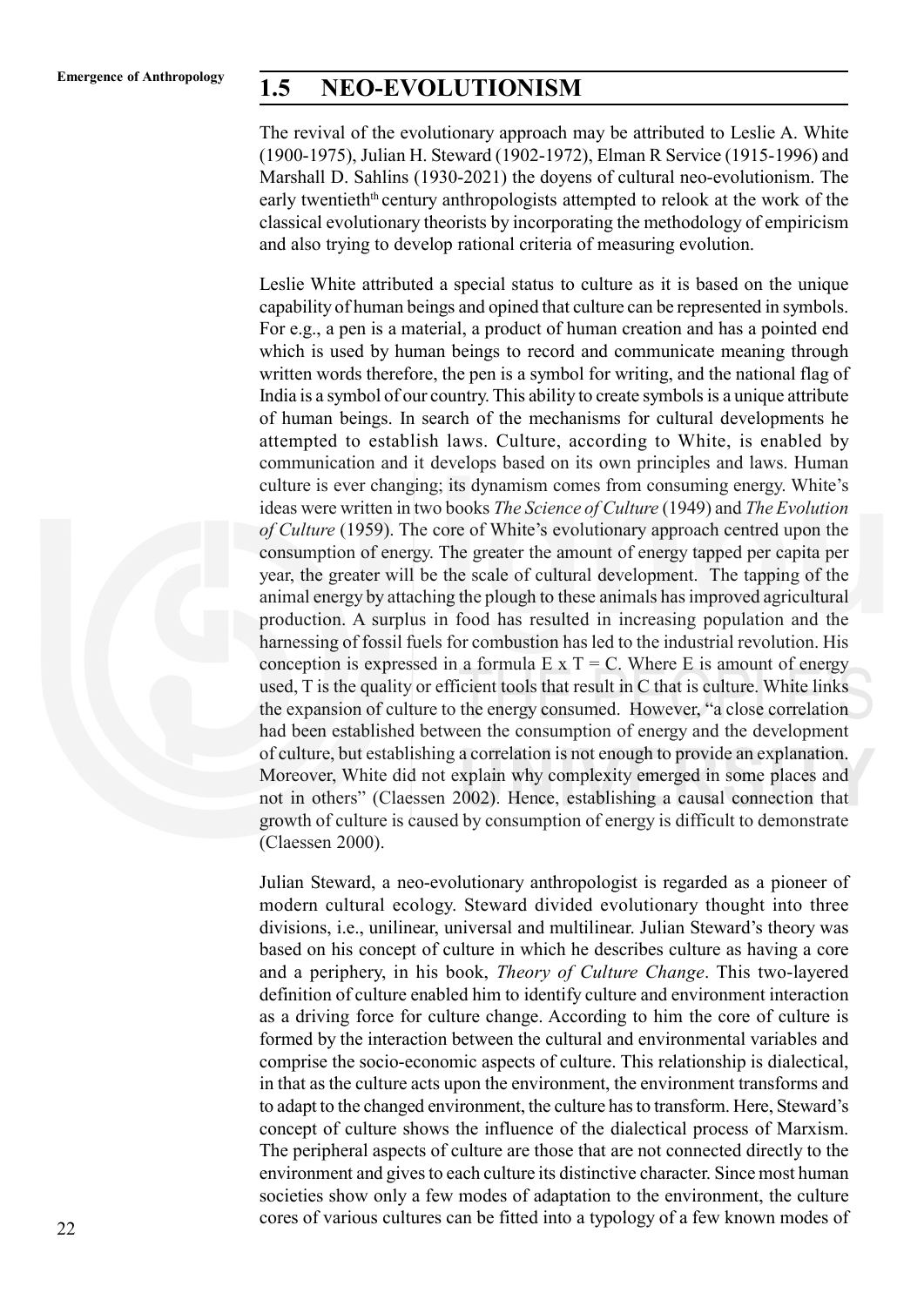## 1.5 NEO-EVOLUTIONISM

The revival of the evolutionary approach may be attributed to Leslie A. White (1900-1975), Julian H. Steward (1902-1972), Elman R Service (1915-1996) and Marshall D. Sahlins (1930-2021) the doyens of cultural neo-evolutionism. The early twentieth century anthropologists attempted to relook at the work of the classical evolutionary theorists by incorporating the methodology of empiricism and also trying to develop rational criteria of measuring evolution.

Leslie White attributed a special status to culture as it is based on the unique capability of human beings and opined that culture can be represented in symbols. For e.g., a pen is a material, a product of human creation and has a pointed end which is used by human beings to record and communicate meaning through written words therefore, the pen is a symbol for writing, and the national flag of India is a symbol of our country. This ability to create symbols is a unique attribute of human beings. In search of the mechanisms for cultural developments he attempted to establish laws. Culture, according to White, is enabled by communication and it develops based on its own principles and laws. Human culture is ever changing; its dynamism comes from consuming energy. White's ideas were written in two books *The Science of Culture* (1949) and *The Evolution of Culture* (1959). The core of White's evolutionary approach centred upon the consumption of energy. The greater the amount of energy tapped per capita per year, the greater will be the scale of cultural development. The tapping of the animal energy by attaching the plough to these animals has improved agricultural production. A surplus in food has resulted in increasing population and the harnessing of fossil fuels for combustion has led to the industrial revolution. His conception is expressed in a formula $E \times T = C$. Where E is amount of energy used, T is the quality or efficient tools that result in C that is culture. White links the expansion of culture to the energy consumed. However, "a close correlation had been established between the consumption of energy and the development of culture, but establishing a correlation is not enough to provide an explanation. Moreover, White did not explain why complexity emerged in some places and not in others" (Claessen 2002). Hence, establishing a causal connection that growth of culture is caused by consumption of energy is difficult to demonstrate (Claessen 2000).

Julian Steward, a neo-evolutionary anthropologist is regarded as a pioneer of modern cultural ecology. Steward divided evolutionary thought into three divisions, i.e., unilinear, universal and multilinear. Julian Steward's theory was based on his concept of culture in which he describes culture as having a core and a periphery, in his book, *Theory of Culture Change*. This two-layered definition of culture enabled him to identify culture and environment interaction as a driving force for culture change. According to him the core of culture is formed by the interaction between the cultural and environmental variables and comprise the socio-economic aspects of culture. This relationship is dialectical, in that as the culture acts upon the environment, the environment transforms and to adapt to the changed environment, the culture has to transform. Here, Steward's concept of culture shows the influence of the dialectical process of Marxism. The peripheral aspects of culture are those that are not connected directly to the environment and gives to each culture its distinctive character. Since most human societies show only a few modes of adaptation to the environment, the culture cores of various cultures can be fitted into a typology of a few known modes of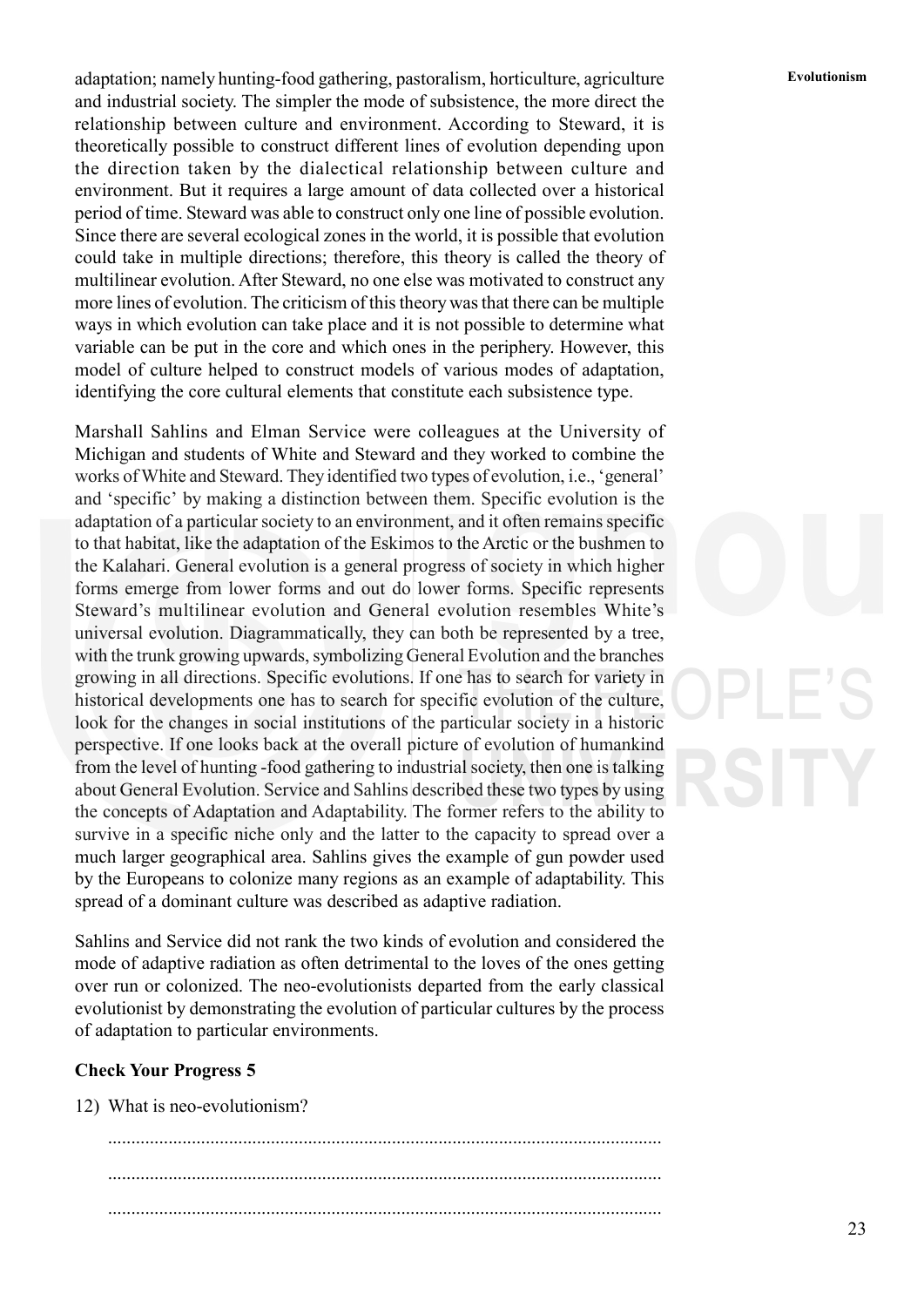adaptation; namely hunting-food gathering, pastoralism, horticulture, agriculture and industrial society. The simpler the mode of subsistence, the more direct the relationship between culture and environment. According to Steward, it is theoretically possible to construct different lines of evolution depending upon the direction taken by the dialectical relationship between culture and environment. But it requires a large amount of data collected over a historical period of time. Steward was able to construct only one line of possible evolution. Since there are several ecological zones in the world, it is possible that evolution could take in multiple directions; therefore, this theory is called the theory of multilinear evolution. After Steward, no one else was motivated to construct any more lines of evolution. The criticism of this theory was that there can be multiple ways in which evolution can take place and it is not possible to determine what variable can be put in the core and which ones in the periphery. However, this model of culture helped to construct models of various modes of adaptation, identifying the core cultural elements that constitute each subsistence type.

Marshall Sahlins and Elman Service were colleagues at the University of Michigan and students of White and Steward and they worked to combine the works of White and Steward. They identified two types of evolution, i.e., 'general' and 'specific' by making a distinction between them. Specific evolution is the adaptation of a particular society to an environment, and it often remains specific to that habitat, like the adaptation of the Eskimos to the Arctic or the bushmen to the Kalahari. General evolution is a general progress of society in which higher forms emerge from lower forms and out do lower forms. Specific represents Steward's multilinear evolution and General evolution resembles White's universal evolution. Diagrammatically, they can both be represented by a tree, with the trunk growing upwards, symbolizing General Evolution and the branches growing in all directions. Specific evolutions. If one has to search for variety in historical developments one has to search for specific evolution of the culture, look for the changes in social institutions of the particular society in a historic perspective. If one looks back at the overall picture of evolution of humankind from the level of hunting -food gathering to industrial society, then one is talking about General Evolution. Service and Sahlins described these two types by using the concepts of Adaptation and Adaptability. The former refers to the ability to survive in a specific niche only and the latter to the capacity to spread over a much larger geographical area. Sahlins gives the example of gun powder used by the Europeans to colonize many regions as an example of adaptability. This spread of a dominant culture was described as adaptive radiation.

Sahlins and Service did not rank the two kinds of evolution and considered the mode of adaptive radiation as often detrimental to the loves of the ones getting over run or colonized. The neo-evolutionists departed from the early classical evolutionist by demonstrating the evolution of particular cultures by the process of adaptation to particular environments.

**Check Your Progress 5**

12) What is neo-evolutionism?

......................................................................................................................

......................................................................................................................

......................................................................................................................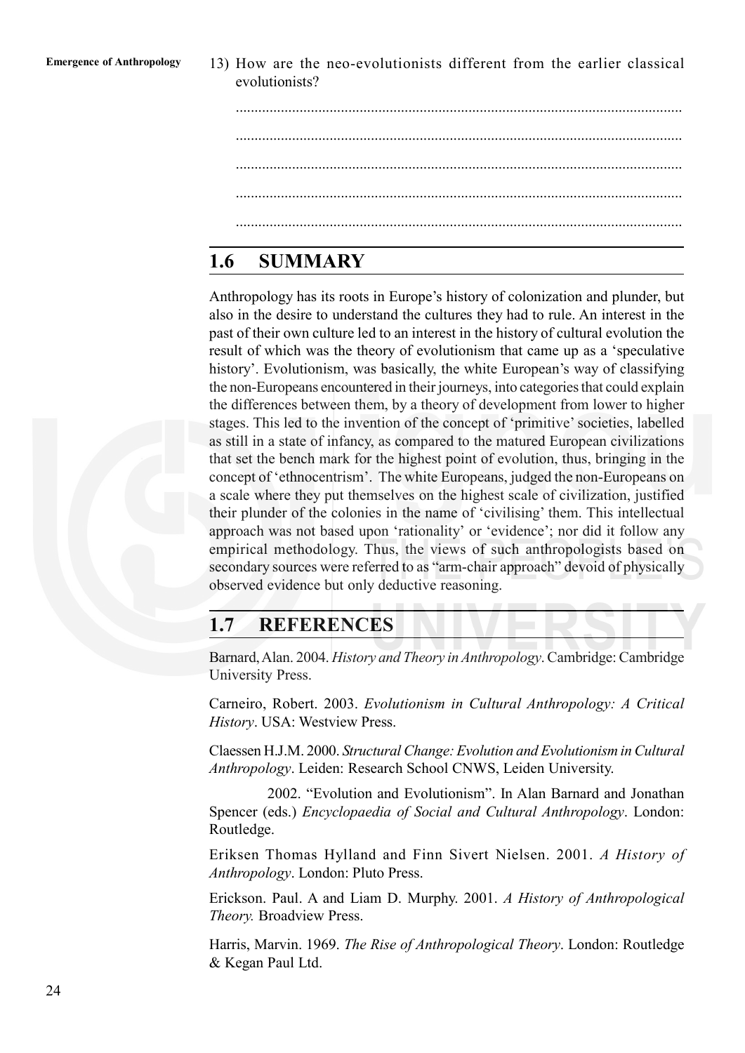13) How are the neo-evolutionists different from the earlier classical evolutionists?

.....................................................................................................................

.....................................................................................................................

.....................................................................................................................

.....................................................................................................................

.....................................................................................................................

## 1.6 SUMMARY

Anthropology has its roots in Europe's history of colonization and plunder, but also in the desire to understand the cultures they had to rule. An interest in the past of their own culture led to an interest in the history of cultural evolution the result of which was the theory of evolutionism that came up as a 'speculative history'. Evolutionism, was basically, the white European's way of classifying the non-Europeans encountered in their journeys, into categories that could explain the differences between them, by a theory of development from lower to higher stages. This led to the invention of the concept of 'primitive' societies, labelled as still in a state of infancy, as compared to the matured European civilizations that set the bench mark for the highest point of evolution, thus, bringing in the concept of 'ethnocentrism'. The white Europeans, judged the non-Europeans on a scale where they put themselves on the highest scale of civilization, justified their plunder of the colonies in the name of 'civilising' them. This intellectual approach was not based upon 'rationality' or 'evidence'; nor did it follow any empirical methodology. Thus, the views of such anthropologists based on secondary sources were referred to as "arm-chair approach" devoid of physically observed evidence but only deductive reasoning.

## 1.7 REFERENCES

Barnard, Alan. 2004. *History and Theory in Anthropology*. Cambridge: Cambridge University Press.

Carneiro, Robert. 2003. *Evolutionism in Cultural Anthropology: A Critical History*. USA: Westview Press.

Claessen H.J.M. 2000. *Structural Change: Evolution and Evolutionism in Cultural Anthropology*. Leiden: Research School CNWS, Leiden University.

2002. "Evolution and Evolutionism". In Alan Barnard and Jonathan Spencer (eds.) *Encyclopaedia of Social and Cultural Anthropology*. London: Routledge.

Eriksen Thomas Hylland and Finn Sivert Nielsen. 2001. *A History of Anthropology*. London: Pluto Press.

Erickson. Paul. A and Liam D. Murphy. 2001. *A History of Anthropological Theory.* Broadview Press.

Harris, Marvin. 1969. *The Rise of Anthropological Theory*. London: Routledge & Kegan Paul Ltd.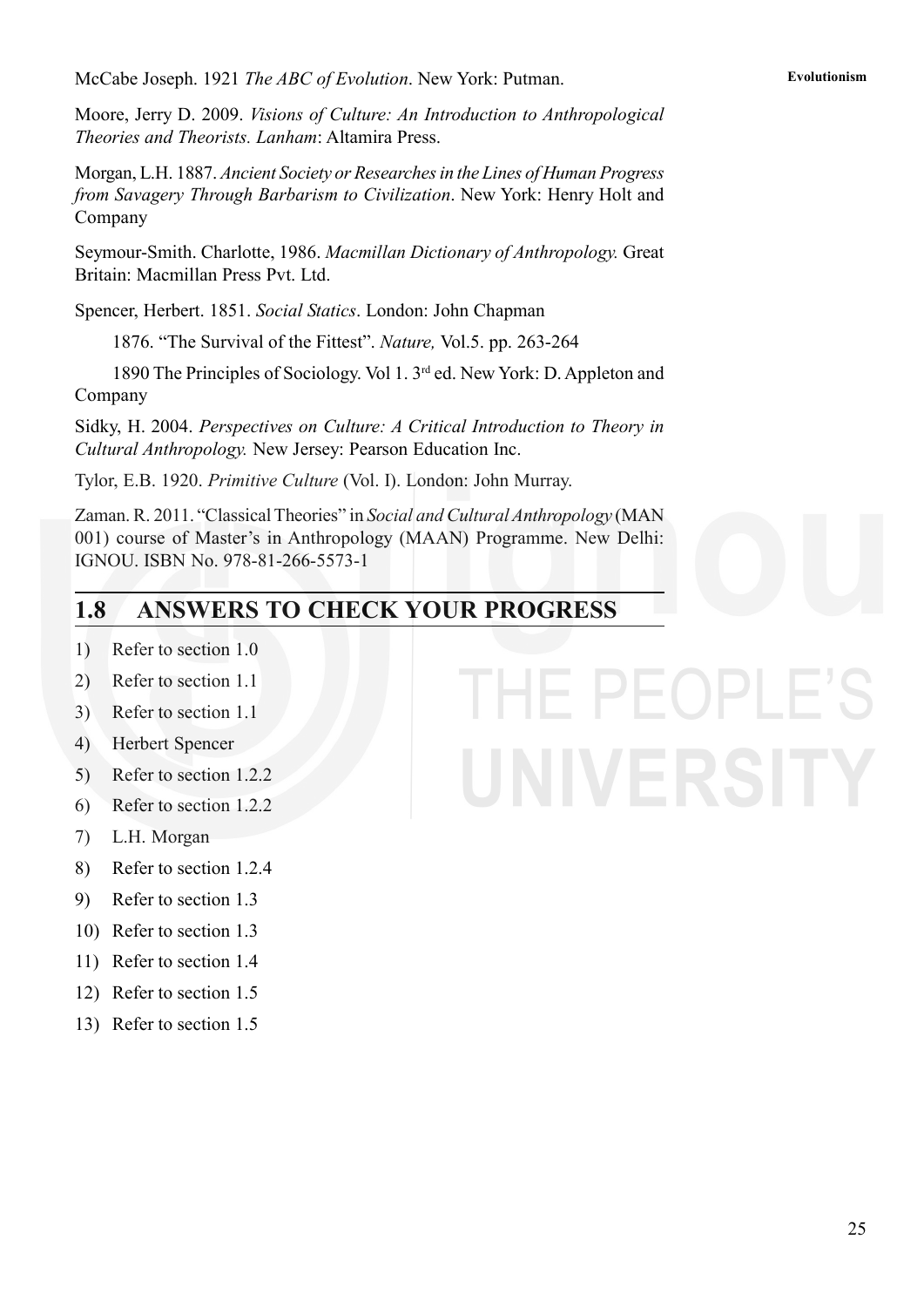McCabe Joseph. 1921 *The ABC of Evolution*. New York: Putman.

Moore, Jerry D. 2009. *Visions of Culture: An Introduction to Anthropological Theories and Theorists. Lanham*: Altamira Press.

Morgan, L.H. 1887. *Ancient Society or Researches in the Lines of Human Progress from Savagery Through Barbarism to Civilization*. New York: Henry Holt and Company

Seymour-Smith. Charlotte, 1986. *Macmillan Dictionary of Anthropology.* Great Britain: Macmillan Press Pvt. Ltd.

Spencer, Herbert. 1851. *Social Statics*. London: John Chapman

1876. "The Survival of the Fittest". *Nature,* Vol.5. pp. 263-264

1890 The Principles of Sociology. Vol 1. 3rd ed. New York: D. Appleton and Company

Sidky, H. 2004. *Perspectives on Culture: A Critical Introduction to Theory in Cultural Anthropology.* New Jersey: Pearson Education Inc.

Tylor, E.B. 1920. *Primitive Culture* (Vol. I). London: John Murray.

Zaman. R. 2011. "Classical Theories" in *Social and Cultural Anthropology* (MAN 001) course of Master's in Anthropology (MAAN) Programme. New Delhi: IGNOU. ISBN No. 978-81-266-5573-1

## 1.8 ANSWERS TO CHECK YOUR PROGRESS

1) Refer to section 1.0
2) Refer to section 1.1
3) Refer to section 1.1
4) Herbert Spencer
5) Refer to section 1.2.2
6) Refer to section 1.2.2
7) L.H. Morgan
8) Refer to section 1.2.4
9) Refer to section 1.3
10) Refer to section 1.3
11) Refer to section 1.4
12) Refer to section 1.5
13) Refer to section 1.5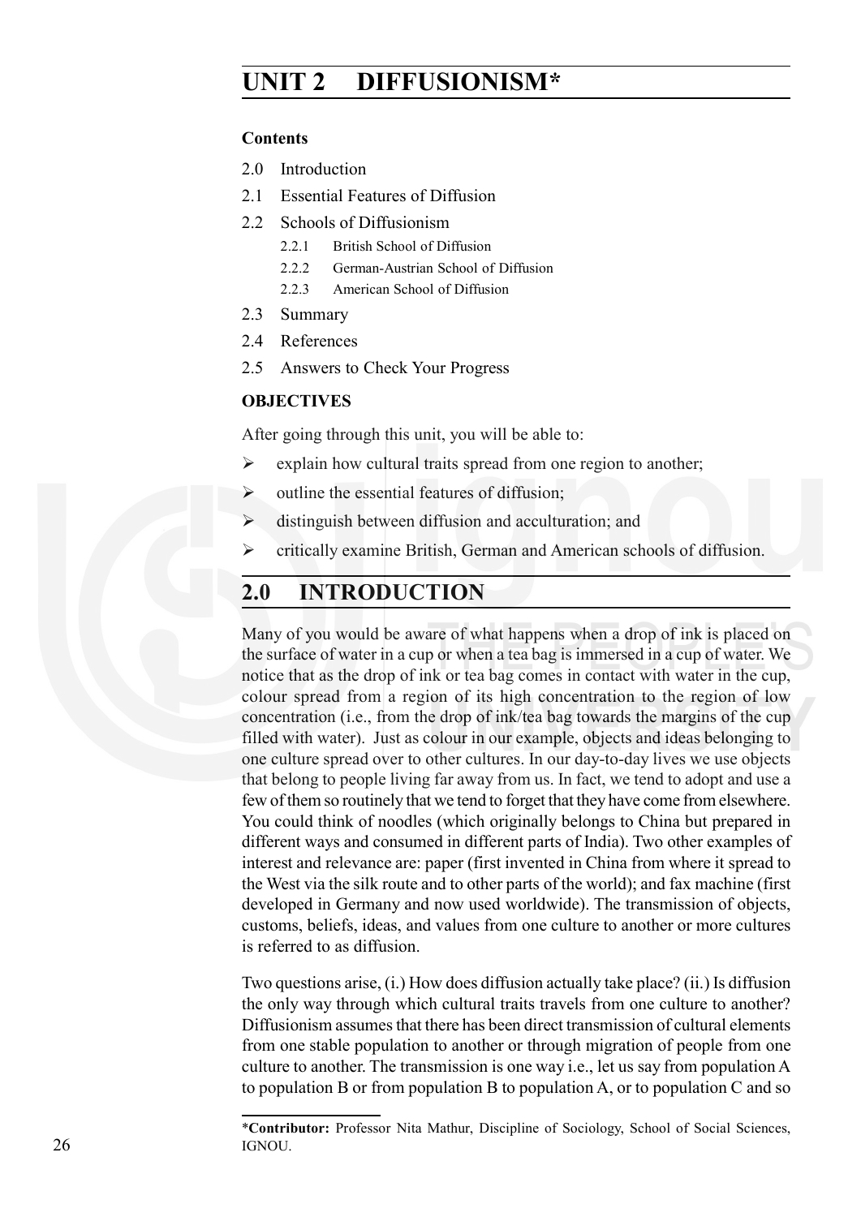# UNIT 2 DIFFUSIONISM*

**Contents**

2.0 Introduction

2.1 Essential Features of Diffusion

2.2 Schools of Diffusionism

- 2.2.1 British School of Diffusion
- 2.2.2 German-Austrian School of Diffusion
- 2.2.3 American School of Diffusion

2.3 Summary

2.4 References

2.5 Answers to Check Your Progress

**OBJECTIVES**

After going through this unit, you will be able to:

- explain how cultural traits spread from one region to another;
- outline the essential features of diffusion;
- distinguish between diffusion and acculturation; and
- critically examine British, German and American schools of diffusion.

## 2.0 INTRODUCTION

Many of you would be aware of what happens when a drop of ink is placed on the surface of water in a cup or when a tea bag is immersed in a cup of water. We notice that as the drop of ink or tea bag comes in contact with water in the cup, colour spread from a region of its high concentration to the region of low concentration (i.e., from the drop of ink/tea bag towards the margins of the cup filled with water). Just as colour in our example, objects and ideas belonging to one culture spread over to other cultures. In our day-to-day lives we use objects that belong to people living far away from us. In fact, we tend to adopt and use a few of them so routinely that we tend to forget that they have come from elsewhere. You could think of noodles (which originally belongs to China but prepared in different ways and consumed in different parts of India). Two other examples of interest and relevance are: paper (first invented in China from where it spread to the West via the silk route and to other parts of the world); and fax machine (first developed in Germany and now used worldwide). The transmission of objects, customs, beliefs, ideas, and values from one culture to another or more cultures is referred to as diffusion.

Two questions arise, (i.) How does diffusion actually take place? (ii.) Is diffusion the only way through which cultural traits travels from one culture to another? Diffusionism assumes that there has been direct transmission of cultural elements from one stable population to another or through migration of people from one culture to another. The transmission is one way i.e., let us say from population A to population B or from population B to population A, or to population C and so

---

*__Contributor:__ Professor Nita Mathur, Discipline of Sociology, School of Social Sciences, IGNOU.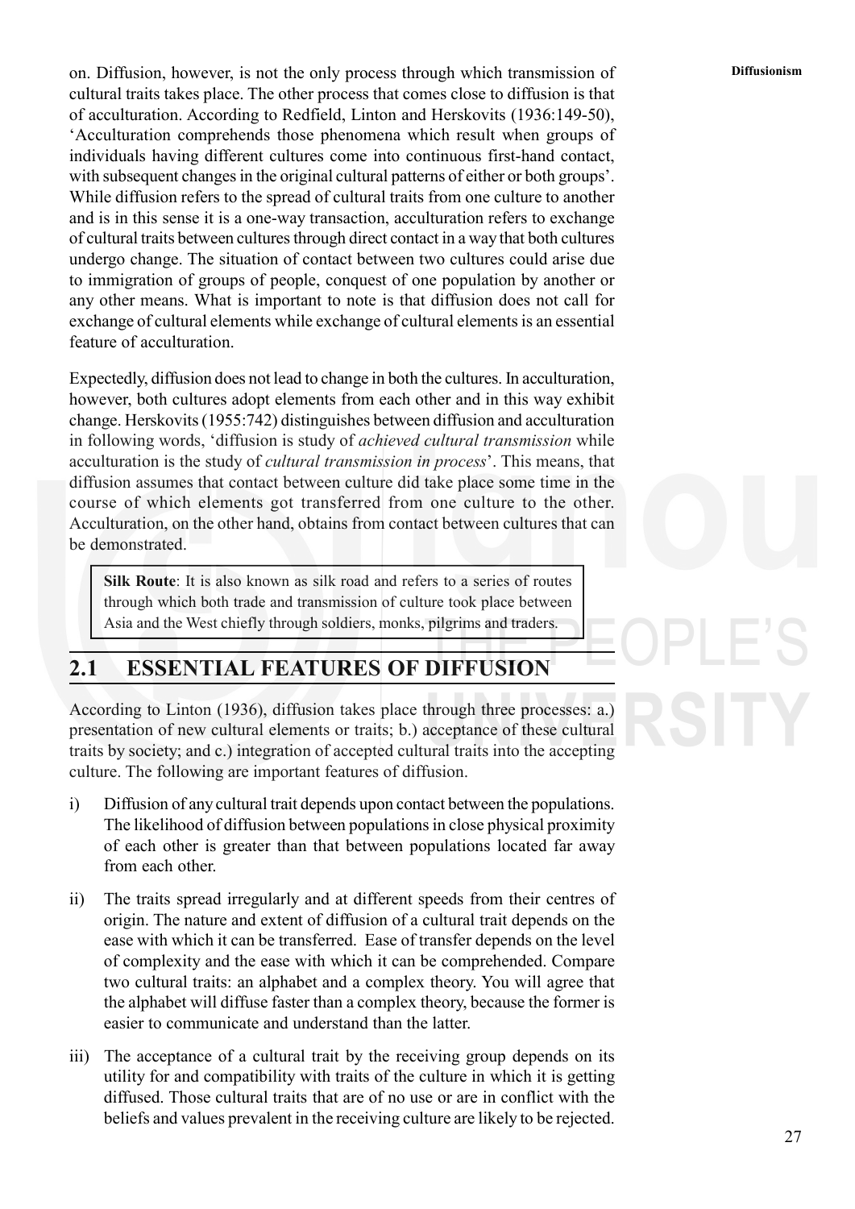on. Diffusion, however, is not the only process through which transmission of cultural traits takes place. The other process that comes close to diffusion is that of acculturation. According to Redfield, Linton and Herskovits (1936:149-50), 'Acculturation comprehends those phenomena which result when groups of individuals having different cultures come into continuous first-hand contact, with subsequent changes in the original cultural patterns of either or both groups'. While diffusion refers to the spread of cultural traits from one culture to another and is in this sense it is a one-way transaction, acculturation refers to exchange of cultural traits between cultures through direct contact in a way that both cultures undergo change. The situation of contact between two cultures could arise due to immigration of groups of people, conquest of one population by another or any other means. What is important to note is that diffusion does not call for exchange of cultural elements while exchange of cultural elements is an essential feature of acculturation.

Expectedly, diffusion does not lead to change in both the cultures. In acculturation, however, both cultures adopt elements from each other and in this way exhibit change. Herskovits (1955:742) distinguishes between diffusion and acculturation in following words, 'diffusion is study of *achieved cultural transmission* while acculturation is the study of *cultural transmission in process*'. This means, that diffusion assumes that contact between culture did take place some time in the course of which elements got transferred from one culture to the other. Acculturation, on the other hand, obtains from contact between cultures that can be demonstrated.

> **Silk Route**: It is also known as silk road and refers to a series of routes through which both trade and transmission of culture took place between Asia and the West chiefly through soldiers, monks, pilgrims and traders.

## 2.1 ESSENTIAL FEATURES OF DIFFUSION

According to Linton (1936), diffusion takes place through three processes: a.) presentation of new cultural elements or traits; b.) acceptance of these cultural traits by society; and c.) integration of accepted cultural traits into the accepting culture. The following are important features of diffusion.

i) Diffusion of any cultural trait depends upon contact between the populations. The likelihood of diffusion between populations in close physical proximity of each other is greater than that between populations located far away from each other.

ii) The traits spread irregularly and at different speeds from their centres of origin. The nature and extent of diffusion of a cultural trait depends on the ease with which it can be transferred. Ease of transfer depends on the level of complexity and the ease with which it can be comprehended. Compare two cultural traits: an alphabet and a complex theory. You will agree that the alphabet will diffuse faster than a complex theory, because the former is easier to communicate and understand than the latter.

iii) The acceptance of a cultural trait by the receiving group depends on its utility for and compatibility with traits of the culture in which it is getting diffused. Those cultural traits that are of no use or are in conflict with the beliefs and values prevalent in the receiving culture are likely to be rejected.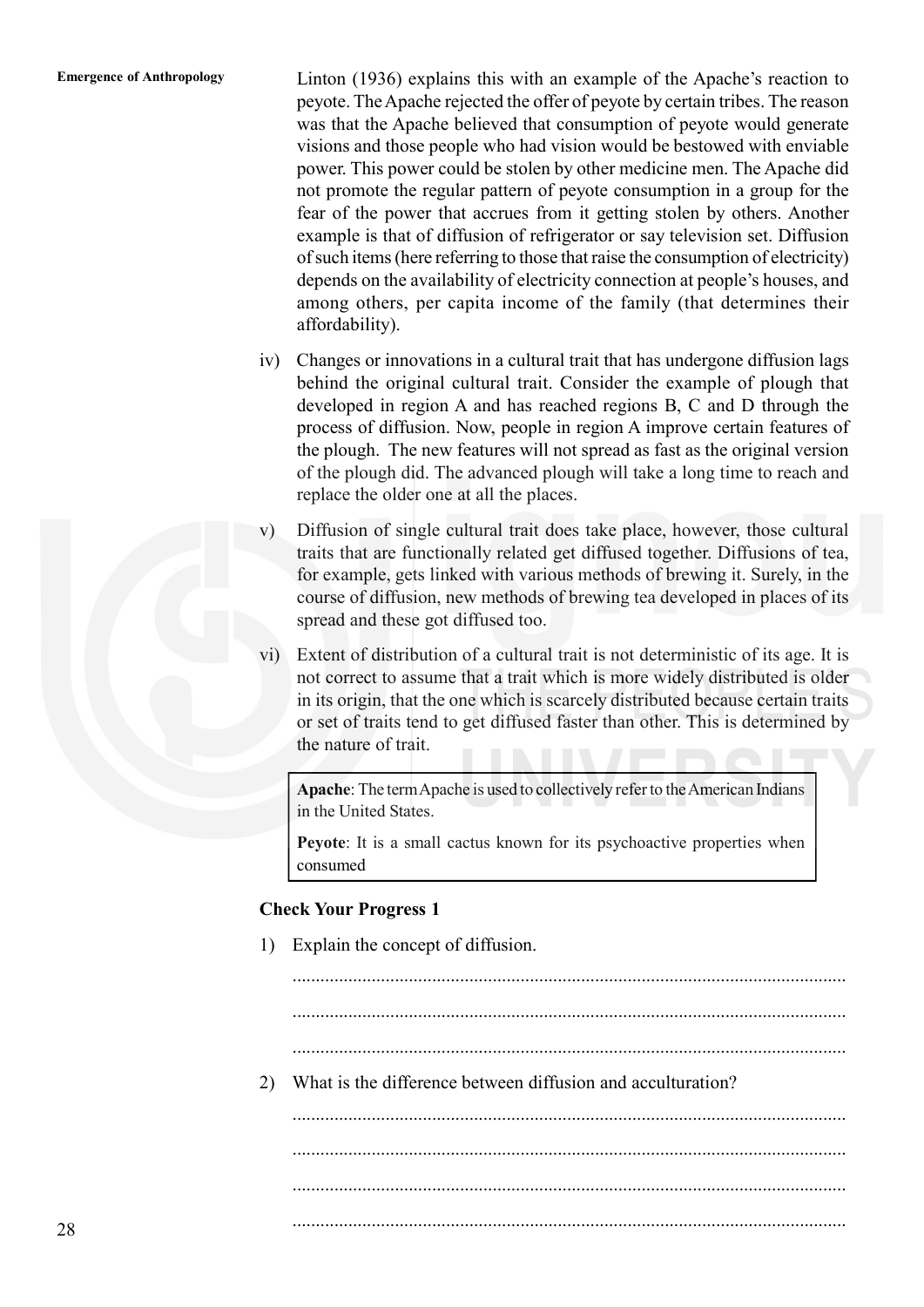Linton (1936) explains this with an example of the Apache's reaction to peyote. The Apache rejected the offer of peyote by certain tribes. The reason was that the Apache believed that consumption of peyote would generate visions and those people who had vision would be bestowed with enviable power. This power could be stolen by other medicine men. The Apache did not promote the regular pattern of peyote consumption in a group for the fear of the power that accrues from it getting stolen by others. Another example is that of diffusion of refrigerator or say television set. Diffusion of such items (here referring to those that raise the consumption of electricity) depends on the availability of electricity connection at people's houses, and among others, per capita income of the family (that determines their affordability).

iv) Changes or innovations in a cultural trait that has undergone diffusion lags behind the original cultural trait. Consider the example of plough that developed in region A and has reached regions B, C and D through the process of diffusion. Now, people in region A improve certain features of the plough. The new features will not spread as fast as the original version of the plough did. The advanced plough will take a long time to reach and replace the older one at all the places.

v) Diffusion of single cultural trait does take place, however, those cultural traits that are functionally related get diffused together. Diffusions of tea, for example, gets linked with various methods of brewing it. Surely, in the course of diffusion, new methods of brewing tea developed in places of its spread and these got diffused too.

vi) Extent of distribution of a cultural trait is not deterministic of its age. It is not correct to assume that a trait which is more widely distributed is older in its origin, that the one which is scarcely distributed because certain traits or set of traits tend to get diffused faster than other. This is determined by the nature of trait.

> **Apache**: The term Apache is used to collectively refer to the American Indians in the United States.
>
> **Peyote**: It is a small cactus known for its psychoactive properties when consumed

**Check Your Progress 1**

1) Explain the concept of diffusion.

.....................................................................................................................

.....................................................................................................................

.....................................................................................................................

2) What is the difference between diffusion and acculturation?

.....................................................................................................................

.....................................................................................................................

.....................................................................................................................

.....................................................................................................................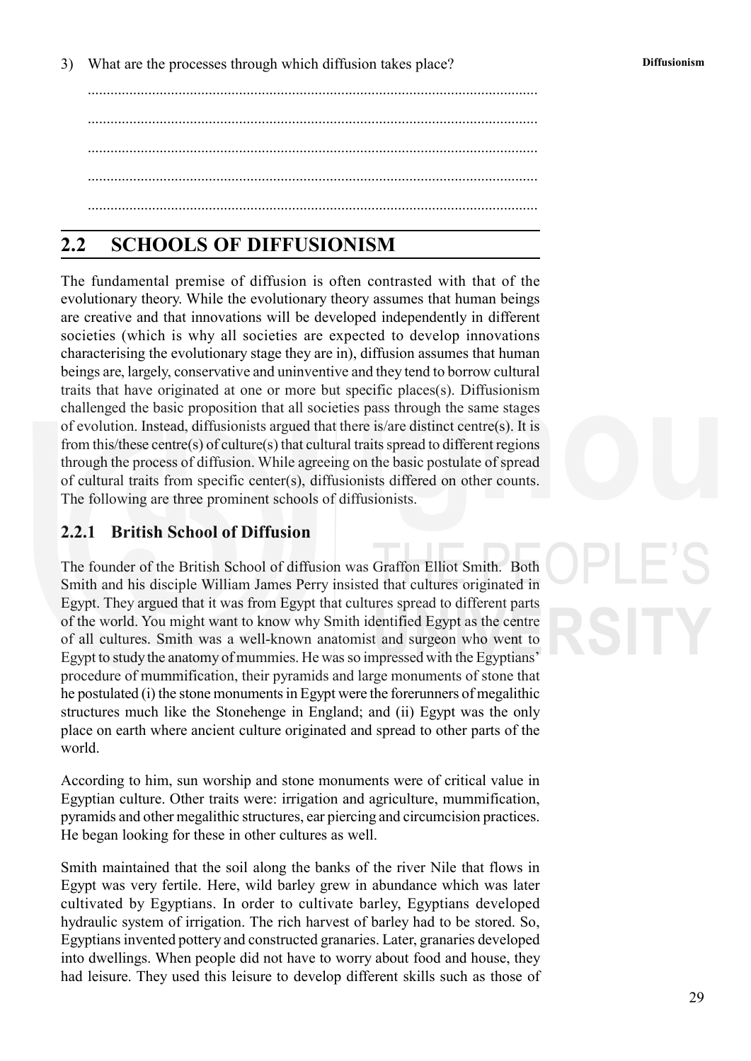3) What are the processes through which diffusion takes place?

......................................................................................................................

......................................................................................................................

......................................................................................................................

......................................................................................................................

......................................................................................................................

## 2.2 SCHOOLS OF DIFFUSIONISM

The fundamental premise of diffusion is often contrasted with that of the evolutionary theory. While the evolutionary theory assumes that human beings are creative and that innovations will be developed independently in different societies (which is why all societies are expected to develop innovations characterising the evolutionary stage they are in), diffusion assumes that human beings are, largely, conservative and uninventive and they tend to borrow cultural traits that have originated at one or more but specific places(s). Diffusionism challenged the basic proposition that all societies pass through the same stages of evolution. Instead, diffusionists argued that there is/are distinct centre(s). It is from this/these centre(s) of culture(s) that cultural traits spread to different regions through the process of diffusion. While agreeing on the basic postulate of spread of cultural traits from specific center(s), diffusionists differed on other counts. The following are three prominent schools of diffusionists.

### 2.2.1 British School of Diffusion

The founder of the British School of diffusion was Graffon Elliot Smith. Both Smith and his disciple William James Perry insisted that cultures originated in Egypt. They argued that it was from Egypt that cultures spread to different parts of the world. You might want to know why Smith identified Egypt as the centre of all cultures. Smith was a well-known anatomist and surgeon who went to Egypt to study the anatomy of mummies. He was so impressed with the Egyptians' procedure of mummification, their pyramids and large monuments of stone that he postulated (i) the stone monuments in Egypt were the forerunners of megalithic structures much like the Stonehenge in England; and (ii) Egypt was the only place on earth where ancient culture originated and spread to other parts of the world.

According to him, sun worship and stone monuments were of critical value in Egyptian culture. Other traits were: irrigation and agriculture, mummification, pyramids and other megalithic structures, ear piercing and circumcision practices. He began looking for these in other cultures as well.

Smith maintained that the soil along the banks of the river Nile that flows in Egypt was very fertile. Here, wild barley grew in abundance which was later cultivated by Egyptians. In order to cultivate barley, Egyptians developed hydraulic system of irrigation. The rich harvest of barley had to be stored. So, Egyptians invented pottery and constructed granaries. Later, granaries developed into dwellings. When people did not have to worry about food and house, they had leisure. They used this leisure to develop different skills such as those of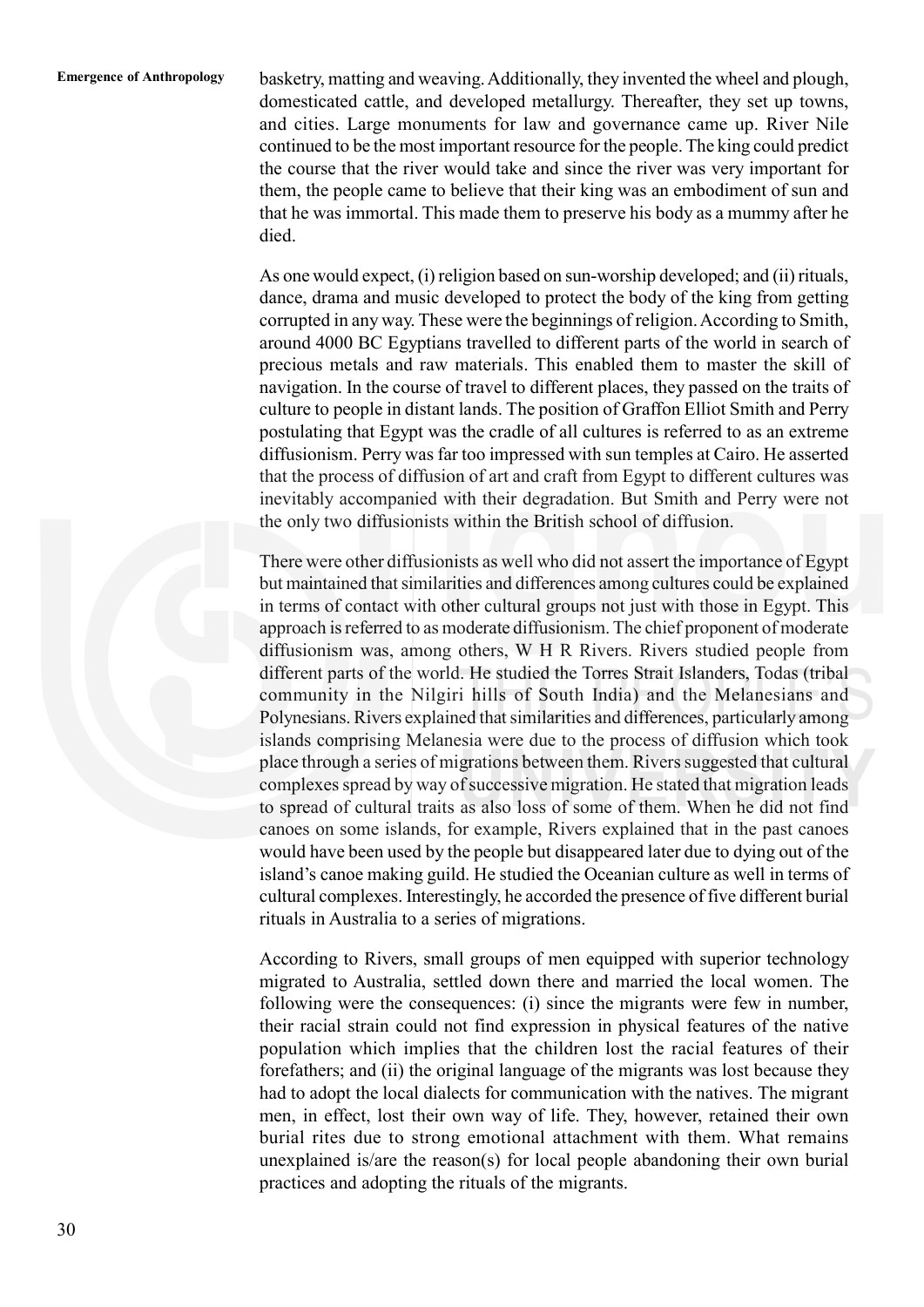basketry, matting and weaving. Additionally, they invented the wheel and plough, domesticated cattle, and developed metallurgy. Thereafter, they set up towns, and cities. Large monuments for law and governance came up. River Nile continued to be the most important resource for the people. The king could predict the course that the river would take and since the river was very important for them, the people came to believe that their king was an embodiment of sun and that he was immortal. This made them to preserve his body as a mummy after he died.

As one would expect, (i) religion based on sun-worship developed; and (ii) rituals, dance, drama and music developed to protect the body of the king from getting corrupted in any way. These were the beginnings of religion. According to Smith, around 4000 BC Egyptians travelled to different parts of the world in search of precious metals and raw materials. This enabled them to master the skill of navigation. In the course of travel to different places, they passed on the traits of culture to people in distant lands. The position of Graffon Elliot Smith and Perry postulating that Egypt was the cradle of all cultures is referred to as an extreme diffusionism. Perry was far too impressed with sun temples at Cairo. He asserted that the process of diffusion of art and craft from Egypt to different cultures was inevitably accompanied with their degradation. But Smith and Perry were not the only two diffusionists within the British school of diffusion.

There were other diffusionists as well who did not assert the importance of Egypt but maintained that similarities and differences among cultures could be explained in terms of contact with other cultural groups not just with those in Egypt. This approach is referred to as moderate diffusionism. The chief proponent of moderate diffusionism was, among others, W H R Rivers. Rivers studied people from different parts of the world. He studied the Torres Strait Islanders, Todas (tribal community in the Nilgiri hills of South India) and the Melanesians and Polynesians. Rivers explained that similarities and differences, particularly among islands comprising Melanesia were due to the process of diffusion which took place through a series of migrations between them. Rivers suggested that cultural complexes spread by way of successive migration. He stated that migration leads to spread of cultural traits as also loss of some of them. When he did not find canoes on some islands, for example, Rivers explained that in the past canoes would have been used by the people but disappeared later due to dying out of the island's canoe making guild. He studied the Oceanian culture as well in terms of cultural complexes. Interestingly, he accorded the presence of five different burial rituals in Australia to a series of migrations.

According to Rivers, small groups of men equipped with superior technology migrated to Australia, settled down there and married the local women. The following were the consequences: (i) since the migrants were few in number, their racial strain could not find expression in physical features of the native population which implies that the children lost the racial features of their forefathers; and (ii) the original language of the migrants was lost because they had to adopt the local dialects for communication with the natives. The migrant men, in effect, lost their own way of life. They, however, retained their own burial rites due to strong emotional attachment with them. What remains unexplained is/are the reason(s) for local people abandoning their own burial practices and adopting the rituals of the migrants.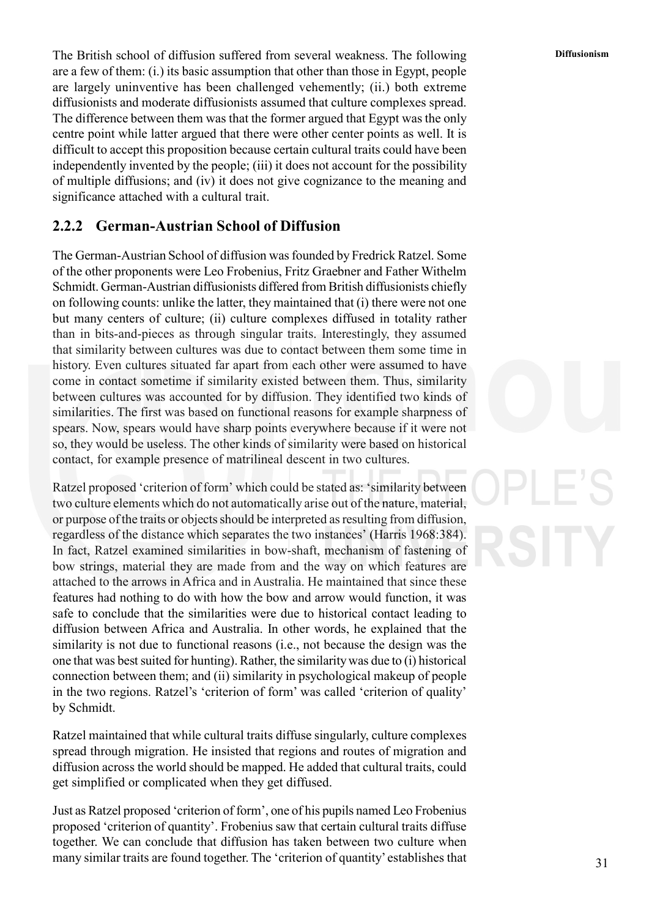The British school of diffusion suffered from several weakness. The following are a few of them: (i.) its basic assumption that other than those in Egypt, people are largely uninventive has been challenged vehemently; (ii.) both extreme diffusionists and moderate diffusionists assumed that culture complexes spread. The difference between them was that the former argued that Egypt was the only centre point while latter argued that there were other center points as well. It is difficult to accept this proposition because certain cultural traits could have been independently invented by the people; (iii) it does not account for the possibility of multiple diffusions; and (iv) it does not give cognizance to the meaning and significance attached with a cultural trait.

### 2.2.2 German-Austrian School of Diffusion

The German-Austrian School of diffusion was founded by Fredrick Ratzel. Some of the other proponents were Leo Frobenius, Fritz Graebner and Father Withelm Schmidt. German-Austrian diffusionists differed from British diffusionists chiefly on following counts: unlike the latter, they maintained that (i) there were not one but many centers of culture; (ii) culture complexes diffused in totality rather than in bits-and-pieces as through singular traits. Interestingly, they assumed that similarity between cultures was due to contact between them some time in history. Even cultures situated far apart from each other were assumed to have come in contact sometime if similarity existed between them. Thus, similarity between cultures was accounted for by diffusion. They identified two kinds of similarities. The first was based on functional reasons for example sharpness of spears. Now, spears would have sharp points everywhere because if it were not so, they would be useless. The other kinds of similarity were based on historical contact, for example presence of matrilineal descent in two cultures.

Ratzel proposed 'criterion of form' which could be stated as: 'similarity between two culture elements which do not automatically arise out of the nature, material, or purpose of the traits or objects should be interpreted as resulting from diffusion, regardless of the distance which separates the two instances' (Harris 1968:384). In fact, Ratzel examined similarities in bow-shaft, mechanism of fastening of bow strings, material they are made from and the way on which features are attached to the arrows in Africa and in Australia. He maintained that since these features had nothing to do with how the bow and arrow would function, it was safe to conclude that the similarities were due to historical contact leading to diffusion between Africa and Australia. In other words, he explained that the similarity is not due to functional reasons (i.e., not because the design was the one that was best suited for hunting). Rather, the similarity was due to (i) historical connection between them; and (ii) similarity in psychological makeup of people in the two regions. Ratzel's 'criterion of form' was called 'criterion of quality' by Schmidt.

Ratzel maintained that while cultural traits diffuse singularly, culture complexes spread through migration. He insisted that regions and routes of migration and diffusion across the world should be mapped. He added that cultural traits, could get simplified or complicated when they get diffused.

Just as Ratzel proposed 'criterion of form', one of his pupils named Leo Frobenius proposed 'criterion of quantity'. Frobenius saw that certain cultural traits diffuse together. We can conclude that diffusion has taken between two culture when many similar traits are found together. The 'criterion of quantity' establishes that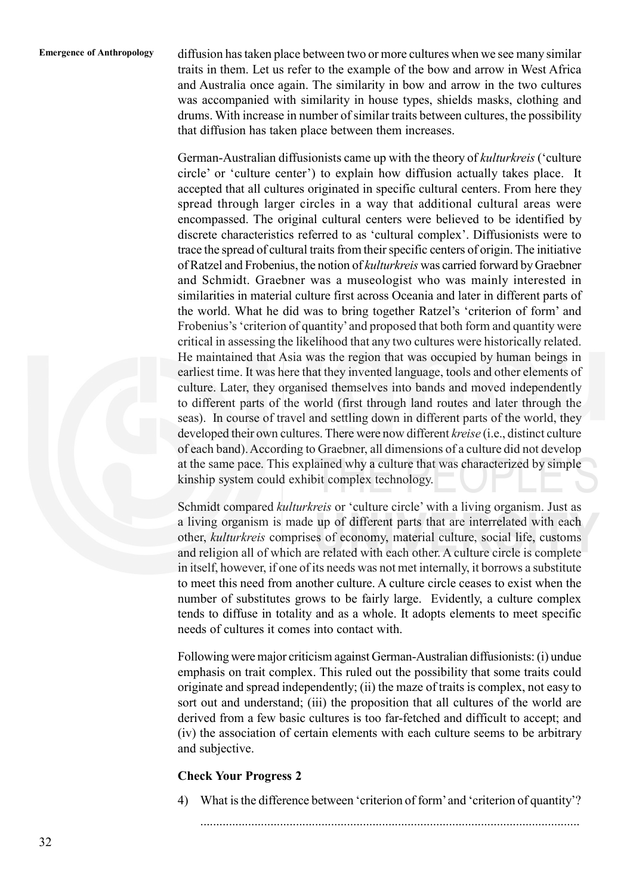diffusion has taken place between two or more cultures when we see many similar traits in them. Let us refer to the example of the bow and arrow in West Africa and Australia once again. The similarity in bow and arrow in the two cultures was accompanied with similarity in house types, shields masks, clothing and drums. With increase in number of similar traits between cultures, the possibility that diffusion has taken place between them increases.

German-Australian diffusionists came up with the theory of *kulturkreis* ('culture circle' or 'culture center') to explain how diffusion actually takes place. It accepted that all cultures originated in specific cultural centers. From here they spread through larger circles in a way that additional cultural areas were encompassed. The original cultural centers were believed to be identified by discrete characteristics referred to as 'cultural complex'. Diffusionists were to trace the spread of cultural traits from their specific centers of origin. The initiative of Ratzel and Frobenius, the notion of *kulturkreis* was carried forward by Graebner and Schmidt. Graebner was a museologist who was mainly interested in similarities in material culture first across Oceania and later in different parts of the world. What he did was to bring together Ratzel's 'criterion of form' and Frobenius's 'criterion of quantity' and proposed that both form and quantity were critical in assessing the likelihood that any two cultures were historically related. He maintained that Asia was the region that was occupied by human beings in earliest time. It was here that they invented language, tools and other elements of culture. Later, they organised themselves into bands and moved independently to different parts of the world (first through land routes and later through the seas). In course of travel and settling down in different parts of the world, they developed their own cultures. There were now different *kreise* (i.e., distinct culture of each band). According to Graebner, all dimensions of a culture did not develop at the same pace. This explained why a culture that was characterized by simple kinship system could exhibit complex technology.

Schmidt compared *kulturkreis* or 'culture circle' with a living organism. Just as a living organism is made up of different parts that are interrelated with each other, *kulturkreis* comprises of economy, material culture, social life, customs and religion all of which are related with each other. A culture circle is complete in itself, however, if one of its needs was not met internally, it borrows a substitute to meet this need from another culture. A culture circle ceases to exist when the number of substitutes grows to be fairly large. Evidently, a culture complex tends to diffuse in totality and as a whole. It adopts elements to meet specific needs of cultures it comes into contact with.

Following were major criticism against German-Australian diffusionists: (i) undue emphasis on trait complex. This ruled out the possibility that some traits could originate and spread independently; (ii) the maze of traits is complex, not easy to sort out and understand; (iii) the proposition that all cultures of the world are derived from a few basic cultures is too far-fetched and difficult to accept; and (iv) the association of certain elements with each culture seems to be arbitrary and subjective.

**Check Your Progress 2**

4) What is the difference between 'criterion of form' and 'criterion of quantity'?

.....................................................................................................................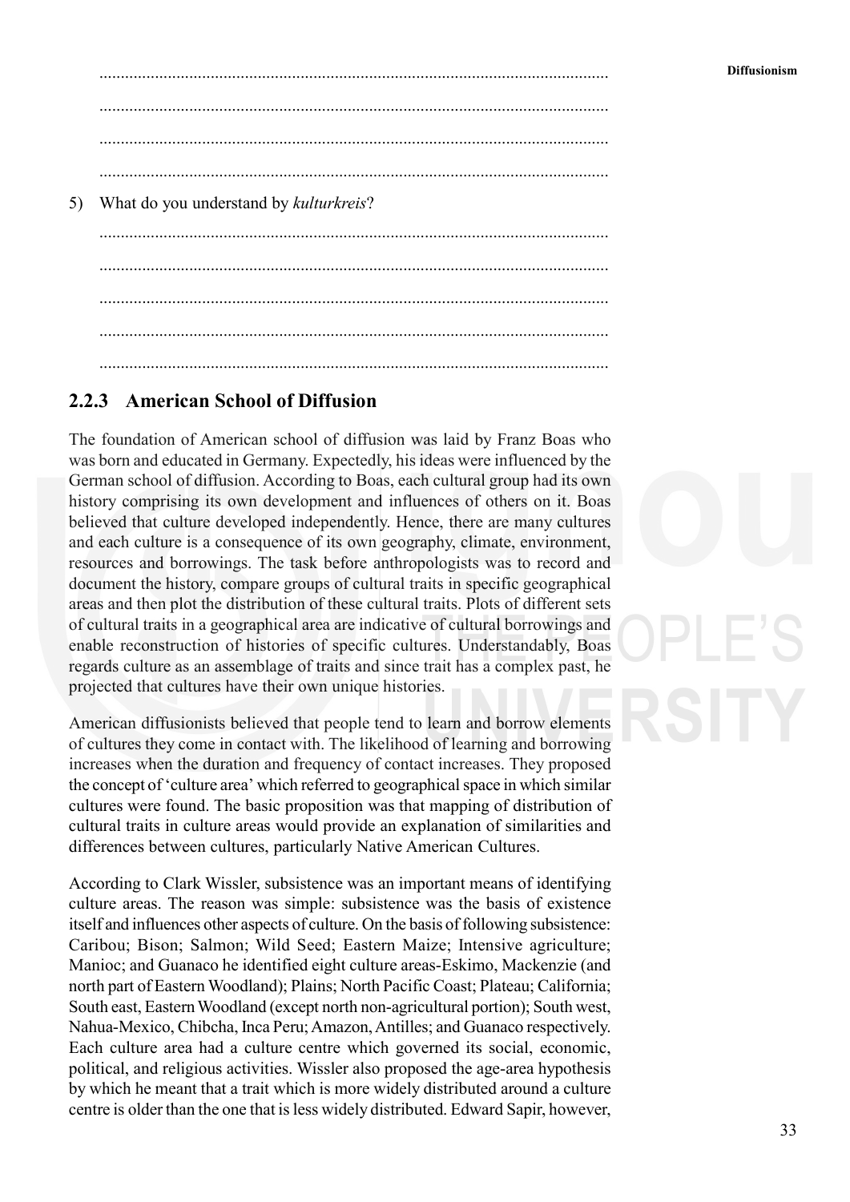.......................................................................................................................

.......................................................................................................................

.......................................................................................................................

.......................................................................................................................

5) What do you understand by *kulturkreis*?

.......................................................................................................................

.......................................................................................................................

.......................................................................................................................

.......................................................................................................................

.......................................................................................................................

### 2.2.3 American School of Diffusion

The foundation of American school of diffusion was laid by Franz Boas who was born and educated in Germany. Expectedly, his ideas were influenced by the German school of diffusion. According to Boas, each cultural group had its own history comprising its own development and influences of others on it. Boas believed that culture developed independently. Hence, there are many cultures and each culture is a consequence of its own geography, climate, environment, resources and borrowings. The task before anthropologists was to record and document the history, compare groups of cultural traits in specific geographical areas and then plot the distribution of these cultural traits. Plots of different sets of cultural traits in a geographical area are indicative of cultural borrowings and enable reconstruction of histories of specific cultures. Understandably, Boas regards culture as an assemblage of traits and since trait has a complex past, he projected that cultures have their own unique histories.

American diffusionists believed that people tend to learn and borrow elements of cultures they come in contact with. The likelihood of learning and borrowing increases when the duration and frequency of contact increases. They proposed the concept of 'culture area' which referred to geographical space in which similar cultures were found. The basic proposition was that mapping of distribution of cultural traits in culture areas would provide an explanation of similarities and differences between cultures, particularly Native American Cultures.

According to Clark Wissler, subsistence was an important means of identifying culture areas. The reason was simple: subsistence was the basis of existence itself and influences other aspects of culture. On the basis of following subsistence: Caribou; Bison; Salmon; Wild Seed; Eastern Maize; Intensive agriculture; Manioc; and Guanaco he identified eight culture areas-Eskimo, Mackenzie (and north part of Eastern Woodland); Plains; North Pacific Coast; Plateau; California; South east, Eastern Woodland (except north non-agricultural portion); South west, Nahua-Mexico, Chibcha, Inca Peru; Amazon, Antilles; and Guanaco respectively. Each culture area had a culture centre which governed its social, economic, political, and religious activities. Wissler also proposed the age-area hypothesis by which he meant that a trait which is more widely distributed around a culture centre is older than the one that is less widely distributed. Edward Sapir, however,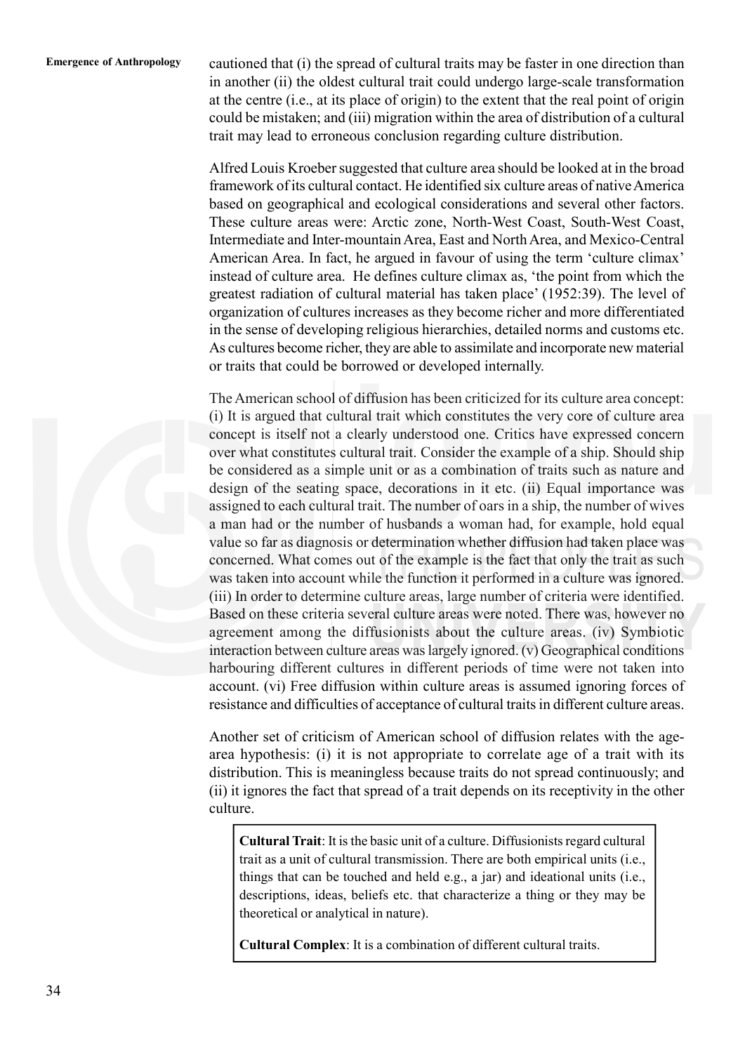cautioned that (i) the spread of cultural traits may be faster in one direction than in another (ii) the oldest cultural trait could undergo large-scale transformation at the centre (i.e., at its place of origin) to the extent that the real point of origin could be mistaken; and (iii) migration within the area of distribution of a cultural trait may lead to erroneous conclusion regarding culture distribution.

Alfred Louis Kroeber suggested that culture area should be looked at in the broad framework of its cultural contact. He identified six culture areas of native America based on geographical and ecological considerations and several other factors. These culture areas were: Arctic zone, North-West Coast, South-West Coast, Intermediate and Inter-mountain Area, East and North Area, and Mexico-Central American Area. In fact, he argued in favour of using the term 'culture climax' instead of culture area. He defines culture climax as, 'the point from which the greatest radiation of cultural material has taken place' (1952:39). The level of organization of cultures increases as they become richer and more differentiated in the sense of developing religious hierarchies, detailed norms and customs etc. As cultures become richer, they are able to assimilate and incorporate new material or traits that could be borrowed or developed internally.

The American school of diffusion has been criticized for its culture area concept: (i) It is argued that cultural trait which constitutes the very core of culture area concept is itself not a clearly understood one. Critics have expressed concern over what constitutes cultural trait. Consider the example of a ship. Should ship be considered as a simple unit or as a combination of traits such as nature and design of the seating space, decorations in it etc. (ii) Equal importance was assigned to each cultural trait. The number of oars in a ship, the number of wives a man had or the number of husbands a woman had, for example, hold equal value so far as diagnosis or determination whether diffusion had taken place was concerned. What comes out of the example is the fact that only the trait as such was taken into account while the function it performed in a culture was ignored. (iii) In order to determine culture areas, large number of criteria were identified. Based on these criteria several culture areas were noted. There was, however no agreement among the diffusionists about the culture areas. (iv) Symbiotic interaction between culture areas was largely ignored. (v) Geographical conditions harbouring different cultures in different periods of time were not taken into account. (vi) Free diffusion within culture areas is assumed ignoring forces of resistance and difficulties of acceptance of cultural traits in different culture areas.

Another set of criticism of American school of diffusion relates with the age-area hypothesis: (i) it is not appropriate to correlate age of a trait with its distribution. This is meaningless because traits do not spread continuously; and (ii) it ignores the fact that spread of a trait depends on its receptivity in the other culture.

> **Cultural Trait**: It is the basic unit of a culture. Diffusionists regard cultural trait as a unit of cultural transmission. There are both empirical units (i.e., things that can be touched and held e.g., a jar) and ideational units (i.e., descriptions, ideas, beliefs etc. that characterize a thing or they may be theoretical or analytical in nature).
>
> **Cultural Complex**: It is a combination of different cultural traits.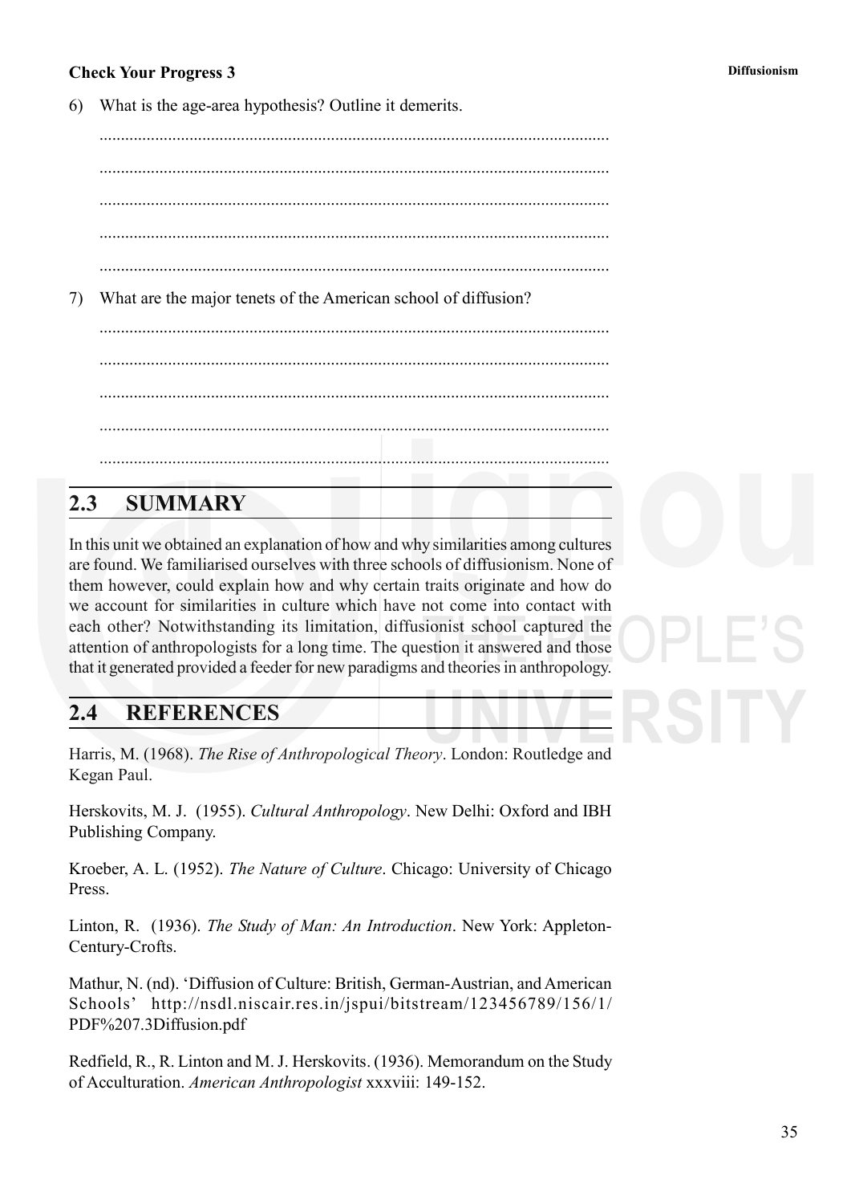**Check Your Progress 3**

6) What is the age-area hypothesis? Outline it demerits.

......................................................................................................................

......................................................................................................................

......................................................................................................................

......................................................................................................................

......................................................................................................................

7) What are the major tenets of the American school of diffusion?

......................................................................................................................

......................................................................................................................

......................................................................................................................

......................................................................................................................

......................................................................................................................

## 2.3 SUMMARY

In this unit we obtained an explanation of how and why similarities among cultures are found. We familiarised ourselves with three schools of diffusionism. None of them however, could explain how and why certain traits originate and how do we account for similarities in culture which have not come into contact with each other? Notwithstanding its limitation, diffusionist school captured the attention of anthropologists for a long time. The question it answered and those that it generated provided a feeder for new paradigms and theories in anthropology.

## 2.4 REFERENCES

Harris, M. (1968). *The Rise of Anthropological Theory*. London: Routledge and Kegan Paul.

Herskovits, M. J. (1955). *Cultural Anthropology*. New Delhi: Oxford and IBH Publishing Company.

Kroeber, A. L. (1952). *The Nature of Culture*. Chicago: University of Chicago Press.

Linton, R. (1936). *The Study of Man: An Introduction*. New York: Appleton-Century-Crofts.

Mathur, N. (nd). 'Diffusion of Culture: British, German-Austrian, and American Schools' http://nsdl.niscair.res.in/jspui/bitstream/123456789/156/1/PDF%207.3Diffusion.pdf

Redfield, R., R. Linton and M. J. Herskovits. (1936). Memorandum on the Study of Acculturation. *American Anthropologist* xxxviii: 149-152.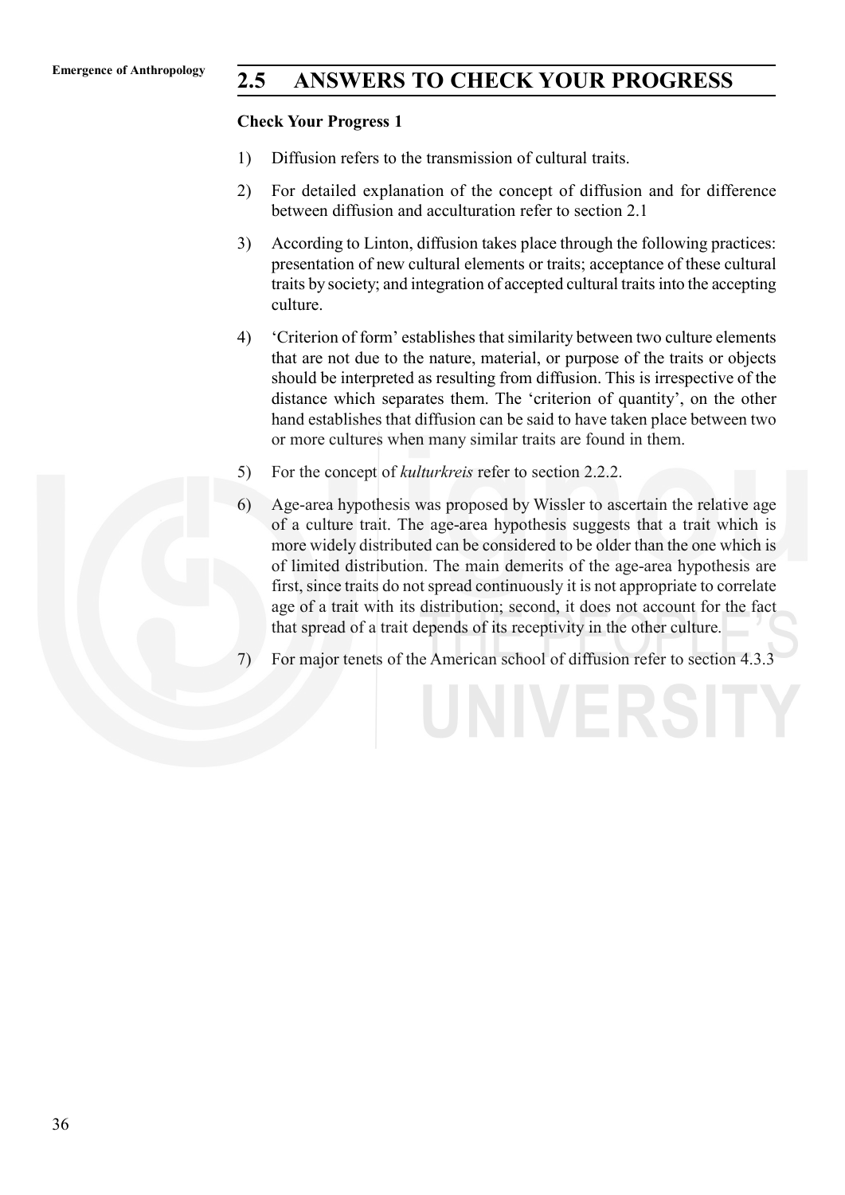## 2.5 ANSWERS TO CHECK YOUR PROGRESS

**Check Your Progress 1**

1) Diffusion refers to the transmission of cultural traits.

2) For detailed explanation of the concept of diffusion and for difference between diffusion and acculturation refer to section 2.1

3) According to Linton, diffusion takes place through the following practices: presentation of new cultural elements or traits; acceptance of these cultural traits by society; and integration of accepted cultural traits into the accepting culture.

4) 'Criterion of form' establishes that similarity between two culture elements that are not due to the nature, material, or purpose of the traits or objects should be interpreted as resulting from diffusion. This is irrespective of the distance which separates them. The 'criterion of quantity', on the other hand establishes that diffusion can be said to have taken place between two or more cultures when many similar traits are found in them.

5) For the concept of *kulturkreis* refer to section 2.2.2.

6) Age-area hypothesis was proposed by Wissler to ascertain the relative age of a culture trait. The age-area hypothesis suggests that a trait which is more widely distributed can be considered to be older than the one which is of limited distribution. The main demerits of the age-area hypothesis are first, since traits do not spread continuously it is not appropriate to correlate age of a trait with its distribution; second, it does not account for the fact that spread of a trait depends of its receptivity in the other culture.

7) For major tenets of the American school of diffusion refer to section 4.3.3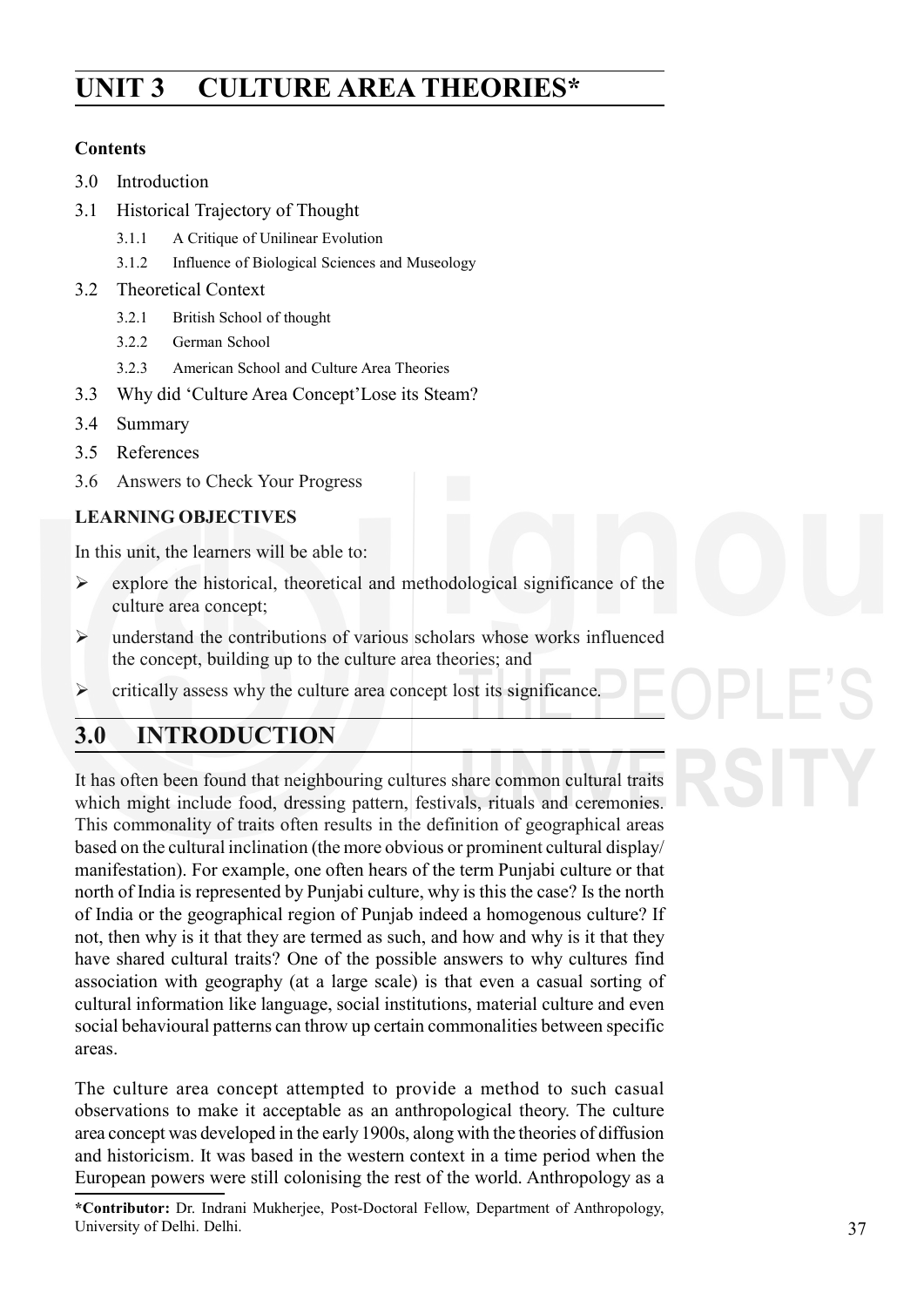# UNIT 3 CULTURE AREA THEORIES*

**Contents**

3.0 Introduction

3.1 Historical Trajectory of Thought

- 3.1.1 A Critique of Unilinear Evolution
- 3.1.2 Influence of Biological Sciences and Museology

3.2 Theoretical Context

- 3.2.1 British School of thought
- 3.2.2 German School
- 3.2.3 American School and Culture Area Theories

3.3 Why did 'Culture Area Concept' Lose its Steam?

3.4 Summary

3.5 References

3.6 Answers to Check Your Progress

**LEARNING OBJECTIVES**

In this unit, the learners will be able to:

- explore the historical, theoretical and methodological significance of the culture area concept;
- understand the contributions of various scholars whose works influenced the concept, building up to the culture area theories; and
- critically assess why the culture area concept lost its significance.

## 3.0 INTRODUCTION

It has often been found that neighbouring cultures share common cultural traits which might include food, dressing pattern, festivals, rituals and ceremonies. This commonality of traits often results in the definition of geographical areas based on the cultural inclination (the more obvious or prominent cultural display/manifestation). For example, one often hears of the term Punjabi culture or that north of India is represented by Punjabi culture, why is this the case? Is the north of India or the geographical region of Punjab indeed a homogenous culture? If not, then why is it that they are termed as such, and how and why is it that they have shared cultural traits? One of the possible answers to why cultures find association with geography (at a large scale) is that even a casual sorting of cultural information like language, social institutions, material culture and even social behavioural patterns can throw up certain commonalities between specific areas.

The culture area concept attempted to provide a method to such casual observations to make it acceptable as an anthropological theory. The culture area concept was developed in the early 1900s, along with the theories of diffusion and historicism. It was based in the western context in a time period when the European powers were still colonising the rest of the world. Anthropology as a

**\*Contributor:** Dr. Indrani Mukherjee, Post-Doctoral Fellow, Department of Anthropology, University of Delhi. Delhi.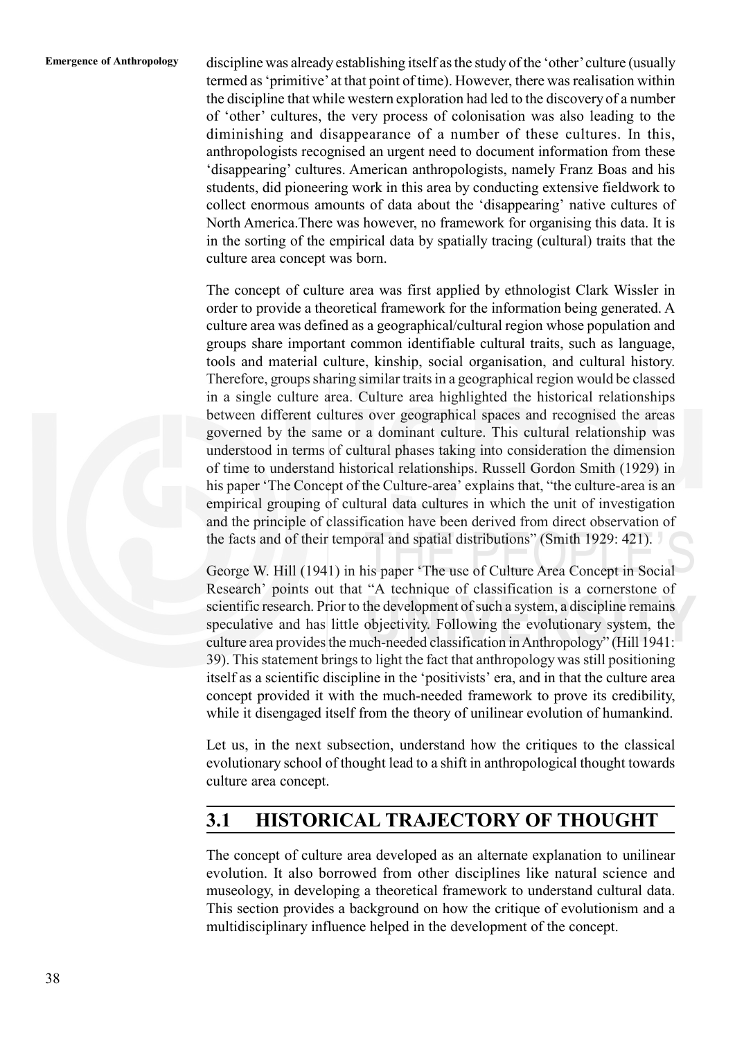discipline was already establishing itself as the study of the 'other' culture (usually termed as 'primitive' at that point of time). However, there was realisation within the discipline that while western exploration had led to the discovery of a number of 'other' cultures, the very process of colonisation was also leading to the diminishing and disappearance of a number of these cultures. In this, anthropologists recognised an urgent need to document information from these 'disappearing' cultures. American anthropologists, namely Franz Boas and his students, did pioneering work in this area by conducting extensive fieldwork to collect enormous amounts of data about the 'disappearing' native cultures of North America.There was however, no framework for organising this data. It is in the sorting of the empirical data by spatially tracing (cultural) traits that the culture area concept was born.

The concept of culture area was first applied by ethnologist Clark Wissler in order to provide a theoretical framework for the information being generated. A culture area was defined as a geographical/cultural region whose population and groups share important common identifiable cultural traits, such as language, tools and material culture, kinship, social organisation, and cultural history. Therefore, groups sharing similar traits in a geographical region would be classed in a single culture area. Culture area highlighted the historical relationships between different cultures over geographical spaces and recognised the areas governed by the same or a dominant culture. This cultural relationship was understood in terms of cultural phases taking into consideration the dimension of time to understand historical relationships. Russell Gordon Smith (1929) in his paper 'The Concept of the Culture-area' explains that, "the culture-area is an empirical grouping of cultural data cultures in which the unit of investigation and the principle of classification have been derived from direct observation of the facts and of their temporal and spatial distributions" (Smith 1929: 421).

George W. Hill (1941) in his paper 'The use of Culture Area Concept in Social Research' points out that "A technique of classification is a cornerstone of scientific research. Prior to the development of such a system, a discipline remains speculative and has little objectivity. Following the evolutionary system, the culture area provides the much-needed classification in Anthropology" (Hill 1941: 39). This statement brings to light the fact that anthropology was still positioning itself as a scientific discipline in the 'positivists' era, and in that the culture area concept provided it with the much-needed framework to prove its credibility, while it disengaged itself from the theory of unilinear evolution of humankind.

Let us, in the next subsection, understand how the critiques to the classical evolutionary school of thought lead to a shift in anthropological thought towards culture area concept.

## 3.1 HISTORICAL TRAJECTORY OF THOUGHT

The concept of culture area developed as an alternate explanation to unilinear evolution. It also borrowed from other disciplines like natural science and museology, in developing a theoretical framework to understand cultural data. This section provides a background on how the critique of evolutionism and a multidisciplinary influence helped in the development of the concept.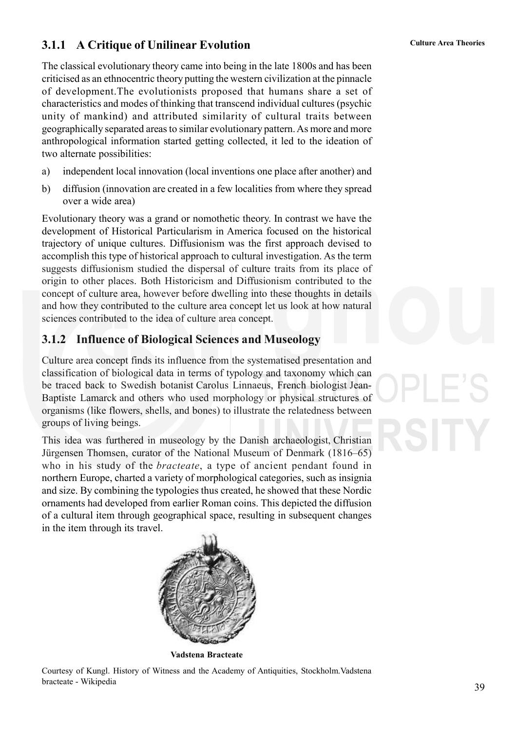### 3.1.1 A Critique of Unilinear Evolution

The classical evolutionary theory came into being in the late 1800s and has been criticised as an ethnocentric theory putting the western civilization at the pinnacle of development.The evolutionists proposed that humans share a set of characteristics and modes of thinking that transcend individual cultures (psychic unity of mankind) and attributed similarity of cultural traits between geographically separated areas to similar evolutionary pattern. As more and more anthropological information started getting collected, it led to the ideation of two alternate possibilities:

a) independent local innovation (local inventions one place after another) and

b) diffusion (innovation are created in a few localities from where they spread over a wide area)

Evolutionary theory was a grand or nomothetic theory. In contrast we have the development of Historical Particularism in America focused on the historical trajectory of unique cultures. Diffusionism was the first approach devised to accomplish this type of historical approach to cultural investigation. As the term suggests diffusionism studied the dispersal of culture traits from its place of origin to other places. Both Historicism and Diffusionism contributed to the concept of culture area, however before dwelling into these thoughts in details and how they contributed to the culture area concept let us look at how natural sciences contributed to the idea of culture area concept.

### 3.1.2 Influence of Biological Sciences and Museology

Culture area concept finds its influence from the systematised presentation and classification of biological data in terms of typology and taxonomy which can be traced back to Swedish botanist Carolus Linnaeus, French biologist Jean-Baptiste Lamarck and others who used morphology or physical structures of organisms (like flowers, shells, and bones) to illustrate the relatedness between groups of living beings.

This idea was furthered in museology by the Danish archaeologist, Christian Jürgensen Thomsen, curator of the National Museum of Denmark (1816–65) who in his study of the *bracteate*, a type of ancient pendant found in northern Europe, charted a variety of morphological categories, such as insignia and size. By combining the typologies thus created, he showed that these Nordic ornaments had developed from earlier Roman coins. This depicted the diffusion of a cultural item through geographical space, resulting in subsequent changes in the item through its travel.

**Vadstena Bracteate**

Courtesy of Kungl. History of Witness and the Academy of Antiquities, Stockholm.Vadstena bracteate - Wikipedia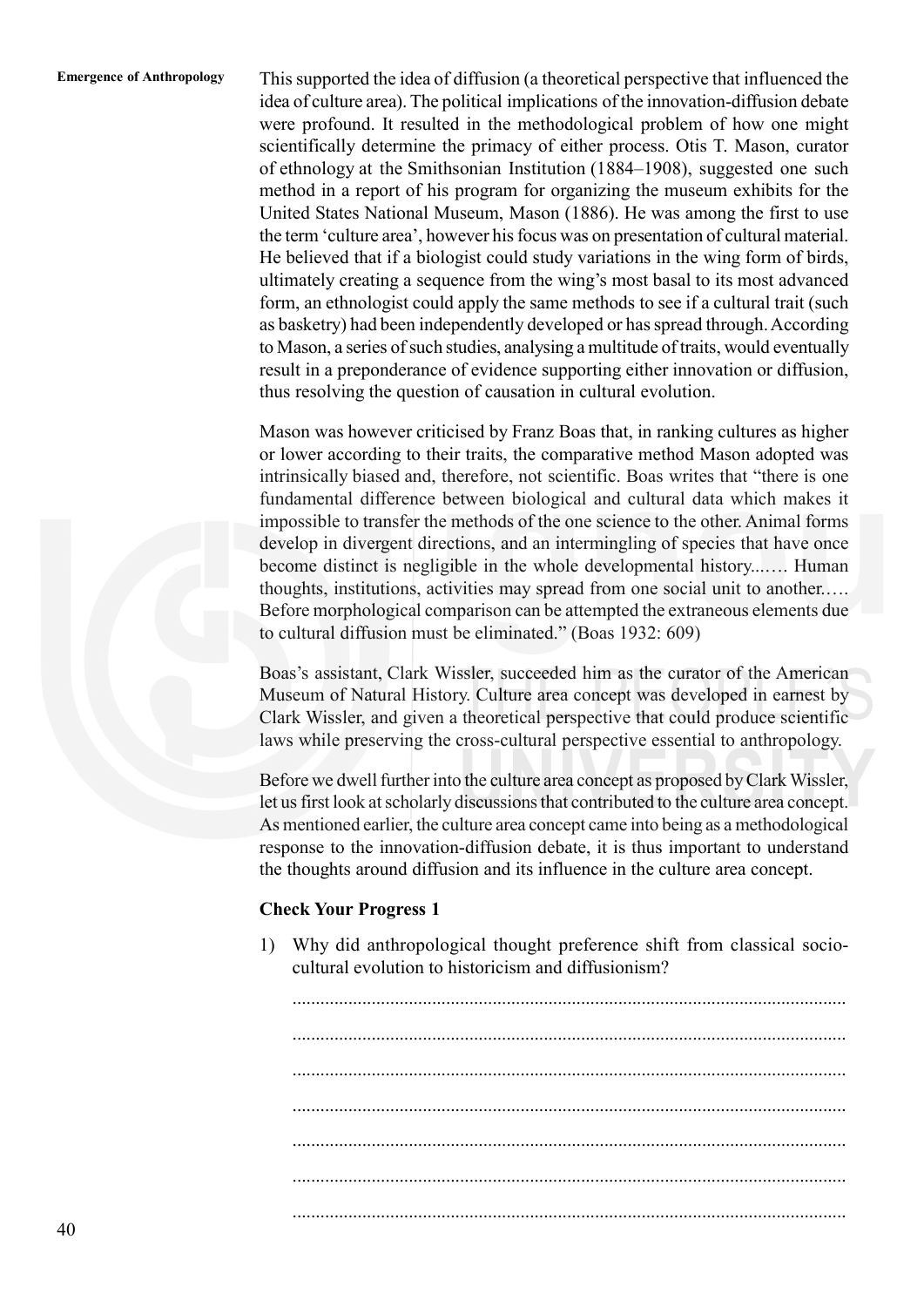This supported the idea of diffusion (a theoretical perspective that influenced the idea of culture area). The political implications of the innovation-diffusion debate were profound. It resulted in the methodological problem of how one might scientifically determine the primacy of either process. Otis T. Mason, curator of ethnology at the Smithsonian Institution (1884–1908), suggested one such method in a report of his program for organizing the museum exhibits for the United States National Museum, Mason (1886). He was among the first to use the term 'culture area', however his focus was on presentation of cultural material. He believed that if a biologist could study variations in the wing form of birds, ultimately creating a sequence from the wing's most basal to its most advanced form, an ethnologist could apply the same methods to see if a cultural trait (such as basketry) had been independently developed or has spread through. According to Mason, a series of such studies, analysing a multitude of traits, would eventually result in a preponderance of evidence supporting either innovation or diffusion, thus resolving the question of causation in cultural evolution.

Mason was however criticised by Franz Boas that, in ranking cultures as higher or lower according to their traits, the comparative method Mason adopted was intrinsically biased and, therefore, not scientific. Boas writes that "there is one fundamental difference between biological and cultural data which makes it impossible to transfer the methods of the one science to the other. Animal forms develop in divergent directions, and an intermingling of species that have once become distinct is negligible in the whole developmental history...…. Human thoughts, institutions, activities may spread from one social unit to another.…. Before morphological comparison can be attempted the extraneous elements due to cultural diffusion must be eliminated." (Boas 1932: 609)

Boas's assistant, Clark Wissler, succeeded him as the curator of the American Museum of Natural History. Culture area concept was developed in earnest by Clark Wissler, and given a theoretical perspective that could produce scientific laws while preserving the cross-cultural perspective essential to anthropology.

Before we dwell further into the culture area concept as proposed by Clark Wissler, let us first look at scholarly discussions that contributed to the culture area concept. As mentioned earlier, the culture area concept came into being as a methodological response to the innovation-diffusion debate, it is thus important to understand the thoughts around diffusion and its influence in the culture area concept.

**Check Your Progress 1**

1) Why did anthropological thought preference shift from classical socio-cultural evolution to historicism and diffusionism?

.....................................................................................................................

.....................................................................................................................

.....................................................................................................................

.....................................................................................................................

.....................................................................................................................

.....................................................................................................................

.....................................................................................................................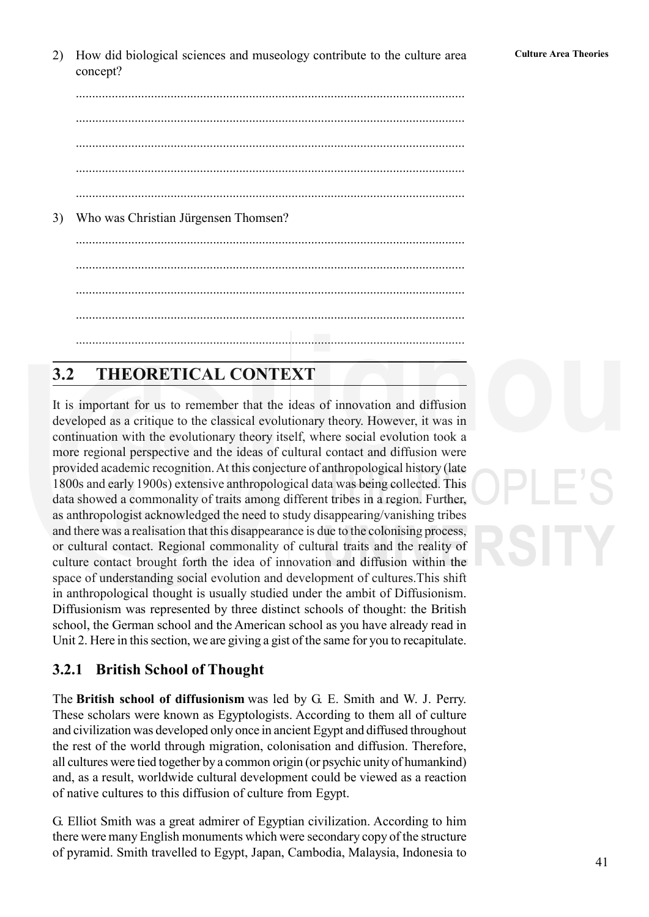2) How did biological sciences and museology contribute to the culture area concept?

......................................................................................................................

......................................................................................................................

......................................................................................................................

......................................................................................................................

......................................................................................................................

3) Who was Christian Jürgensen Thomsen?

......................................................................................................................

......................................................................................................................

......................................................................................................................

......................................................................................................................

......................................................................................................................

## 3.2 THEORETICAL CONTEXT

It is important for us to remember that the ideas of innovation and diffusion developed as a critique to the classical evolutionary theory. However, it was in continuation with the evolutionary theory itself, where social evolution took a more regional perspective and the ideas of cultural contact and diffusion were provided academic recognition. At this conjecture of anthropological history (late 1800s and early 1900s) extensive anthropological data was being collected. This data showed a commonality of traits among different tribes in a region. Further, as anthropologist acknowledged the need to study disappearing/vanishing tribes and there was a realisation that this disappearance is due to the colonising process, or cultural contact. Regional commonality of cultural traits and the reality of culture contact brought forth the idea of innovation and diffusion within the space of understanding social evolution and development of cultures.This shift in anthropological thought is usually studied under the ambit of Diffusionism. Diffusionism was represented by three distinct schools of thought: the British school, the German school and the American school as you have already read in Unit 2. Here in this section, we are giving a gist of the same for you to recapitulate.

### 3.2.1 British School of Thought

The **British school of diffusionism** was led by G. E. Smith and W. J. Perry. These scholars were known as Egyptologists. According to them all of culture and civilization was developed only once in ancient Egypt and diffused throughout the rest of the world through migration, colonisation and diffusion. Therefore, all cultures were tied together by a common origin (or psychic unity of humankind) and, as a result, worldwide cultural development could be viewed as a reaction of native cultures to this diffusion of culture from Egypt.

G. Elliot Smith was a great admirer of Egyptian civilization. According to him there were many English monuments which were secondary copy of the structure of pyramid. Smith travelled to Egypt, Japan, Cambodia, Malaysia, Indonesia to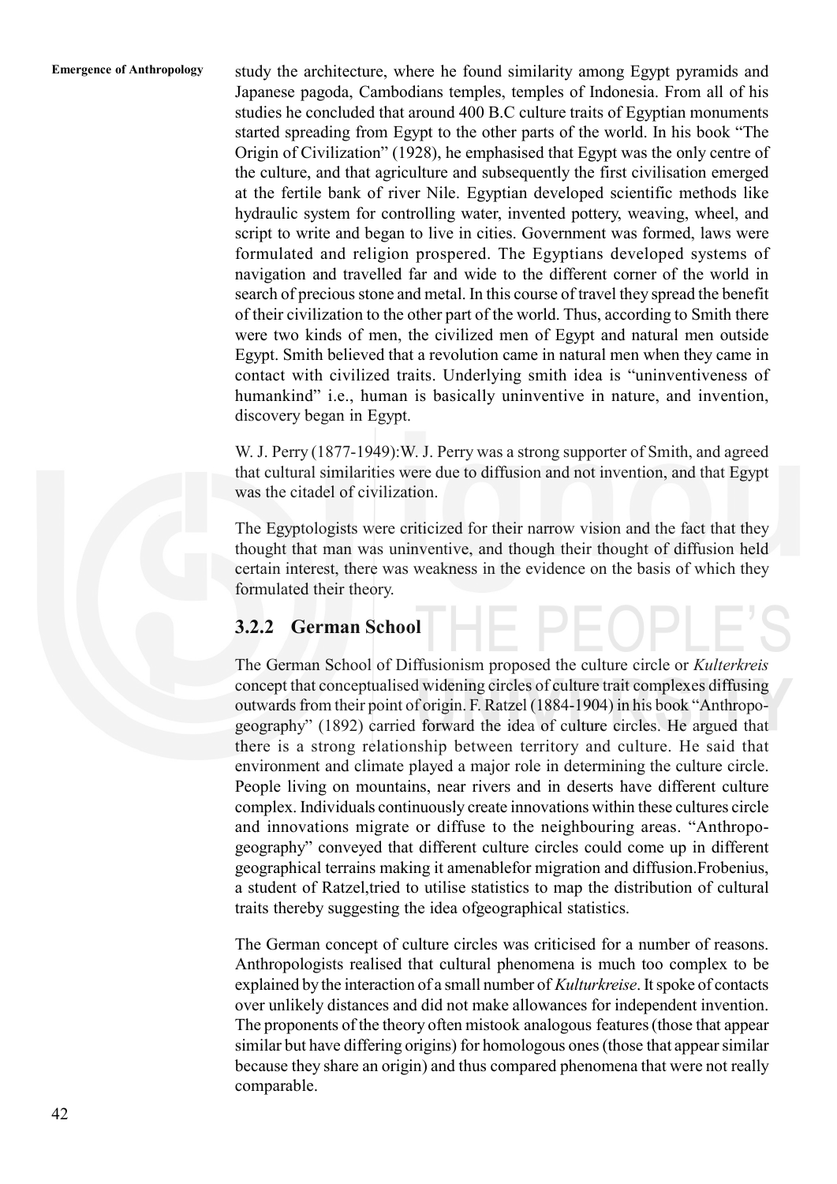study the architecture, where he found similarity among Egypt pyramids and Japanese pagoda, Cambodians temples, temples of Indonesia. From all of his studies he concluded that around 400 B.C culture traits of Egyptian monuments started spreading from Egypt to the other parts of the world. In his book "The Origin of Civilization" (1928), he emphasised that Egypt was the only centre of the culture, and that agriculture and subsequently the first civilisation emerged at the fertile bank of river Nile. Egyptian developed scientific methods like hydraulic system for controlling water, invented pottery, weaving, wheel, and script to write and began to live in cities. Government was formed, laws were formulated and religion prospered. The Egyptians developed systems of navigation and travelled far and wide to the different corner of the world in search of precious stone and metal. In this course of travel they spread the benefit of their civilization to the other part of the world. Thus, according to Smith there were two kinds of men, the civilized men of Egypt and natural men outside Egypt. Smith believed that a revolution came in natural men when they came in contact with civilized traits. Underlying smith idea is "uninventiveness of humankind" i.e., human is basically uninventive in nature, and invention, discovery began in Egypt.

W. J. Perry (1877-1949):W. J. Perry was a strong supporter of Smith, and agreed that cultural similarities were due to diffusion and not invention, and that Egypt was the citadel of civilization.

The Egyptologists were criticized for their narrow vision and the fact that they thought that man was uninventive, and though their thought of diffusion held certain interest, there was weakness in the evidence on the basis of which they formulated their theory.

### 3.2.2 German School

The German School of Diffusionism proposed the culture circle or *Kulterkreis* concept that conceptualised widening circles of culture trait complexes diffusing outwards from their point of origin. F. Ratzel (1884-1904) in his book "Anthropo-geography" (1892) carried forward the idea of culture circles. He argued that there is a strong relationship between territory and culture. He said that environment and climate played a major role in determining the culture circle. People living on mountains, near rivers and in deserts have different culture complex. Individuals continuously create innovations within these cultures circle and innovations migrate or diffuse to the neighbouring areas. "Anthropo-geography" conveyed that different culture circles could come up in different geographical terrains making it amenablefor migration and diffusion.Frobenius, a student of Ratzel,tried to utilise statistics to map the distribution of cultural traits thereby suggesting the idea ofgeographical statistics.

The German concept of culture circles was criticised for a number of reasons. Anthropologists realised that cultural phenomena is much too complex to be explained by the interaction of a small number of *Kulturkreise*. It spoke of contacts over unlikely distances and did not make allowances for independent invention. The proponents of the theory often mistook analogous features (those that appear similar but have differing origins) for homologous ones (those that appear similar because they share an origin) and thus compared phenomena that were not really comparable.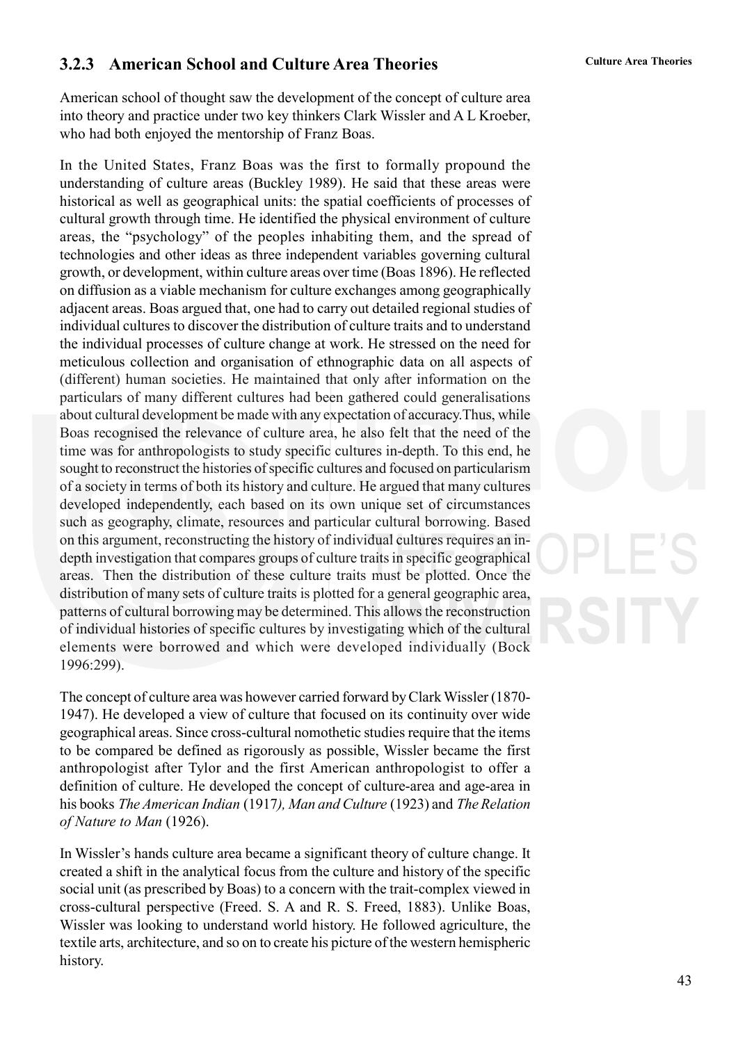### 3.2.3 American School and Culture Area Theories

American school of thought saw the development of the concept of culture area into theory and practice under two key thinkers Clark Wissler and A L Kroeber, who had both enjoyed the mentorship of Franz Boas.

In the United States, Franz Boas was the first to formally propound the understanding of culture areas (Buckley 1989). He said that these areas were historical as well as geographical units: the spatial coefficients of processes of cultural growth through time. He identified the physical environment of culture areas, the "psychology" of the peoples inhabiting them, and the spread of technologies and other ideas as three independent variables governing cultural growth, or development, within culture areas over time (Boas 1896). He reflected on diffusion as a viable mechanism for culture exchanges among geographically adjacent areas. Boas argued that, one had to carry out detailed regional studies of individual cultures to discover the distribution of culture traits and to understand the individual processes of culture change at work. He stressed on the need for meticulous collection and organisation of ethnographic data on all aspects of (different) human societies. He maintained that only after information on the particulars of many different cultures had been gathered could generalisations about cultural development be made with any expectation of accuracy.Thus, while Boas recognised the relevance of culture area, he also felt that the need of the time was for anthropologists to study specific cultures in-depth. To this end, he sought to reconstruct the histories of specific cultures and focused on particularism of a society in terms of both its history and culture. He argued that many cultures developed independently, each based on its own unique set of circumstances such as geography, climate, resources and particular cultural borrowing. Based on this argument, reconstructing the history of individual cultures requires an in-depth investigation that compares groups of culture traits in specific geographical areas. Then the distribution of these culture traits must be plotted. Once the distribution of many sets of culture traits is plotted for a general geographic area, patterns of cultural borrowing may be determined. This allows the reconstruction of individual histories of specific cultures by investigating which of the cultural elements were borrowed and which were developed individually (Bock 1996:299).

The concept of culture area was however carried forward by Clark Wissler (1870-1947). He developed a view of culture that focused on its continuity over wide geographical areas. Since cross-cultural nomothetic studies require that the items to be compared be defined as rigorously as possible, Wissler became the first anthropologist after Tylor and the first American anthropologist to offer a definition of culture. He developed the concept of culture-area and age-area in his books *The American Indian* (1917*), Man and Culture* (1923) and *The Relation of Nature to Man* (1926).

In Wissler's hands culture area became a significant theory of culture change. It created a shift in the analytical focus from the culture and history of the specific social unit (as prescribed by Boas) to a concern with the trait-complex viewed in cross-cultural perspective (Freed. S. A and R. S. Freed, 1883). Unlike Boas, Wissler was looking to understand world history. He followed agriculture, the textile arts, architecture, and so on to create his picture of the western hemispheric history.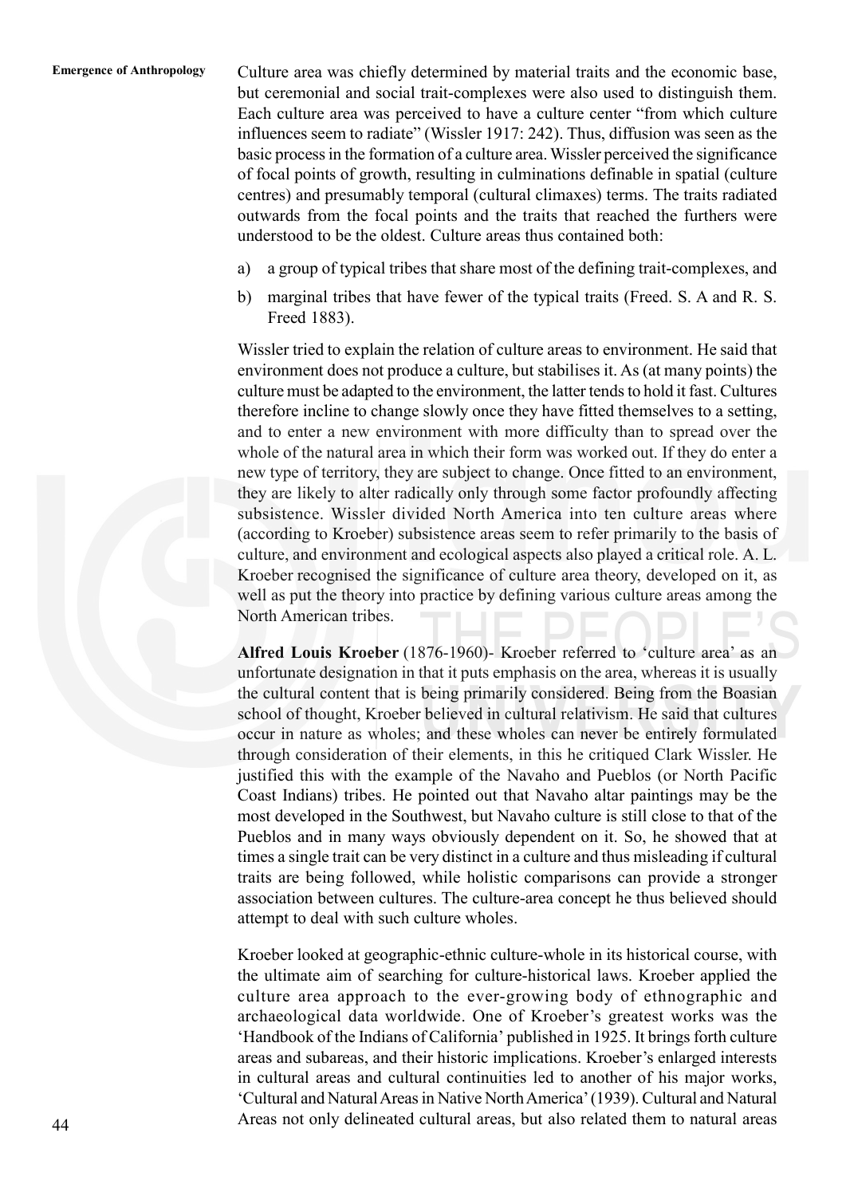Culture area was chiefly determined by material traits and the economic base, but ceremonial and social trait-complexes were also used to distinguish them. Each culture area was perceived to have a culture center "from which culture influences seem to radiate" (Wissler 1917: 242). Thus, diffusion was seen as the basic process in the formation of a culture area. Wissler perceived the significance of focal points of growth, resulting in culminations definable in spatial (culture centres) and presumably temporal (cultural climaxes) terms. The traits radiated outwards from the focal points and the traits that reached the furthers were understood to be the oldest. Culture areas thus contained both:

a) a group of typical tribes that share most of the defining trait-complexes, and

b) marginal tribes that have fewer of the typical traits (Freed. S. A and R. S. Freed 1883).

Wissler tried to explain the relation of culture areas to environment. He said that environment does not produce a culture, but stabilises it. As (at many points) the culture must be adapted to the environment, the latter tends to hold it fast. Cultures therefore incline to change slowly once they have fitted themselves to a setting, and to enter a new environment with more difficulty than to spread over the whole of the natural area in which their form was worked out. If they do enter a new type of territory, they are subject to change. Once fitted to an environment, they are likely to alter radically only through some factor profoundly affecting subsistence. Wissler divided North America into ten culture areas where (according to Kroeber) subsistence areas seem to refer primarily to the basis of culture, and environment and ecological aspects also played a critical role. A. L. Kroeber recognised the significance of culture area theory, developed on it, as well as put the theory into practice by defining various culture areas among the North American tribes.

**Alfred Louis Kroeber** (1876-1960)- Kroeber referred to 'culture area' as an unfortunate designation in that it puts emphasis on the area, whereas it is usually the cultural content that is being primarily considered. Being from the Boasian school of thought, Kroeber believed in cultural relativism. He said that cultures occur in nature as wholes; and these wholes can never be entirely formulated through consideration of their elements, in this he critiqued Clark Wissler. He justified this with the example of the Navaho and Pueblos (or North Pacific Coast Indians) tribes. He pointed out that Navaho altar paintings may be the most developed in the Southwest, but Navaho culture is still close to that of the Pueblos and in many ways obviously dependent on it. So, he showed that at times a single trait can be very distinct in a culture and thus misleading if cultural traits are being followed, while holistic comparisons can provide a stronger association between cultures. The culture-area concept he thus believed should attempt to deal with such culture wholes.

Kroeber looked at geographic-ethnic culture-whole in its historical course, with the ultimate aim of searching for culture-historical laws. Kroeber applied the culture area approach to the ever-growing body of ethnographic and archaeological data worldwide. One of Kroeber's greatest works was the 'Handbook of the Indians of California' published in 1925. It brings forth culture areas and subareas, and their historic implications. Kroeber's enlarged interests in cultural areas and cultural continuities led to another of his major works, 'Cultural and Natural Areas in Native North America' (1939). Cultural and Natural Areas not only delineated cultural areas, but also related them to natural areas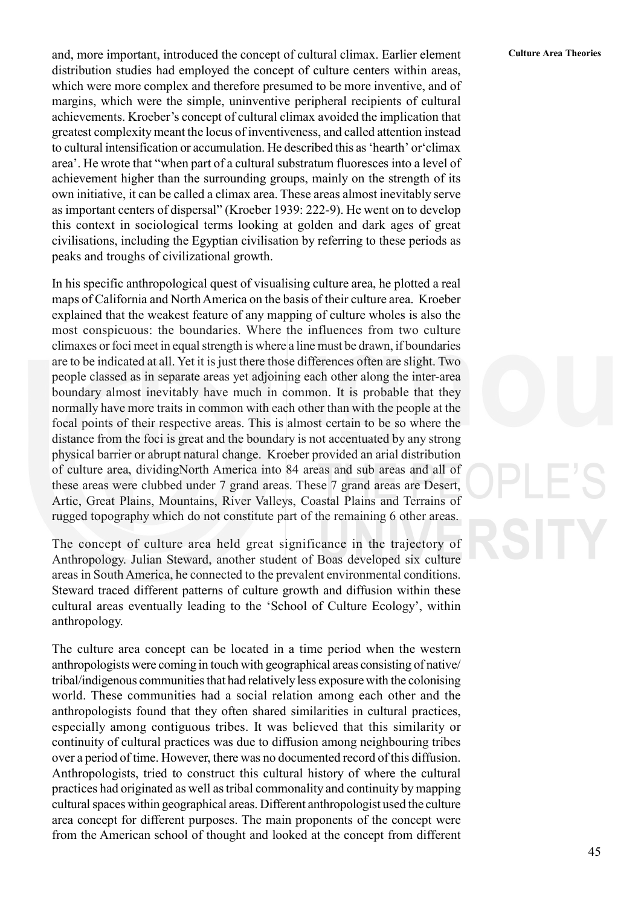and, more important, introduced the concept of cultural climax. Earlier element distribution studies had employed the concept of culture centers within areas, which were more complex and therefore presumed to be more inventive, and of margins, which were the simple, uninventive peripheral recipients of cultural achievements. Kroeber's concept of cultural climax avoided the implication that greatest complexity meant the locus of inventiveness, and called attention instead to cultural intensification or accumulation. He described this as 'hearth' or'climax area'. He wrote that "when part of a cultural substratum fluoresces into a level of achievement higher than the surrounding groups, mainly on the strength of its own initiative, it can be called a climax area. These areas almost inevitably serve as important centers of dispersal" (Kroeber 1939: 222-9). He went on to develop this context in sociological terms looking at golden and dark ages of great civilisations, including the Egyptian civilisation by referring to these periods as peaks and troughs of civilizational growth.

In his specific anthropological quest of visualising culture area, he plotted a real maps of California and North America on the basis of their culture area. Kroeber explained that the weakest feature of any mapping of culture wholes is also the most conspicuous: the boundaries. Where the influences from two culture climaxes or foci meet in equal strength is where a line must be drawn, if boundaries are to be indicated at all. Yet it is just there those differences often are slight. Two people classed as in separate areas yet adjoining each other along the inter-area boundary almost inevitably have much in common. It is probable that they normally have more traits in common with each other than with the people at the focal points of their respective areas. This is almost certain to be so where the distance from the foci is great and the boundary is not accentuated by any strong physical barrier or abrupt natural change. Kroeber provided an arial distribution of culture area, dividingNorth America into 84 areas and sub areas and all of these areas were clubbed under 7 grand areas. These 7 grand areas are Desert, Artic, Great Plains, Mountains, River Valleys, Coastal Plains and Terrains of rugged topography which do not constitute part of the remaining 6 other areas.

The concept of culture area held great significance in the trajectory of Anthropology. Julian Steward, another student of Boas developed six culture areas in South America, he connected to the prevalent environmental conditions. Steward traced different patterns of culture growth and diffusion within these cultural areas eventually leading to the 'School of Culture Ecology', within anthropology.

The culture area concept can be located in a time period when the western anthropologists were coming in touch with geographical areas consisting of native/tribal/indigenous communities that had relatively less exposure with the colonising world. These communities had a social relation among each other and the anthropologists found that they often shared similarities in cultural practices, especially among contiguous tribes. It was believed that this similarity or continuity of cultural practices was due to diffusion among neighbouring tribes over a period of time. However, there was no documented record of this diffusion. Anthropologists, tried to construct this cultural history of where the cultural practices had originated as well as tribal commonality and continuity by mapping cultural spaces within geographical areas. Different anthropologist used the culture area concept for different purposes. The main proponents of the concept were from the American school of thought and looked at the concept from different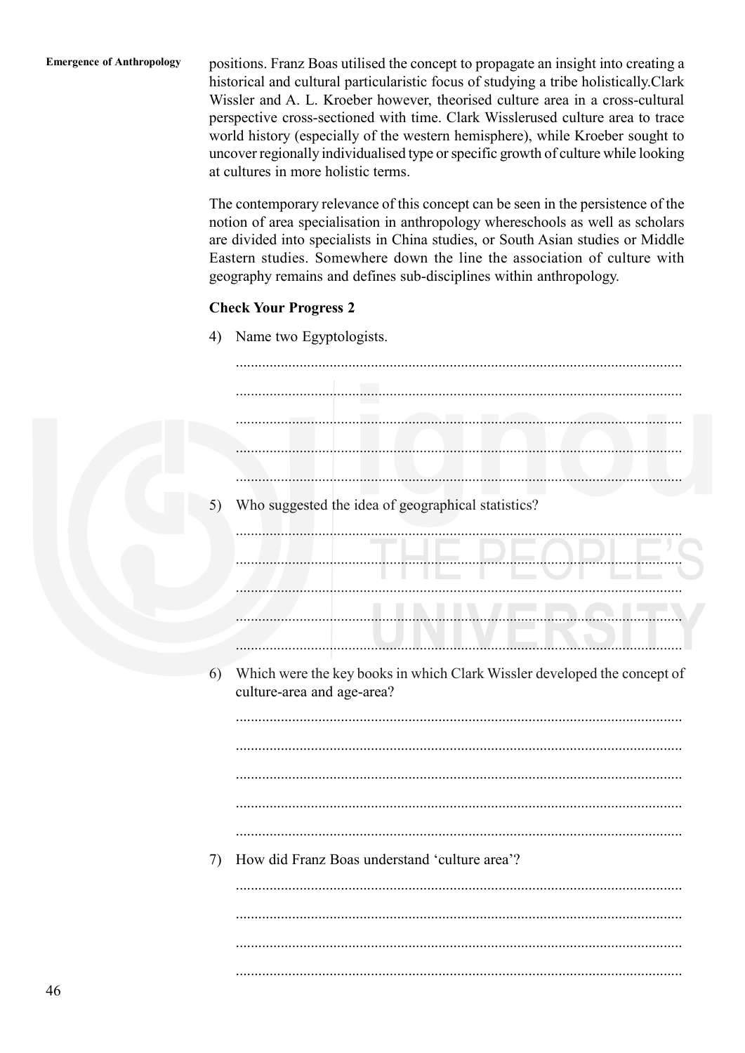positions. Franz Boas utilised the concept to propagate an insight into creating a historical and cultural particularistic focus of studying a tribe holistically.Clark Wissler and A. L. Kroeber however, theorised culture area in a cross-cultural perspective cross-sectioned with time. Clark Wisslerused culture area to trace world history (especially of the western hemisphere), while Kroeber sought to uncover regionally individualised type or specific growth of culture while looking at cultures in more holistic terms.

The contemporary relevance of this concept can be seen in the persistence of the notion of area specialisation in anthropology whereschools as well as scholars are divided into specialists in China studies, or South Asian studies or Middle Eastern studies. Somewhere down the line the association of culture with geography remains and defines sub-disciplines within anthropology.

**Check Your Progress 2**

4) Name two Egyptologists.

......................................................................................................................

......................................................................................................................

......................................................................................................................

......................................................................................................................

......................................................................................................................

5) Who suggested the idea of geographical statistics?

......................................................................................................................

......................................................................................................................

......................................................................................................................

......................................................................................................................

......................................................................................................................

6) Which were the key books in which Clark Wissler developed the concept of culture-area and age-area?

......................................................................................................................

......................................................................................................................

......................................................................................................................

......................................................................................................................

......................................................................................................................

7) How did Franz Boas understand 'culture area'?

......................................................................................................................

......................................................................................................................

......................................................................................................................

......................................................................................................................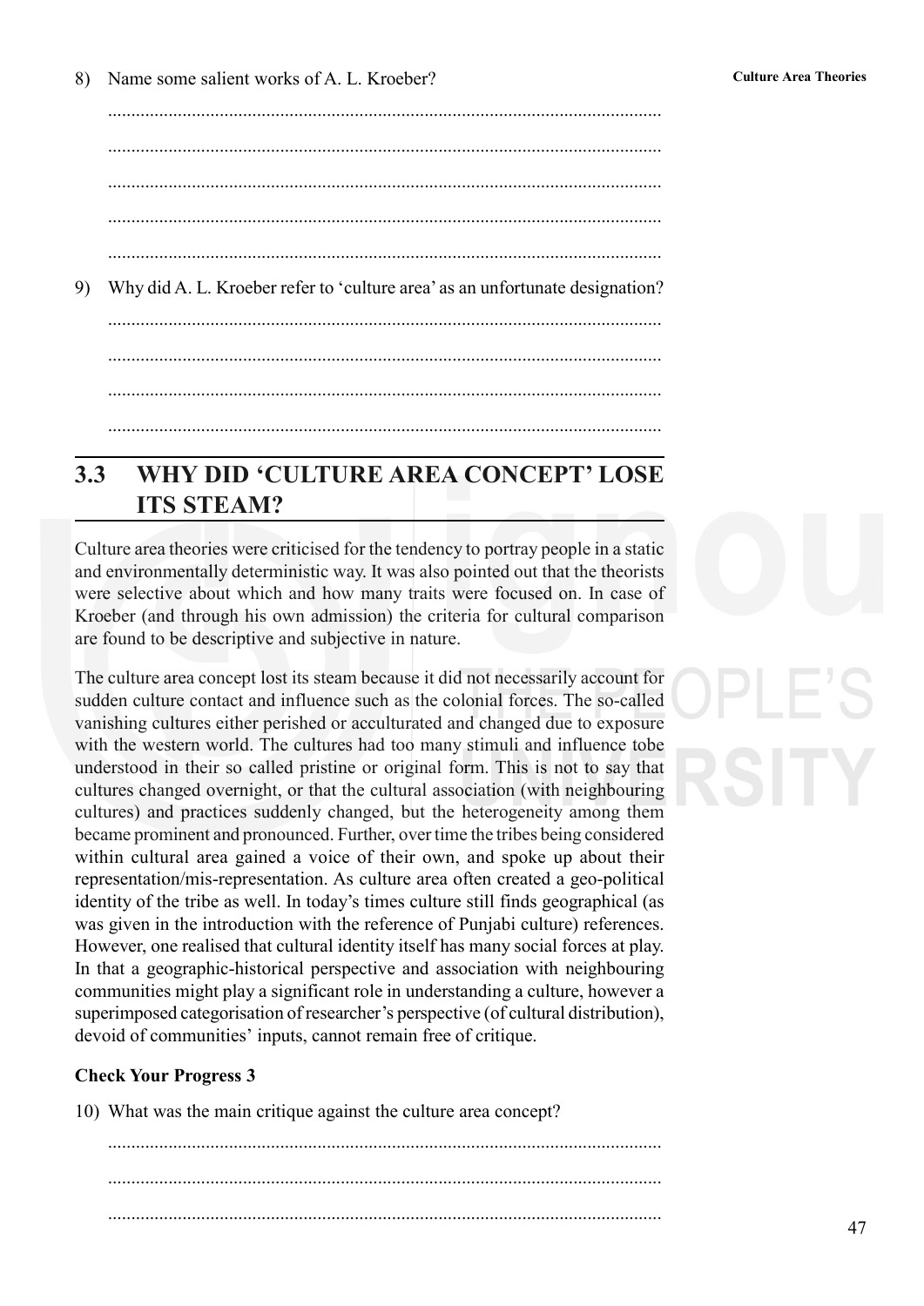8) Name some salient works of A. L. Kroeber?

......................................................................................................................

......................................................................................................................

......................................................................................................................

......................................................................................................................

......................................................................................................................

9) Why did A. L. Kroeber refer to 'culture area' as an unfortunate designation?

......................................................................................................................

......................................................................................................................

......................................................................................................................

......................................................................................................................

## 3.3 WHY DID 'CULTURE AREA CONCEPT' LOSE ITS STEAM?

Culture area theories were criticised for the tendency to portray people in a static and environmentally deterministic way. It was also pointed out that the theorists were selective about which and how many traits were focused on. In case of Kroeber (and through his own admission) the criteria for cultural comparison are found to be descriptive and subjective in nature.

The culture area concept lost its steam because it did not necessarily account for sudden culture contact and influence such as the colonial forces. The so-called vanishing cultures either perished or acculturated and changed due to exposure with the western world. The cultures had too many stimuli and influence tobe understood in their so called pristine or original form. This is not to say that cultures changed overnight, or that the cultural association (with neighbouring cultures) and practices suddenly changed, but the heterogeneity among them became prominent and pronounced. Further, over time the tribes being considered within cultural area gained a voice of their own, and spoke up about their representation/mis-representation. As culture area often created a geo-political identity of the tribe as well. In today's times culture still finds geographical (as was given in the introduction with the reference of Punjabi culture) references. However, one realised that cultural identity itself has many social forces at play. In that a geographic-historical perspective and association with neighbouring communities might play a significant role in understanding a culture, however a superimposed categorisation of researcher's perspective (of cultural distribution), devoid of communities' inputs, cannot remain free of critique.

**Check Your Progress 3**

10) What was the main critique against the culture area concept?

......................................................................................................................

......................................................................................................................

......................................................................................................................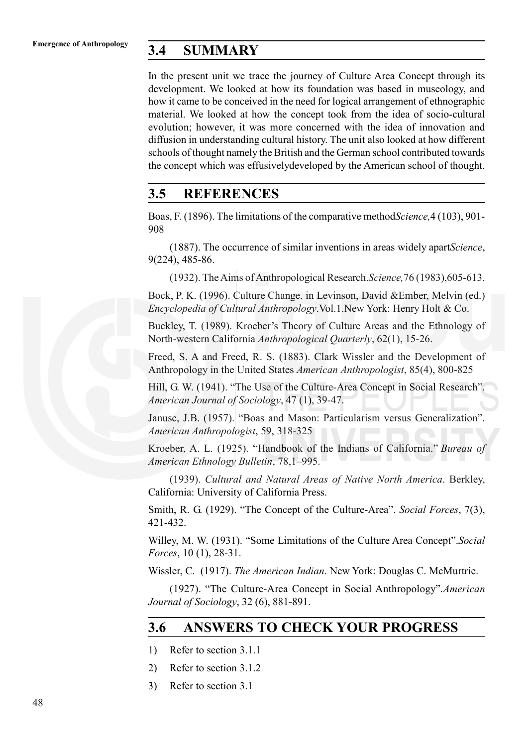## 3.4 SUMMARY

In the present unit we trace the journey of Culture Area Concept through its development. We looked at how its foundation was based in museology, and how it came to be conceived in the need for logical arrangement of ethnographic material. We looked at how the concept took from the idea of socio-cultural evolution; however, it was more concerned with the idea of innovation and diffusion in understanding cultural history. The unit also looked at how different schools of thought namely the British and the German school contributed towards the concept which was effusivelydeveloped by the American school of thought.

## 3.5 REFERENCES

Boas, F. (1896). The limitations of the comparative method*Science,*4 (103), 901-908

(1887). The occurrence of similar inventions in areas widely apart*Science*, 9(224), 485-86.

(1932). The Aims of Anthropological Research.*Science,*76 (1983),605-613.

Bock, P. K. (1996). Culture Change. in Levinson, David &Ember, Melvin (ed.) *Encyclopedia of Cultural Anthropology*.Vol.1.New York: Henry Holt & Co.

Buckley, T. (1989). Kroeber's Theory of Culture Areas and the Ethnology of North-western California *Anthropological Quarterly*, 62(1), 15-26.

Freed, S. A and Freed, R. S. (1883). Clark Wissler and the Development of Anthropology in the United States *American Anthropologist*, 85(4), 800-825

Hill, G. W. (1941). "The Use of the Culture-Area Concept in Social Research". *American Journal of Sociology*, 47 (1), 39-47.

Janusc, J.B. (1957). "Boas and Mason: Particularism versus Generalization". *American Anthropologist*, 59, 318-325

Kroeber, A. L. (1925). "Handbook of the Indians of California." *Bureau of American Ethnology Bulletin*, 78,1–995.

(1939). *Cultural and Natural Areas of Native North America*. Berkley, California: University of California Press.

Smith, R. G. (1929). "The Concept of the Culture-Area". *Social Forces*, 7(3), 421-432.

Willey, M. W. (1931). "Some Limitations of the Culture Area Concept".*Social Forces*, 10 (1), 28-31.

Wissler, C. (1917). *The American Indian*. New York: Douglas C. McMurtrie.

(1927). "The Culture-Area Concept in Social Anthropology".*American Journal of Sociology*, 32 (6), 881-891.

## 3.6 ANSWERS TO CHECK YOUR PROGRESS

1) Refer to section 3.1.1
2) Refer to section 3.1.2
3) Refer to section 3.1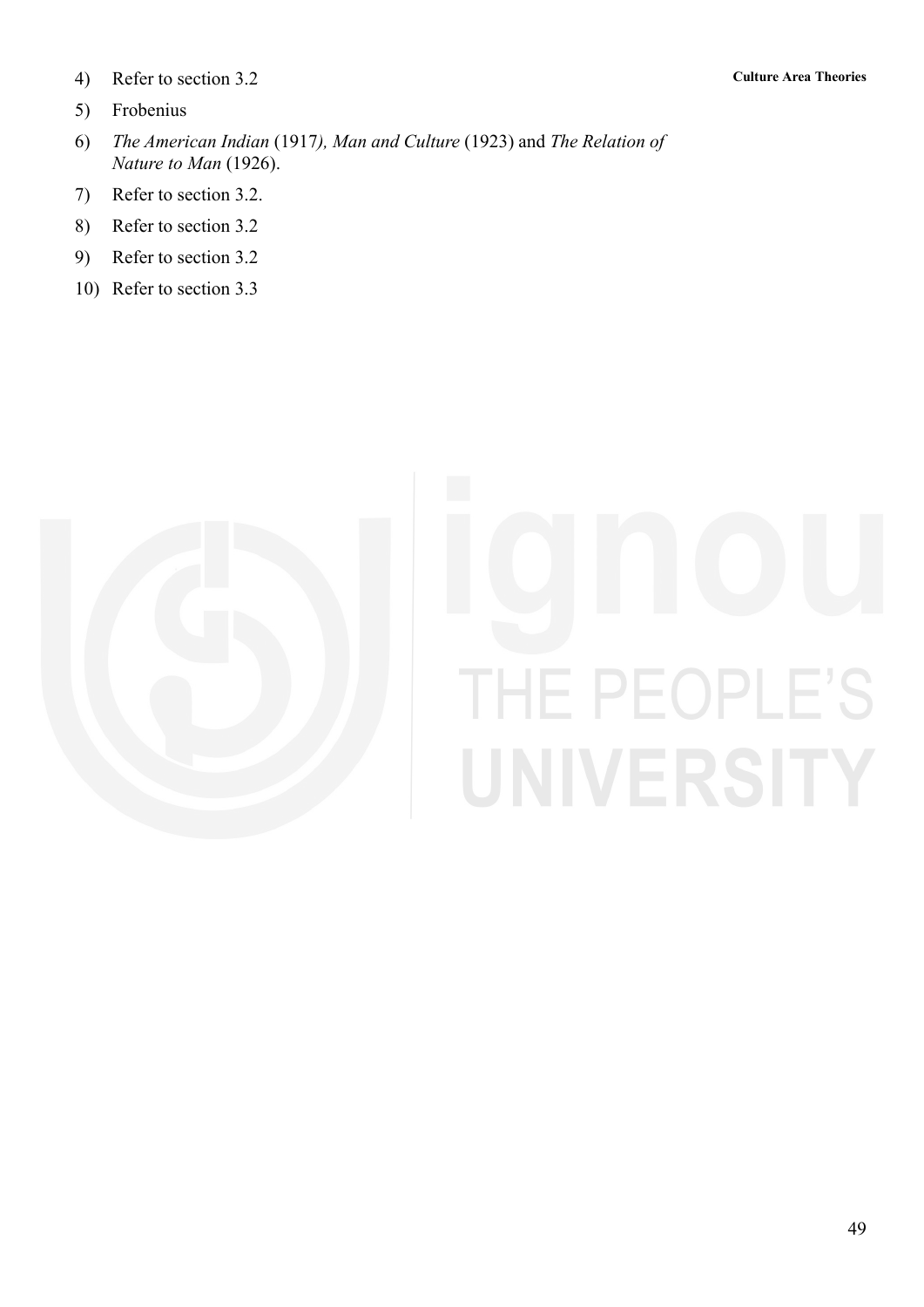4) Refer to section 3.2

5) Frobenius

6) *The American Indian* (1917*), Man and Culture* (1923) and *The Relation of Nature to Man* (1926).

7) Refer to section 3.2.

8) Refer to section 3.2

9) Refer to section 3.2

10) Refer to section 3.3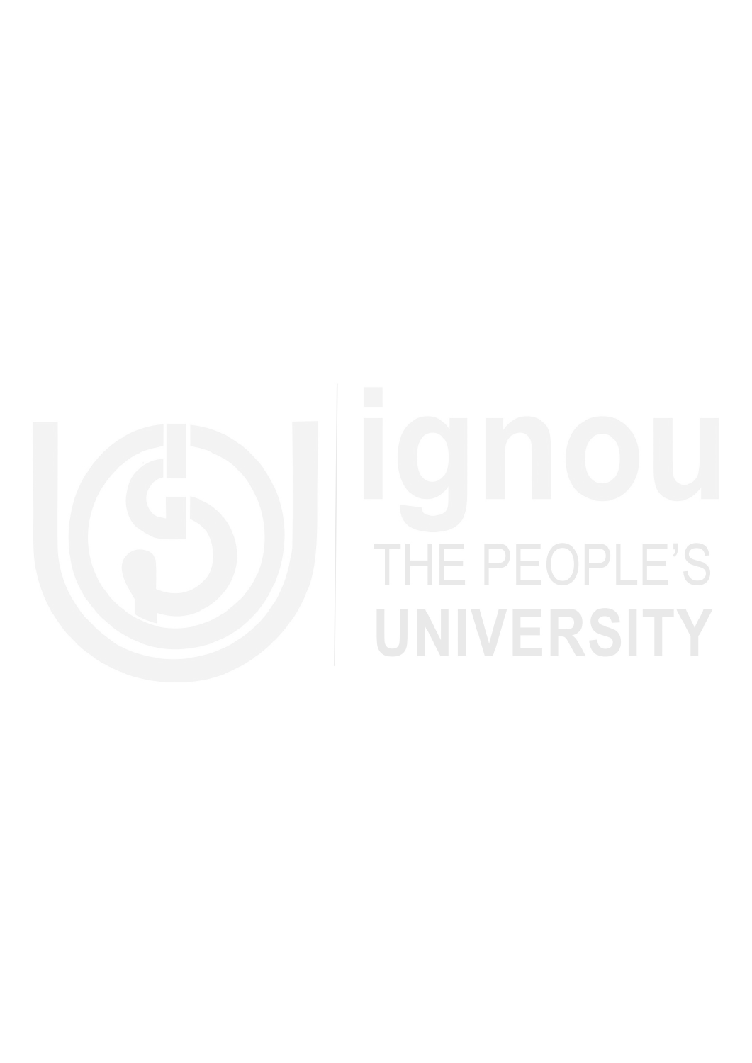ignou

THE PEOPLE'S

UNIVERSITY